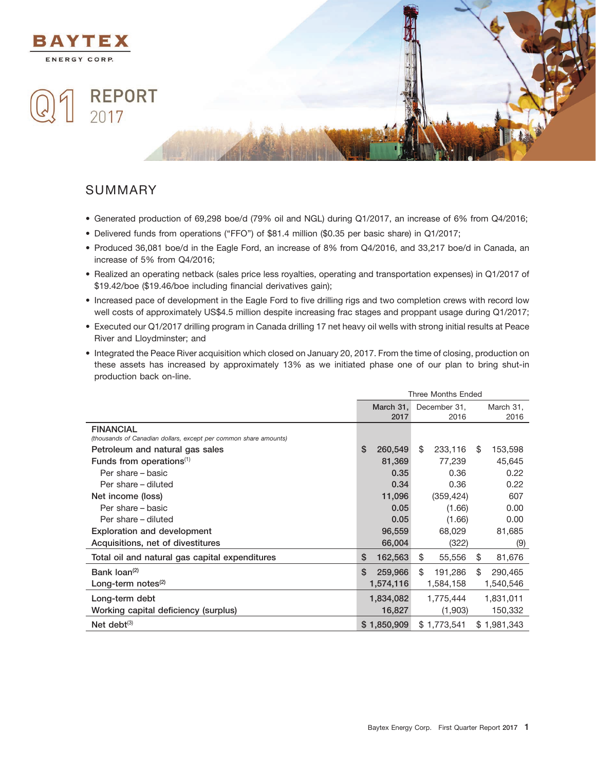BAYTEX

ENERGY CORP.

# Q1 REPORT 2017

## SUMMARY

- Generated production of 69,298 boe/d (79% oil and NGL) during Q1/2017, an increase of 6% from Q4/2016;
- Delivered funds from operations ("FFO") of $81.4 million ($0.35 per basic share) in Q1/2017;
- Produced 36,081 boe/d in the Eagle Ford, an increase of 8% from Q4/2016, and 33,217 boe/d in Canada, an increase of 5% from Q4/2016;
- Realized an operating netback (sales price less royalties, operating and transportation expenses) in Q1/2017 of $19.42/boe ($19.46/boe including financial derivatives gain);
- Increased pace of development in the Eagle Ford to five drilling rigs and two completion crews with record low well costs of approximately US$4.5 million despite increasing frac stages and proppant usage during Q1/2017;
- Executed our Q1/2017 drilling program in Canada drilling 17 net heavy oil wells with strong initial results at Peace River and Lloydminster; and
- Integrated the Peace River acquisition which closed on January 20, 2017. From the time of closing, production on these assets has increased by approximately 13% as we initiated phase one of our plan to bring shut-in production back on-line.

| | Three Months Ended | | |
|---|---|---|---|
| | March 31, 2017 | December 31, 2016 | March 31, 2016 |
| **FINANCIAL** *(thousands of Canadian dollars, except per common share amounts)* | | | |
| Petroleum and natural gas sales | $ 260,549 | $ 233,116 | $ 153,598 |
| Funds from operations[(1)] | 81,369 | 77,239 | 45,645 |
| Per share – basic | 0.35 | 0.36 | 0.22 |
| Per share – diluted | 0.34 | 0.36 | 0.22 |
| Net income (loss) | 11,096 | (359,424) | 607 |
| Per share – basic | 0.05 | (1.66) | 0.00 |
| Per share – diluted | 0.05 | (1.66) | 0.00 |
| Exploration and development | 96,559 | 68,029 | 81,685 |
| Acquisitions, net of divestitures | 66,004 | (322) | (9) |
| Total oil and natural gas capital expenditures | $ 162,563 | $ 55,556 | $ 81,676 |
| Bank loan[(2)] | $ 259,966 | $ 191,286 | $ 290,465 |
| Long-term notes[(2)] | 1,574,116 | 1,584,158 | 1,540,546 |
| Long-term debt | 1,834,082 | 1,775,444 | 1,831,011 |
| Working capital deficiency (surplus) | 16,827 | (1,903) | 150,332 |
| Net debt[(3)] | $ 1,850,909 | $ 1,773,541 | $ 1,981,343 |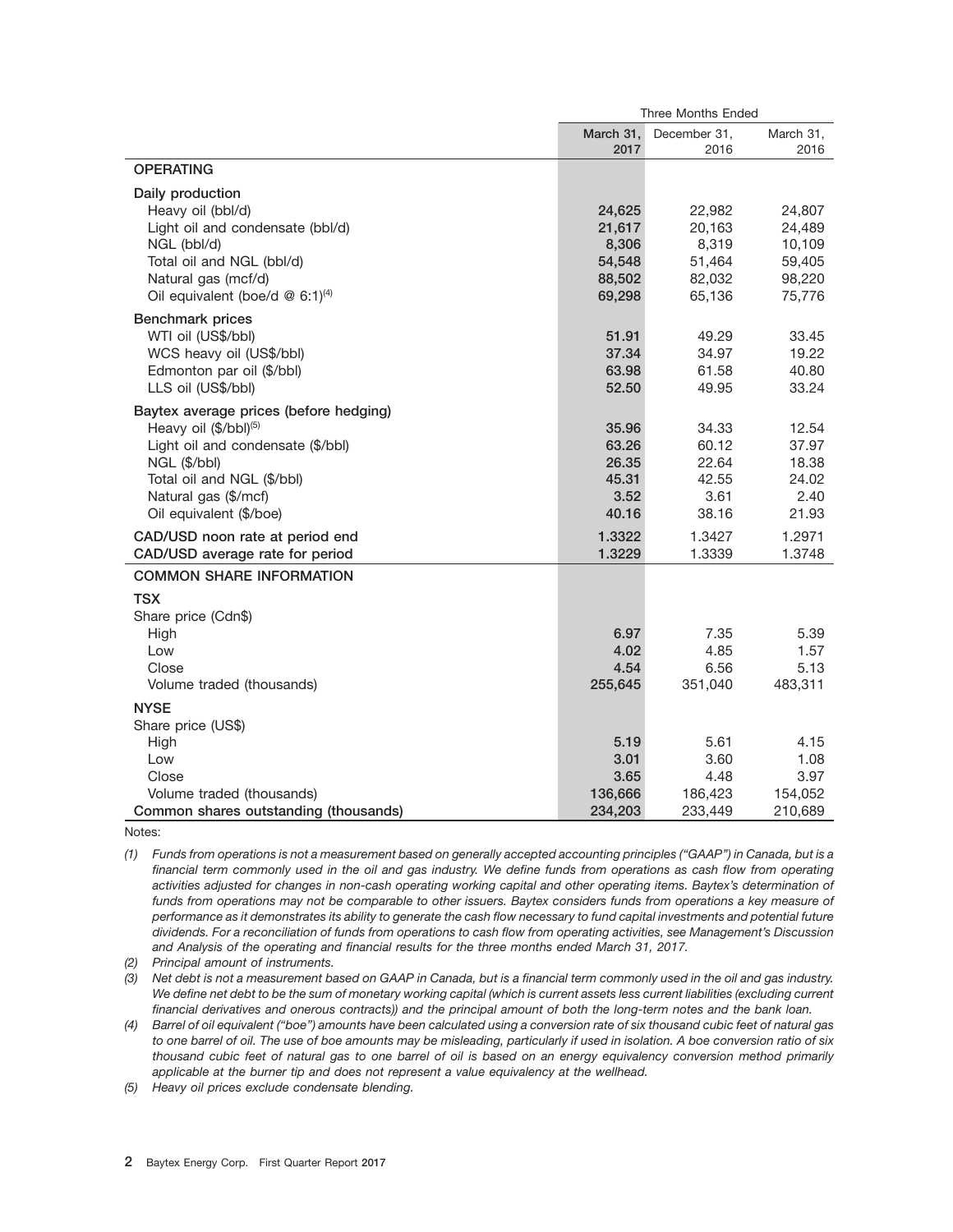| | Three Months Ended | | |
|---|---|---|---|
| | March 31, 2017 | December 31, 2016 | March 31, 2016 |
| **OPERATING** | | | |
| **Daily production** | | | |
| Heavy oil (bbl/d) | **24,625** | 22,982 | 24,807 |
| Light oil and condensate (bbl/d) | **21,617** | 20,163 | 24,489 |
| NGL (bbl/d) | **8,306** | 8,319 | 10,109 |
| Total oil and NGL (bbl/d) | **54,548** | 51,464 | 59,405 |
| Natural gas (mcf/d) | **88,502** | 82,032 | 98,220 |
| Oil equivalent (boe/d @ 6:1)(4) | **69,298** | 65,136 | 75,776 |
| **Benchmark prices** | | | |
| WTI oil (US$/bbl) | **51.91** | 49.29 | 33.45 |
| WCS heavy oil (US$/bbl) | **37.34** | 34.97 | 19.22 |
| Edmonton par oil ($/bbl) | **63.98** | 61.58 | 40.80 |
| LLS oil (US$/bbl) | **52.50** | 49.95 | 33.24 |
| **Baytex average prices (before hedging)** | | | |
| Heavy oil ($/bbl)(5) | **35.96** | 34.33 | 12.54 |
| Light oil and condensate ($/bbl) | **63.26** | 60.12 | 37.97 |
| NGL ($/bbl) | **26.35** | 22.64 | 18.38 |
| Total oil and NGL ($/bbl) | **45.31** | 42.55 | 24.02 |
| Natural gas ($/mcf) | **3.52** | 3.61 | 2.40 |
| Oil equivalent ($/boe) | **40.16** | 38.16 | 21.93 |
| **CAD/USD noon rate at period end** | **1.3322** | 1.3427 | 1.2971 |
| **CAD/USD average rate for period** | **1.3229** | 1.3339 | 1.3748 |
| **COMMON SHARE INFORMATION** | | | |
| **TSX** | | | |
| Share price (Cdn$) | | | |
| High | **6.97** | 7.35 | 5.39 |
| Low | **4.02** | 4.85 | 1.57 |
| Close | **4.54** | 6.56 | 5.13 |
| Volume traded (thousands) | **255,645** | 351,040 | 483,311 |
| **NYSE** | | | |
| Share price (US$) | | | |
| High | **5.19** | 5.61 | 4.15 |
| Low | **3.01** | 3.60 | 1.08 |
| Close | **3.65** | 4.48 | 3.97 |
| Volume traded (thousands) | **136,666** | 186,423 | 154,052 |
| **Common shares outstanding (thousands)** | **234,203** | 233,449 | 210,689 |

Notes:

*(1) Funds from operations is not a measurement based on generally accepted accounting principles ("GAAP") in Canada, but is a financial term commonly used in the oil and gas industry. We define funds from operations as cash flow from operating activities adjusted for changes in non-cash operating working capital and other operating items. Baytex's determination of funds from operations may not be comparable to other issuers. Baytex considers funds from operations a key measure of performance as it demonstrates its ability to generate the cash flow necessary to fund capital investments and potential future dividends. For a reconciliation of funds from operations to cash flow from operating activities, see Management's Discussion and Analysis of the operating and financial results for the three months ended March 31, 2017.*

*(2) Principal amount of instruments.*

*(3) Net debt is not a measurement based on GAAP in Canada, but is a financial term commonly used in the oil and gas industry. We define net debt to be the sum of monetary working capital (which is current assets less current liabilities (excluding current financial derivatives and onerous contracts)) and the principal amount of both the long-term notes and the bank loan.*

*(4) Barrel of oil equivalent ("boe") amounts have been calculated using a conversion rate of six thousand cubic feet of natural gas to one barrel of oil. The use of boe amounts may be misleading, particularly if used in isolation. A boe conversion ratio of six thousand cubic feet of natural gas to one barrel of oil is based on an energy equivalency conversion method primarily applicable at the burner tip and does not represent a value equivalency at the wellhead.*

*(5) Heavy oil prices exclude condensate blending.*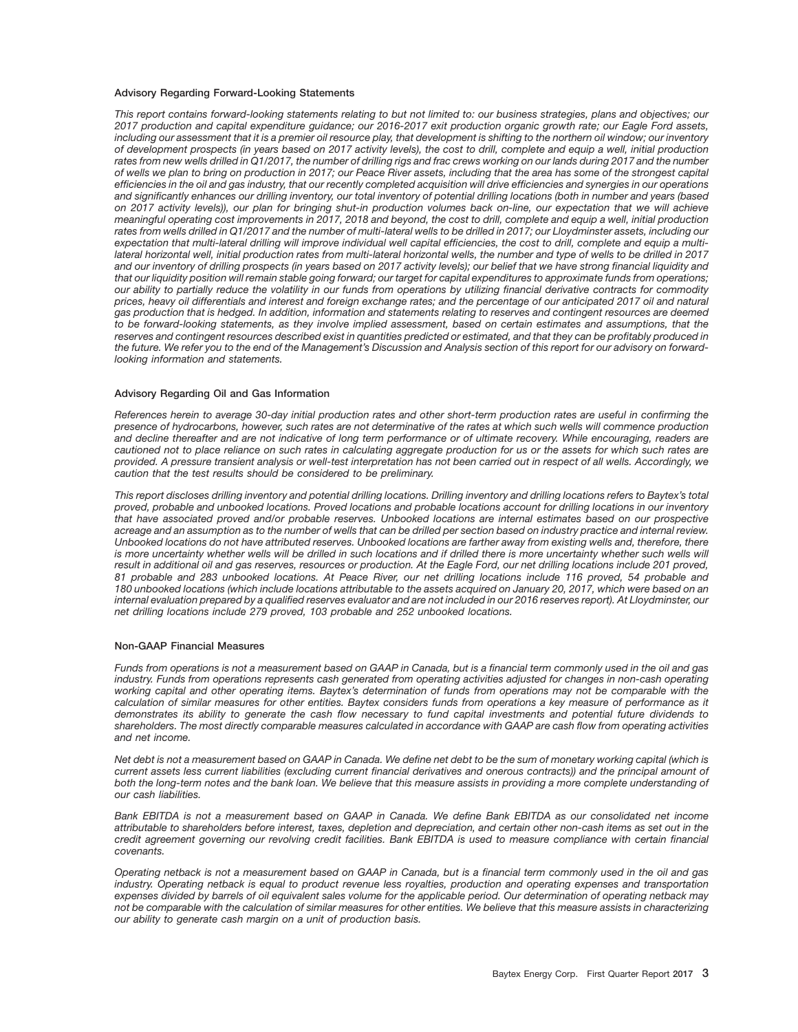### Advisory Regarding Forward-Looking Statements

*This report contains forward-looking statements relating to but not limited to: our business strategies, plans and objectives; our 2017 production and capital expenditure guidance; our 2016-2017 exit production organic growth rate; our Eagle Ford assets, including our assessment that it is a premier oil resource play, that development is shifting to the northern oil window; our inventory of development prospects (in years based on 2017 activity levels), the cost to drill, complete and equip a well, initial production rates from new wells drilled in Q1/2017, the number of drilling rigs and frac crews working on our lands during 2017 and the number of wells we plan to bring on production in 2017; our Peace River assets, including that the area has some of the strongest capital efficiencies in the oil and gas industry, that our recently completed acquisition will drive efficiencies and synergies in our operations and significantly enhances our drilling inventory, our total inventory of potential drilling locations (both in number and years (based on 2017 activity levels)), our plan for bringing shut-in production volumes back on-line, our expectation that we will achieve meaningful operating cost improvements in 2017, 2018 and beyond, the cost to drill, complete and equip a well, initial production rates from wells drilled in Q1/2017 and the number of multi-lateral wells to be drilled in 2017; our Lloydminster assets, including our expectation that multi-lateral drilling will improve individual well capital efficiencies, the cost to drill, complete and equip a multi-lateral horizontal well, initial production rates from multi-lateral horizontal wells, the number and type of wells to be drilled in 2017 and our inventory of drilling prospects (in years based on 2017 activity levels); our belief that we have strong financial liquidity and that our liquidity position will remain stable going forward; our target for capital expenditures to approximate funds from operations; our ability to partially reduce the volatility in our funds from operations by utilizing financial derivative contracts for commodity prices, heavy oil differentials and interest and foreign exchange rates; and the percentage of our anticipated 2017 oil and natural gas production that is hedged. In addition, information and statements relating to reserves and contingent resources are deemed to be forward-looking statements, as they involve implied assessment, based on certain estimates and assumptions, that the reserves and contingent resources described exist in quantities predicted or estimated, and that they can be profitably produced in the future. We refer you to the end of the Management's Discussion and Analysis section of this report for our advisory on forward-looking information and statements.*

### Advisory Regarding Oil and Gas Information

*References herein to average 30-day initial production rates and other short-term production rates are useful in confirming the presence of hydrocarbons, however, such rates are not determinative of the rates at which such wells will commence production and decline thereafter and are not indicative of long term performance or of ultimate recovery. While encouraging, readers are cautioned not to place reliance on such rates in calculating aggregate production for us or the assets for which such rates are provided. A pressure transient analysis or well-test interpretation has not been carried out in respect of all wells. Accordingly, we caution that the test results should be considered to be preliminary.*

*This report discloses drilling inventory and potential drilling locations. Drilling inventory and drilling locations refers to Baytex's total proved, probable and unbooked locations. Proved locations and probable locations account for drilling locations in our inventory that have associated proved and/or probable reserves. Unbooked locations are internal estimates based on our prospective acreage and an assumption as to the number of wells that can be drilled per section based on industry practice and internal review. Unbooked locations do not have attributed reserves. Unbooked locations are farther away from existing wells and, therefore, there is more uncertainty whether wells will be drilled in such locations and if drilled there is more uncertainty whether such wells will result in additional oil and gas reserves, resources or production. At the Eagle Ford, our net drilling locations include 201 proved, 81 probable and 283 unbooked locations. At Peace River, our net drilling locations include 116 proved, 54 probable and 180 unbooked locations (which include locations attributable to the assets acquired on January 20, 2017, which were based on an internal evaluation prepared by a qualified reserves evaluator and are not included in our 2016 reserves report). At Lloydminster, our net drilling locations include 279 proved, 103 probable and 252 unbooked locations.*

### Non-GAAP Financial Measures

*Funds from operations is not a measurement based on GAAP in Canada, but is a financial term commonly used in the oil and gas industry. Funds from operations represents cash generated from operating activities adjusted for changes in non-cash operating working capital and other operating items. Baytex's determination of funds from operations may not be comparable with the calculation of similar measures for other entities. Baytex considers funds from operations a key measure of performance as it demonstrates its ability to generate the cash flow necessary to fund capital investments and potential future dividends to shareholders. The most directly comparable measures calculated in accordance with GAAP are cash flow from operating activities and net income.*

*Net debt is not a measurement based on GAAP in Canada. We define net debt to be the sum of monetary working capital (which is current assets less current liabilities (excluding current financial derivatives and onerous contracts)) and the principal amount of both the long-term notes and the bank loan. We believe that this measure assists in providing a more complete understanding of our cash liabilities.*

*Bank EBITDA is not a measurement based on GAAP in Canada. We define Bank EBITDA as our consolidated net income attributable to shareholders before interest, taxes, depletion and depreciation, and certain other non-cash items as set out in the credit agreement governing our revolving credit facilities. Bank EBITDA is used to measure compliance with certain financial covenants.*

*Operating netback is not a measurement based on GAAP in Canada, but is a financial term commonly used in the oil and gas industry. Operating netback is equal to product revenue less royalties, production and operating expenses and transportation expenses divided by barrels of oil equivalent sales volume for the applicable period. Our determination of operating netback may not be comparable with the calculation of similar measures for other entities. We believe that this measure assists in characterizing our ability to generate cash margin on a unit of production basis.*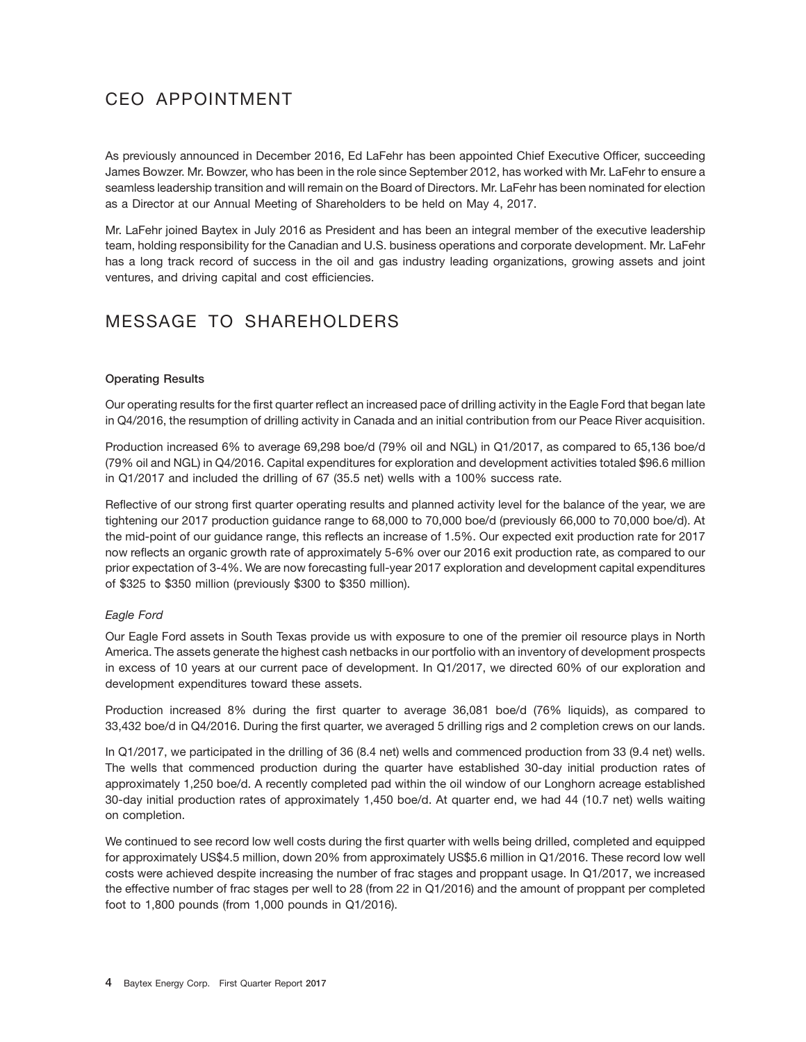# CEO APPOINTMENT

As previously announced in December 2016, Ed LaFehr has been appointed Chief Executive Officer, succeeding James Bowzer. Mr. Bowzer, who has been in the role since September 2012, has worked with Mr. LaFehr to ensure a seamless leadership transition and will remain on the Board of Directors. Mr. LaFehr has been nominated for election as a Director at our Annual Meeting of Shareholders to be held on May 4, 2017.

Mr. LaFehr joined Baytex in July 2016 as President and has been an integral member of the executive leadership team, holding responsibility for the Canadian and U.S. business operations and corporate development. Mr. LaFehr has a long track record of success in the oil and gas industry leading organizations, growing assets and joint ventures, and driving capital and cost efficiencies.

# MESSAGE TO SHAREHOLDERS

**Operating Results**

Our operating results for the first quarter reflect an increased pace of drilling activity in the Eagle Ford that began late in Q4/2016, the resumption of drilling activity in Canada and an initial contribution from our Peace River acquisition.

Production increased 6% to average 69,298 boe/d (79% oil and NGL) in Q1/2017, as compared to 65,136 boe/d (79% oil and NGL) in Q4/2016. Capital expenditures for exploration and development activities totaled $96.6 million in Q1/2017 and included the drilling of 67 (35.5 net) wells with a 100% success rate.

Reflective of our strong first quarter operating results and planned activity level for the balance of the year, we are tightening our 2017 production guidance range to 68,000 to 70,000 boe/d (previously 66,000 to 70,000 boe/d). At the mid-point of our guidance range, this reflects an increase of 1.5%. Our expected exit production rate for 2017 now reflects an organic growth rate of approximately 5-6% over our 2016 exit production rate, as compared to our prior expectation of 3-4%. We are now forecasting full-year 2017 exploration and development capital expenditures of $325 to $350 million (previously $300 to $350 million).

*Eagle Ford*

Our Eagle Ford assets in South Texas provide us with exposure to one of the premier oil resource plays in North America. The assets generate the highest cash netbacks in our portfolio with an inventory of development prospects in excess of 10 years at our current pace of development. In Q1/2017, we directed 60% of our exploration and development expenditures toward these assets.

Production increased 8% during the first quarter to average 36,081 boe/d (76% liquids), as compared to 33,432 boe/d in Q4/2016. During the first quarter, we averaged 5 drilling rigs and 2 completion crews on our lands.

In Q1/2017, we participated in the drilling of 36 (8.4 net) wells and commenced production from 33 (9.4 net) wells. The wells that commenced production during the quarter have established 30-day initial production rates of approximately 1,250 boe/d. A recently completed pad within the oil window of our Longhorn acreage established 30-day initial production rates of approximately 1,450 boe/d. At quarter end, we had 44 (10.7 net) wells waiting on completion.

We continued to see record low well costs during the first quarter with wells being drilled, completed and equipped for approximately US$4.5 million, down 20% from approximately US$5.6 million in Q1/2016. These record low well costs were achieved despite increasing the number of frac stages and proppant usage. In Q1/2017, we increased the effective number of frac stages per well to 28 (from 22 in Q1/2016) and the amount of proppant per completed foot to 1,800 pounds (from 1,000 pounds in Q1/2016).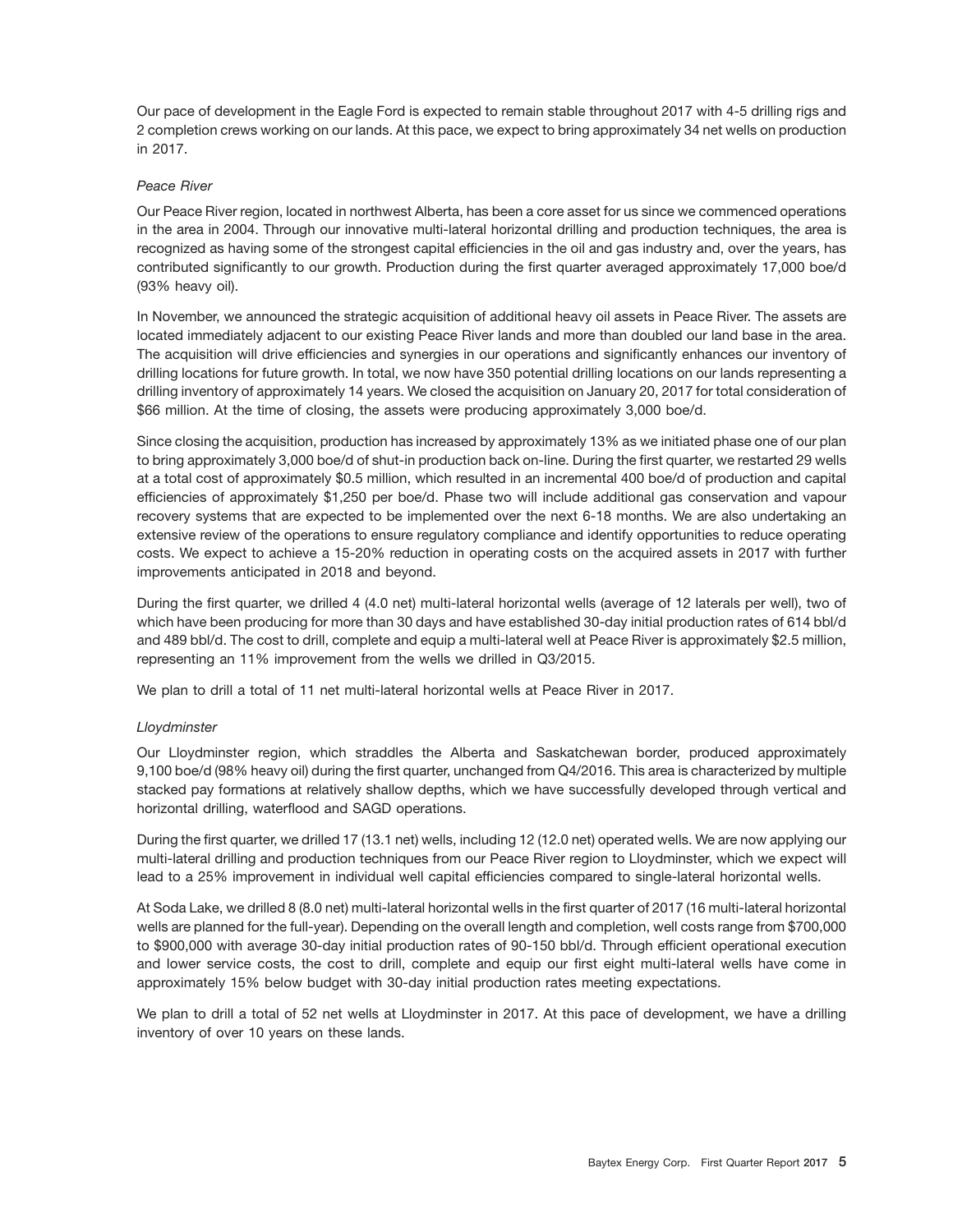Our pace of development in the Eagle Ford is expected to remain stable throughout 2017 with 4-5 drilling rigs and 2 completion crews working on our lands. At this pace, we expect to bring approximately 34 net wells on production in 2017.

*Peace River*

Our Peace River region, located in northwest Alberta, has been a core asset for us since we commenced operations in the area in 2004. Through our innovative multi-lateral horizontal drilling and production techniques, the area is recognized as having some of the strongest capital efficiencies in the oil and gas industry and, over the years, has contributed significantly to our growth. Production during the first quarter averaged approximately 17,000 boe/d (93% heavy oil).

In November, we announced the strategic acquisition of additional heavy oil assets in Peace River. The assets are located immediately adjacent to our existing Peace River lands and more than doubled our land base in the area. The acquisition will drive efficiencies and synergies in our operations and significantly enhances our inventory of drilling locations for future growth. In total, we now have 350 potential drilling locations on our lands representing a drilling inventory of approximately 14 years. We closed the acquisition on January 20, 2017 for total consideration of $66 million. At the time of closing, the assets were producing approximately 3,000 boe/d.

Since closing the acquisition, production has increased by approximately 13% as we initiated phase one of our plan to bring approximately 3,000 boe/d of shut-in production back on-line. During the first quarter, we restarted 29 wells at a total cost of approximately $0.5 million, which resulted in an incremental 400 boe/d of production and capital efficiencies of approximately $1,250 per boe/d. Phase two will include additional gas conservation and vapour recovery systems that are expected to be implemented over the next 6-18 months. We are also undertaking an extensive review of the operations to ensure regulatory compliance and identify opportunities to reduce operating costs. We expect to achieve a 15-20% reduction in operating costs on the acquired assets in 2017 with further improvements anticipated in 2018 and beyond.

During the first quarter, we drilled 4 (4.0 net) multi-lateral horizontal wells (average of 12 laterals per well), two of which have been producing for more than 30 days and have established 30-day initial production rates of 614 bbl/d and 489 bbl/d. The cost to drill, complete and equip a multi-lateral well at Peace River is approximately $2.5 million, representing an 11% improvement from the wells we drilled in Q3/2015.

We plan to drill a total of 11 net multi-lateral horizontal wells at Peace River in 2017.

*Lloydminster*

Our Lloydminster region, which straddles the Alberta and Saskatchewan border, produced approximately 9,100 boe/d (98% heavy oil) during the first quarter, unchanged from Q4/2016. This area is characterized by multiple stacked pay formations at relatively shallow depths, which we have successfully developed through vertical and horizontal drilling, waterflood and SAGD operations.

During the first quarter, we drilled 17 (13.1 net) wells, including 12 (12.0 net) operated wells. We are now applying our multi-lateral drilling and production techniques from our Peace River region to Lloydminster, which we expect will lead to a 25% improvement in individual well capital efficiencies compared to single-lateral horizontal wells.

At Soda Lake, we drilled 8 (8.0 net) multi-lateral horizontal wells in the first quarter of 2017 (16 multi-lateral horizontal wells are planned for the full-year). Depending on the overall length and completion, well costs range from $700,000 to $900,000 with average 30-day initial production rates of 90-150 bbl/d. Through efficient operational execution and lower service costs, the cost to drill, complete and equip our first eight multi-lateral wells have come in approximately 15% below budget with 30-day initial production rates meeting expectations.

We plan to drill a total of 52 net wells at Lloydminster in 2017. At this pace of development, we have a drilling inventory of over 10 years on these lands.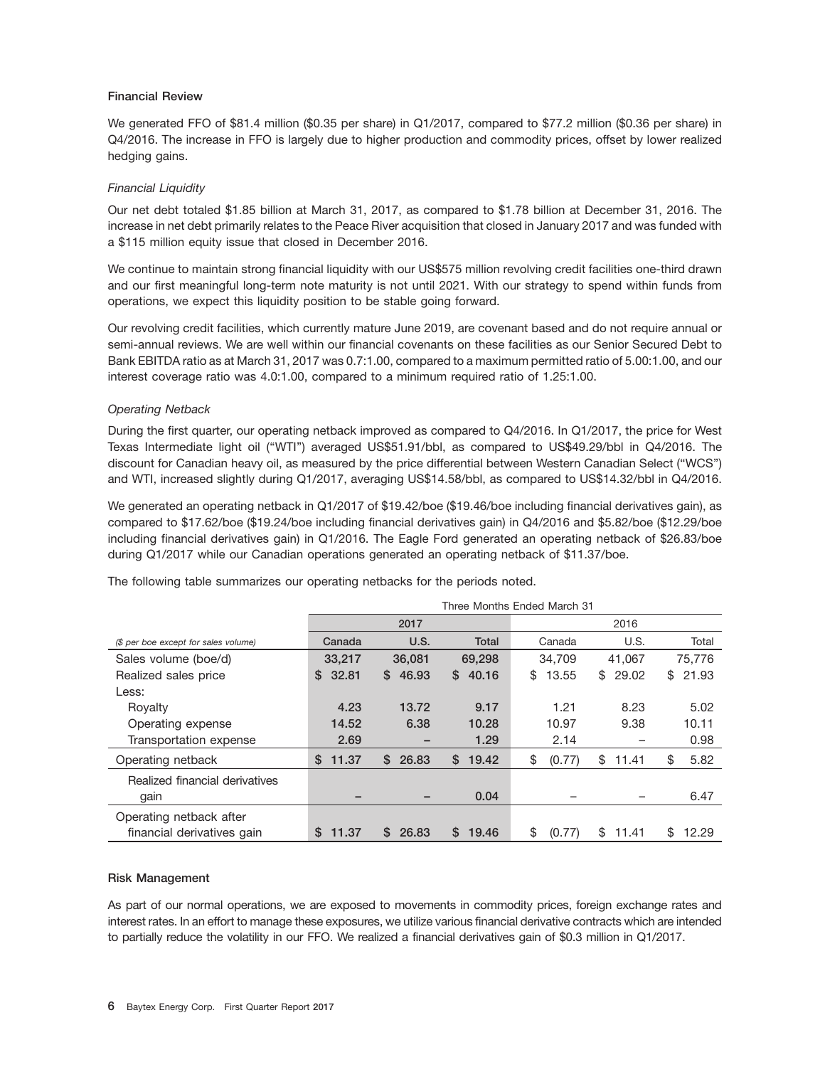### Financial Review

We generated FFO of $81.4 million ($0.35 per share) in Q1/2017, compared to $77.2 million ($0.36 per share) in Q4/2016. The increase in FFO is largely due to higher production and commodity prices, offset by lower realized hedging gains.

*Financial Liquidity*

Our net debt totaled $1.85 billion at March 31, 2017, as compared to $1.78 billion at December 31, 2016. The increase in net debt primarily relates to the Peace River acquisition that closed in January 2017 and was funded with a $115 million equity issue that closed in December 2016.

We continue to maintain strong financial liquidity with our US$575 million revolving credit facilities one-third drawn and our first meaningful long-term note maturity is not until 2021. With our strategy to spend within funds from operations, we expect this liquidity position to be stable going forward.

Our revolving credit facilities, which currently mature June 2019, are covenant based and do not require annual or semi-annual reviews. We are well within our financial covenants on these facilities as our Senior Secured Debt to Bank EBITDA ratio as at March 31, 2017 was 0.7:1.00, compared to a maximum permitted ratio of 5.00:1.00, and our interest coverage ratio was 4.0:1.00, compared to a minimum required ratio of 1.25:1.00.

*Operating Netback*

During the first quarter, our operating netback improved as compared to Q4/2016. In Q1/2017, the price for West Texas Intermediate light oil ("WTI") averaged US$51.91/bbl, as compared to US$49.29/bbl in Q4/2016. The discount for Canadian heavy oil, as measured by the price differential between Western Canadian Select ("WCS") and WTI, increased slightly during Q1/2017, averaging US$14.58/bbl, as compared to US$14.32/bbl in Q4/2016.

We generated an operating netback in Q1/2017 of $19.42/boe ($19.46/boe including financial derivatives gain), as compared to $17.62/boe ($19.24/boe including financial derivatives gain) in Q4/2016 and $5.82/boe ($12.29/boe including financial derivatives gain) in Q1/2016. The Eagle Ford generated an operating netback of $26.83/boe during Q1/2017 while our Canadian operations generated an operating netback of $11.37/boe.

The following table summarizes our operating netbacks for the periods noted.

| | Three Months Ended March 31 | | | | | |
|---|---|---|---|---|---|---|
| | 2017 | | | 2016 | | |
| *($ per boe except for sales volume)* | Canada | U.S. | Total | Canada | U.S. | Total |
| Sales volume (boe/d) | 33,217 | 36,081 | 69,298 | 34,709 | 41,067 | 75,776 |
| Realized sales price | $ 32.81 | $ 46.93 | $ 40.16 | $ 13.55 | $ 29.02 | $ 21.93 |
| Less: | | | | | | |
| Royalty | 4.23 | 13.72 | 9.17 | 1.21 | 8.23 | 5.02 |
| Operating expense | 14.52 | 6.38 | 10.28 | 10.97 | 9.38 | 10.11 |
| Transportation expense | 2.69 | – | 1.29 | 2.14 | – | 0.98 |
| Operating netback | $ 11.37 | $ 26.83 | $ 19.42 | $ (0.77) | $ 11.41 | $ 5.82 |
| Realized financial derivatives gain | – | – | 0.04 | – | – | 6.47 |
| Operating netback after financial derivatives gain | $ 11.37 | $ 26.83 | $ 19.46 | $ (0.77) | $ 11.41 | $ 12.29 |

### Risk Management

As part of our normal operations, we are exposed to movements in commodity prices, foreign exchange rates and interest rates. In an effort to manage these exposures, we utilize various financial derivative contracts which are intended to partially reduce the volatility in our FFO. We realized a financial derivatives gain of $0.3 million in Q1/2017.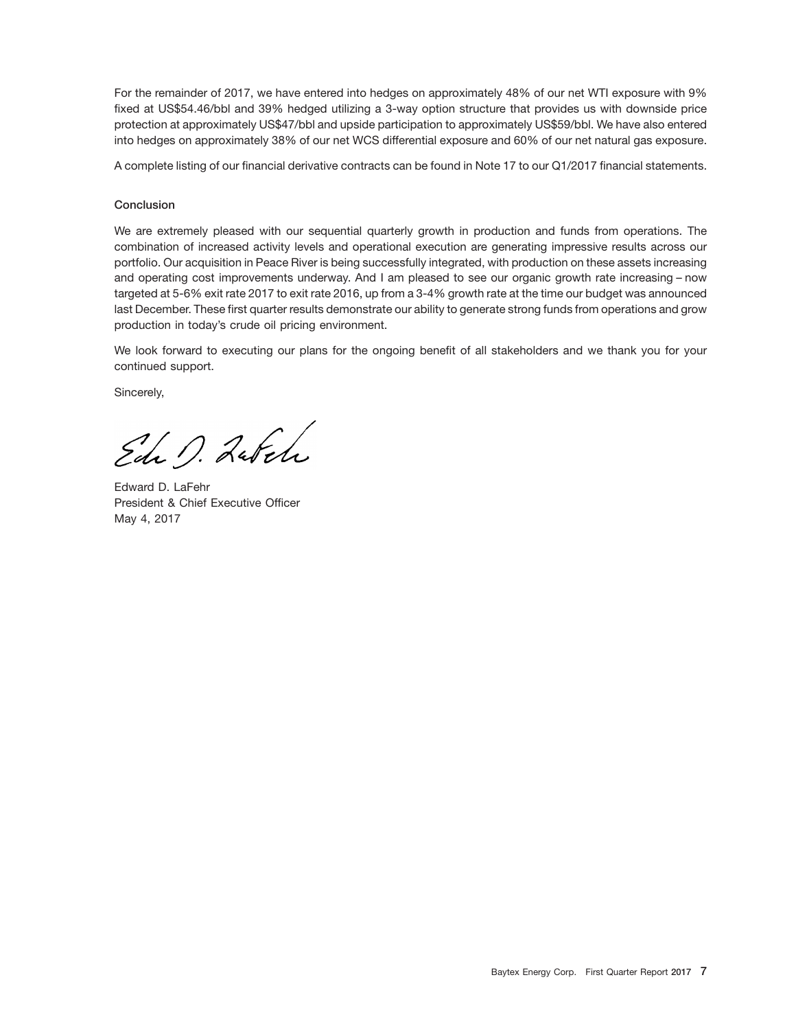For the remainder of 2017, we have entered into hedges on approximately 48% of our net WTI exposure with 9% fixed at US$54.46/bbl and 39% hedged utilizing a 3-way option structure that provides us with downside price protection at approximately US$47/bbl and upside participation to approximately US$59/bbl. We have also entered into hedges on approximately 38% of our net WCS differential exposure and 60% of our net natural gas exposure.

A complete listing of our financial derivative contracts can be found in Note 17 to our Q1/2017 financial statements.

### Conclusion

We are extremely pleased with our sequential quarterly growth in production and funds from operations. The combination of increased activity levels and operational execution are generating impressive results across our portfolio. Our acquisition in Peace River is being successfully integrated, with production on these assets increasing and operating cost improvements underway. And I am pleased to see our organic growth rate increasing – now targeted at 5-6% exit rate 2017 to exit rate 2016, up from a 3-4% growth rate at the time our budget was announced last December. These first quarter results demonstrate our ability to generate strong funds from operations and grow production in today's crude oil pricing environment.

We look forward to executing our plans for the ongoing benefit of all stakeholders and we thank you for your continued support.

Sincerely,

Edward D. LaFehr
President & Chief Executive Officer
May 4, 2017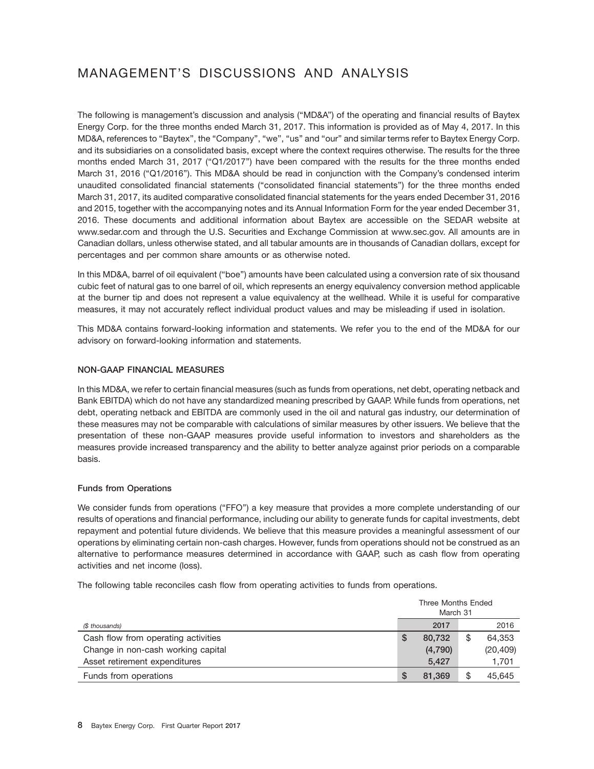# MANAGEMENT'S DISCUSSIONS AND ANALYSIS

The following is management's discussion and analysis ("MD&A") of the operating and financial results of Baytex Energy Corp. for the three months ended March 31, 2017. This information is provided as of May 4, 2017. In this MD&A, references to "Baytex", the "Company", "we", "us" and "our" and similar terms refer to Baytex Energy Corp. and its subsidiaries on a consolidated basis, except where the context requires otherwise. The results for the three months ended March 31, 2017 ("Q1/2017") have been compared with the results for the three months ended March 31, 2016 ("Q1/2016"). This MD&A should be read in conjunction with the Company's condensed interim unaudited consolidated financial statements ("consolidated financial statements") for the three months ended March 31, 2017, its audited comparative consolidated financial statements for the years ended December 31, 2016 and 2015, together with the accompanying notes and its Annual Information Form for the year ended December 31, 2016. These documents and additional information about Baytex are accessible on the SEDAR website at www.sedar.com and through the U.S. Securities and Exchange Commission at www.sec.gov. All amounts are in Canadian dollars, unless otherwise stated, and all tabular amounts are in thousands of Canadian dollars, except for percentages and per common share amounts or as otherwise noted.

In this MD&A, barrel of oil equivalent ("boe") amounts have been calculated using a conversion rate of six thousand cubic feet of natural gas to one barrel of oil, which represents an energy equivalency conversion method applicable at the burner tip and does not represent a value equivalency at the wellhead. While it is useful for comparative measures, it may not accurately reflect individual product values and may be misleading if used in isolation.

This MD&A contains forward-looking information and statements. We refer you to the end of the MD&A for our advisory on forward-looking information and statements.

### NON-GAAP FINANCIAL MEASURES

In this MD&A, we refer to certain financial measures (such as funds from operations, net debt, operating netback and Bank EBITDA) which do not have any standardized meaning prescribed by GAAP. While funds from operations, net debt, operating netback and EBITDA are commonly used in the oil and natural gas industry, our determination of these measures may not be comparable with calculations of similar measures by other issuers. We believe that the presentation of these non-GAAP measures provide useful information to investors and shareholders as the measures provide increased transparency and the ability to better analyze against prior periods on a comparable basis.

#### Funds from Operations

We consider funds from operations ("FFO") a key measure that provides a more complete understanding of our results of operations and financial performance, including our ability to generate funds for capital investments, debt repayment and potential future dividends. We believe that this measure provides a meaningful assessment of our operations by eliminating certain non-cash charges. However, funds from operations should not be construed as an alternative to performance measures determined in accordance with GAAP, such as cash flow from operating activities and net income (loss).

The following table reconciles cash flow from operating activities to funds from operations.

| | Three Months Ended March 31 | |
|---|---|---|
| *($ thousands)* | **2017** | 2016 |
| Cash flow from operating activities | **$ 80,732** | $ 64,353 |
| Change in non-cash working capital | **(4,790)** | (20,409) |
| Asset retirement expenditures | **5,427** | 1,701 |
| Funds from operations | **$ 81,369** | $ 45,645 |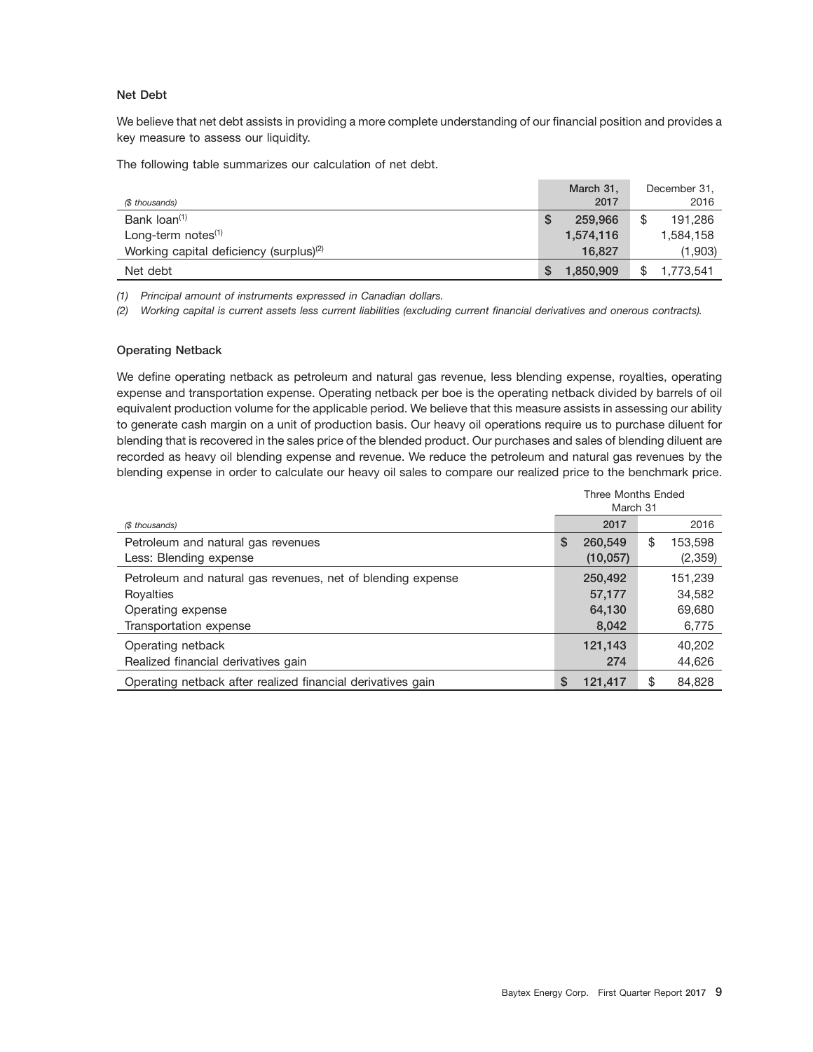### Net Debt

We believe that net debt assists in providing a more complete understanding of our financial position and provides a key measure to assess our liquidity.

The following table summarizes our calculation of net debt.

| *($ thousands)* | March 31, 2017 | December 31, 2016 |
|---|---|---|
| Bank loan[1] | $ 259,966 | $ 191,286 |
| Long-term notes[1] | 1,574,116 | 1,584,158 |
| Working capital deficiency (surplus)[2] | 16,827 | (1,903) |
| Net debt | $ 1,850,909 | $ 1,773,541 |

*(1) Principal amount of instruments expressed in Canadian dollars.*

*(2) Working capital is current assets less current liabilities (excluding current financial derivatives and onerous contracts).*

### Operating Netback

We define operating netback as petroleum and natural gas revenue, less blending expense, royalties, operating expense and transportation expense. Operating netback per boe is the operating netback divided by barrels of oil equivalent production volume for the applicable period. We believe that this measure assists in assessing our ability to generate cash margin on a unit of production basis. Our heavy oil operations require us to purchase diluent for blending that is recovered in the sales price of the blended product. Our purchases and sales of blending diluent are recorded as heavy oil blending expense and revenue. We reduce the petroleum and natural gas revenues by the blending expense in order to calculate our heavy oil sales to compare our realized price to the benchmark price.

| | Three Months Ended March 31 | |
|---|---|---|
| *($ thousands)* | 2017 | 2016 |
| Petroleum and natural gas revenues | $ 260,549 | $ 153,598 |
| Less: Blending expense | (10,057) | (2,359) |
| Petroleum and natural gas revenues, net of blending expense | 250,492 | 151,239 |
| Royalties | 57,177 | 34,582 |
| Operating expense | 64,130 | 69,680 |
| Transportation expense | 8,042 | 6,775 |
| Operating netback | 121,143 | 40,202 |
| Realized financial derivatives gain | 274 | 44,626 |
| Operating netback after realized financial derivatives gain | $ 121,417 | $ 84,828 |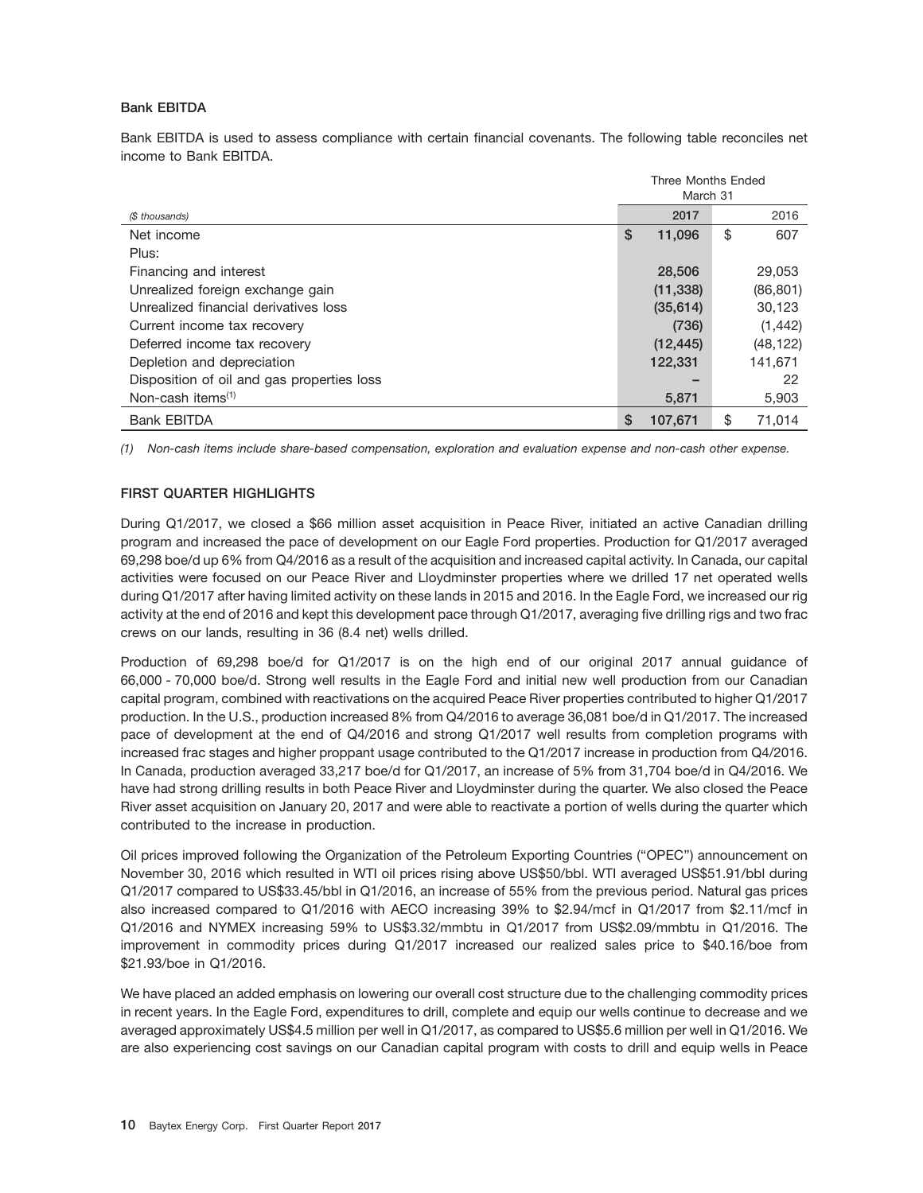### Bank EBITDA

Bank EBITDA is used to assess compliance with certain financial covenants. The following table reconciles net income to Bank EBITDA.

| | Three Months Ended March 31 | |
|---|---|---|
| *($ thousands)* | **2017** | 2016 |
| Net income | **$ 11,096** | $ 607 |
| Plus: | | |
| Financing and interest | **28,506** | 29,053 |
| Unrealized foreign exchange gain | **(11,338)** | (86,801) |
| Unrealized financial derivatives loss | **(35,614)** | 30,123 |
| Current income tax recovery | **(736)** | (1,442) |
| Deferred income tax recovery | **(12,445)** | (48,122) |
| Depletion and depreciation | **122,331** | 141,671 |
| Disposition of oil and gas properties loss | **–** | 22 |
| Non-cash items[(1)] | **5,871** | 5,903 |
| Bank EBITDA | **$ 107,671** | $ 71,014 |

*(1) Non-cash items include share-based compensation, exploration and evaluation expense and non-cash other expense.*

### FIRST QUARTER HIGHLIGHTS

During Q1/2017, we closed a $66 million asset acquisition in Peace River, initiated an active Canadian drilling program and increased the pace of development on our Eagle Ford properties. Production for Q1/2017 averaged 69,298 boe/d up 6% from Q4/2016 as a result of the acquisition and increased capital activity. In Canada, our capital activities were focused on our Peace River and Lloydminster properties where we drilled 17 net operated wells during Q1/2017 after having limited activity on these lands in 2015 and 2016. In the Eagle Ford, we increased our rig activity at the end of 2016 and kept this development pace through Q1/2017, averaging five drilling rigs and two frac crews on our lands, resulting in 36 (8.4 net) wells drilled.

Production of 69,298 boe/d for Q1/2017 is on the high end of our original 2017 annual guidance of 66,000 - 70,000 boe/d. Strong well results in the Eagle Ford and initial new well production from our Canadian capital program, combined with reactivations on the acquired Peace River properties contributed to higher Q1/2017 production. In the U.S., production increased 8% from Q4/2016 to average 36,081 boe/d in Q1/2017. The increased pace of development at the end of Q4/2016 and strong Q1/2017 well results from completion programs with increased frac stages and higher proppant usage contributed to the Q1/2017 increase in production from Q4/2016. In Canada, production averaged 33,217 boe/d for Q1/2017, an increase of 5% from 31,704 boe/d in Q4/2016. We have had strong drilling results in both Peace River and Lloydminster during the quarter. We also closed the Peace River asset acquisition on January 20, 2017 and were able to reactivate a portion of wells during the quarter which contributed to the increase in production.

Oil prices improved following the Organization of the Petroleum Exporting Countries ("OPEC") announcement on November 30, 2016 which resulted in WTI oil prices rising above US$50/bbl. WTI averaged US$51.91/bbl during Q1/2017 compared to US$33.45/bbl in Q1/2016, an increase of 55% from the previous period. Natural gas prices also increased compared to Q1/2016 with AECO increasing 39% to $2.94/mcf in Q1/2017 from $2.11/mcf in Q1/2016 and NYMEX increasing 59% to US$3.32/mmbtu in Q1/2017 from US$2.09/mmbtu in Q1/2016. The improvement in commodity prices during Q1/2017 increased our realized sales price to $40.16/boe from $21.93/boe in Q1/2016.

We have placed an added emphasis on lowering our overall cost structure due to the challenging commodity prices in recent years. In the Eagle Ford, expenditures to drill, complete and equip our wells continue to decrease and we averaged approximately US$4.5 million per well in Q1/2017, as compared to US$5.6 million per well in Q1/2016. We are also experiencing cost savings on our Canadian capital program with costs to drill and equip wells in Peace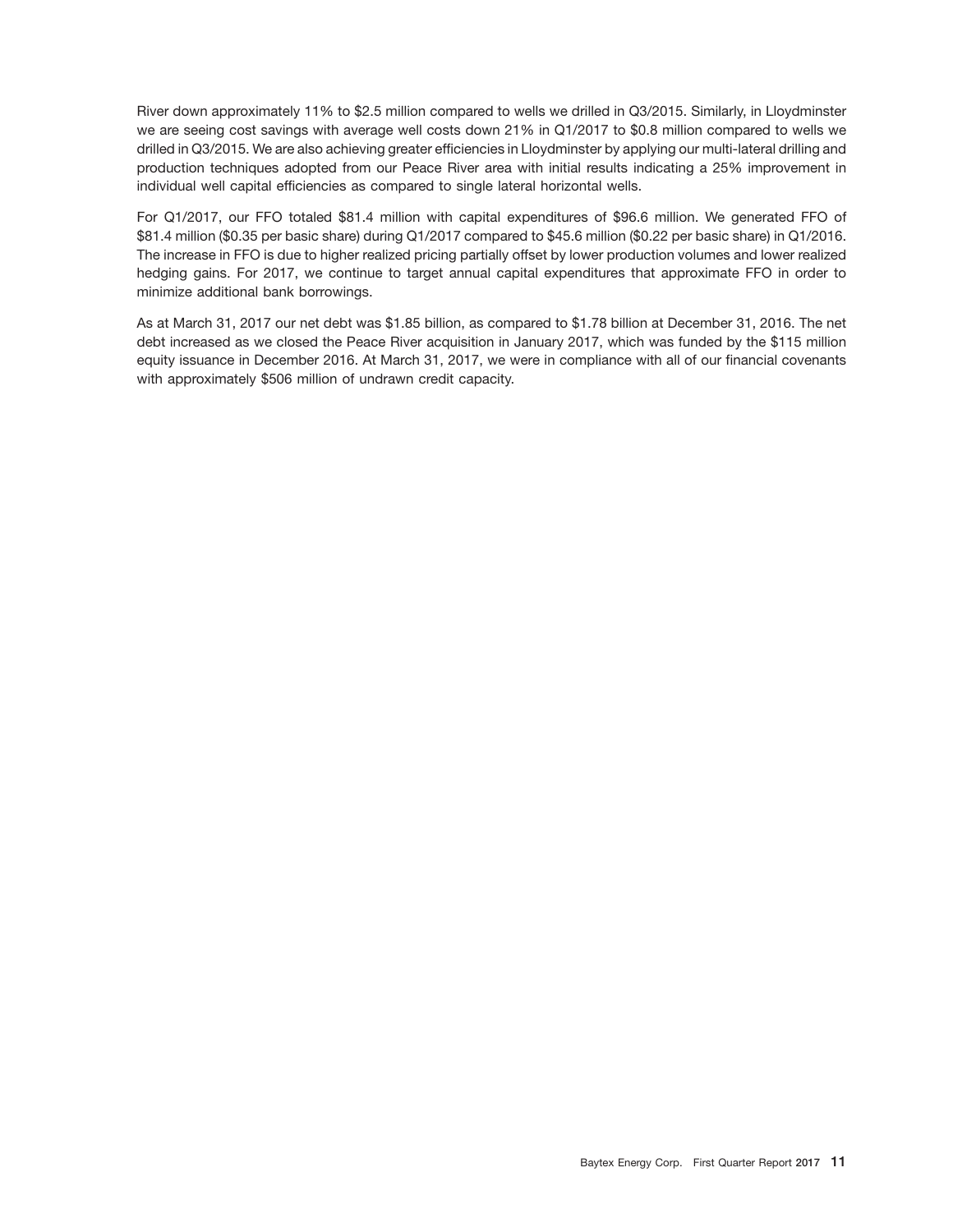River down approximately 11% to $2.5 million compared to wells we drilled in Q3/2015. Similarly, in Lloydminster we are seeing cost savings with average well costs down 21% in Q1/2017 to $0.8 million compared to wells we drilled in Q3/2015. We are also achieving greater efficiencies in Lloydminster by applying our multi-lateral drilling and production techniques adopted from our Peace River area with initial results indicating a 25% improvement in individual well capital efficiencies as compared to single lateral horizontal wells.

For Q1/2017, our FFO totaled $81.4 million with capital expenditures of $96.6 million. We generated FFO of $81.4 million ($0.35 per basic share) during Q1/2017 compared to $45.6 million ($0.22 per basic share) in Q1/2016. The increase in FFO is due to higher realized pricing partially offset by lower production volumes and lower realized hedging gains. For 2017, we continue to target annual capital expenditures that approximate FFO in order to minimize additional bank borrowings.

As at March 31, 2017 our net debt was $1.85 billion, as compared to $1.78 billion at December 31, 2016. The net debt increased as we closed the Peace River acquisition in January 2017, which was funded by the $115 million equity issuance in December 2016. At March 31, 2017, we were in compliance with all of our financial covenants with approximately $506 million of undrawn credit capacity.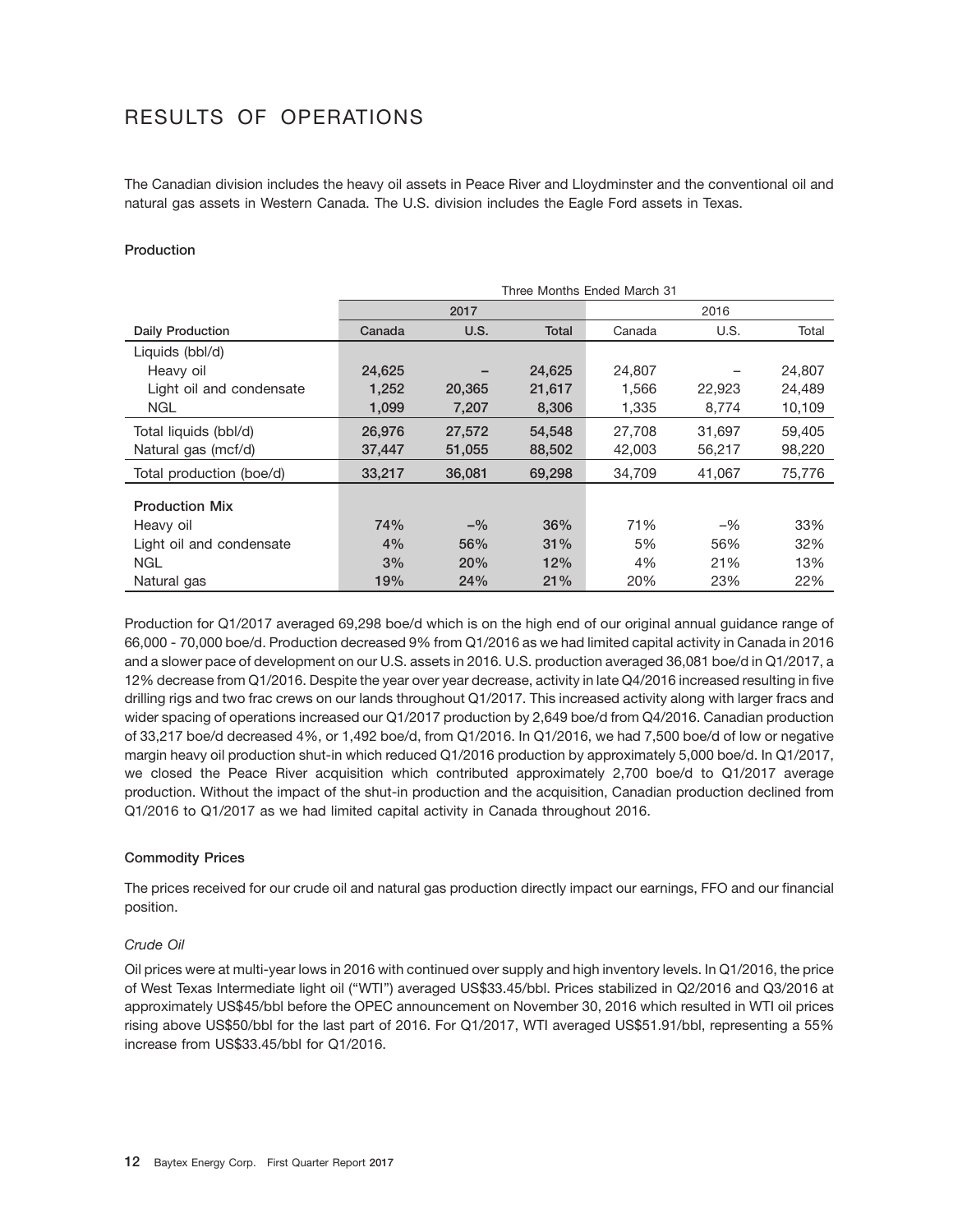# RESULTS OF OPERATIONS

The Canadian division includes the heavy oil assets in Peace River and Lloydminster and the conventional oil and natural gas assets in Western Canada. The U.S. division includes the Eagle Ford assets in Texas.

**Production**

| | Three Months Ended March 31 | | | | | |
|---|---|---|---|---|---|---|
| | 2017 | | | 2016 | | |
| **Daily Production** | **Canada** | **U.S.** | **Total** | Canada | U.S. | Total |
| Liquids (bbl/d) | | | | | | |
| Heavy oil | **24,625** | **–** | **24,625** | 24,807 | – | 24,807 |
| Light oil and condensate | **1,252** | **20,365** | **21,617** | 1,566 | 22,923 | 24,489 |
| NGL | **1,099** | **7,207** | **8,306** | 1,335 | 8,774 | 10,109 |
| Total liquids (bbl/d) | **26,976** | **27,572** | **54,548** | 27,708 | 31,697 | 59,405 |
| Natural gas (mcf/d) | **37,447** | **51,055** | **88,502** | 42,003 | 56,217 | 98,220 |
| Total production (boe/d) | **33,217** | **36,081** | **69,298** | 34,709 | 41,067 | 75,776 |
| **Production Mix** | | | | | | |
| Heavy oil | **74%** | **–%** | **36%** | 71% | –% | 33% |
| Light oil and condensate | **4%** | **56%** | **31%** | 5% | 56% | 32% |
| NGL | **3%** | **20%** | **12%** | 4% | 21% | 13% |
| Natural gas | **19%** | **24%** | **21%** | 20% | 23% | 22% |

Production for Q1/2017 averaged 69,298 boe/d which is on the high end of our original annual guidance range of 66,000 - 70,000 boe/d. Production decreased 9% from Q1/2016 as we had limited capital activity in Canada in 2016 and a slower pace of development on our U.S. assets in 2016. U.S. production averaged 36,081 boe/d in Q1/2017, a 12% decrease from Q1/2016. Despite the year over year decrease, activity in late Q4/2016 increased resulting in five drilling rigs and two frac crews on our lands throughout Q1/2017. This increased activity along with larger fracs and wider spacing of operations increased our Q1/2017 production by 2,649 boe/d from Q4/2016. Canadian production of 33,217 boe/d decreased 4%, or 1,492 boe/d, from Q1/2016. In Q1/2016, we had 7,500 boe/d of low or negative margin heavy oil production shut-in which reduced Q1/2016 production by approximately 5,000 boe/d. In Q1/2017, we closed the Peace River acquisition which contributed approximately 2,700 boe/d to Q1/2017 average production. Without the impact of the shut-in production and the acquisition, Canadian production declined from Q1/2016 to Q1/2017 as we had limited capital activity in Canada throughout 2016.

**Commodity Prices**

The prices received for our crude oil and natural gas production directly impact our earnings, FFO and our financial position.

*Crude Oil*

Oil prices were at multi-year lows in 2016 with continued over supply and high inventory levels. In Q1/2016, the price of West Texas Intermediate light oil ("WTI") averaged US$33.45/bbl. Prices stabilized in Q2/2016 and Q3/2016 at approximately US$45/bbl before the OPEC announcement on November 30, 2016 which resulted in WTI oil prices rising above US$50/bbl for the last part of 2016. For Q1/2017, WTI averaged US$51.91/bbl, representing a 55% increase from US$33.45/bbl for Q1/2016.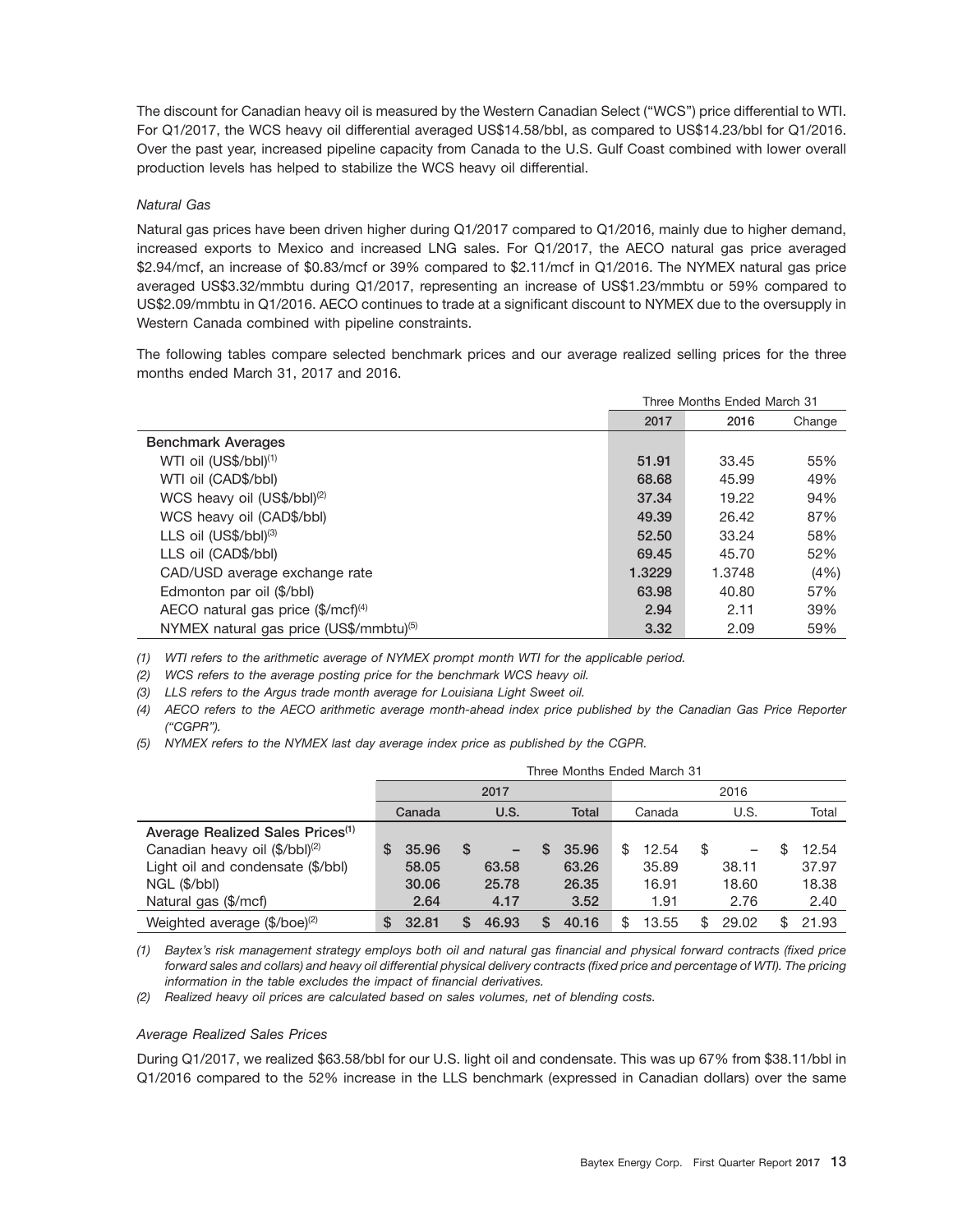The discount for Canadian heavy oil is measured by the Western Canadian Select ("WCS") price differential to WTI. For Q1/2017, the WCS heavy oil differential averaged US$14.58/bbl, as compared to US$14.23/bbl for Q1/2016. Over the past year, increased pipeline capacity from Canada to the U.S. Gulf Coast combined with lower overall production levels has helped to stabilize the WCS heavy oil differential.

*Natural Gas*

Natural gas prices have been driven higher during Q1/2017 compared to Q1/2016, mainly due to higher demand, increased exports to Mexico and increased LNG sales. For Q1/2017, the AECO natural gas price averaged $2.94/mcf, an increase of $0.83/mcf or 39% compared to $2.11/mcf in Q1/2016. The NYMEX natural gas price averaged US$3.32/mmbtu during Q1/2017, representing an increase of US$1.23/mmbtu or 59% compared to US$2.09/mmbtu in Q1/2016. AECO continues to trade at a significant discount to NYMEX due to the oversupply in Western Canada combined with pipeline constraints.

The following tables compare selected benchmark prices and our average realized selling prices for the three months ended March 31, 2017 and 2016.

| | Three Months Ended March 31 | | |
|---|---|---|---|
| | **2017** | 2016 | Change |
| **Benchmark Averages** | | | |
| WTI oil (US$/bbl)[(1)] | **51.91** | 33.45 | 55% |
| WTI oil (CAD$/bbl) | **68.68** | 45.99 | 49% |
| WCS heavy oil (US$/bbl)[(2)] | **37.34** | 19.22 | 94% |
| WCS heavy oil (CAD$/bbl) | **49.39** | 26.42 | 87% |
| LLS oil (US$/bbl)[(3)] | **52.50** | 33.24 | 58% |
| LLS oil (CAD$/bbl) | **69.45** | 45.70 | 52% |
| CAD/USD average exchange rate | **1.3229** | 1.3748 | (4%) |
| Edmonton par oil ($/bbl) | **63.98** | 40.80 | 57% |
| AECO natural gas price ($/mcf)[(4)] | **2.94** | 2.11 | 39% |
| NYMEX natural gas price (US$/mmbtu)[(5)] | **3.32** | 2.09 | 59% |

*(1) WTI refers to the arithmetic average of NYMEX prompt month WTI for the applicable period.*

*(2) WCS refers to the average posting price for the benchmark WCS heavy oil.*

*(3) LLS refers to the Argus trade month average for Louisiana Light Sweet oil.*

*(4) AECO refers to the AECO arithmetic average month-ahead index price published by the Canadian Gas Price Reporter ("CGPR").*

*(5) NYMEX refers to the NYMEX last day average index price as published by the CGPR.*

| | Three Months Ended March 31 | | | | | |
|---|---|---|---|---|---|---|
| | **2017** | | | 2016 | | |
| | **Canada** | **U.S.** | **Total** | Canada | U.S. | Total |
| **Average Realized Sales Prices[(1)]** | | | | | | |
| Canadian heavy oil ($/bbl)[(2)] | **$ 35.96** | **$ –** | **$ 35.96** | $ 12.54 | $ – | $ 12.54 |
| Light oil and condensate ($/bbl) | **58.05** | **63.58** | **63.26** | 35.89 | 38.11 | 37.97 |
| NGL ($/bbl) | **30.06** | **25.78** | **26.35** | 16.91 | 18.60 | 18.38 |
| Natural gas ($/mcf) | **2.64** | **4.17** | **3.52** | 1.91 | 2.76 | 2.40 |
| Weighted average ($/boe)[(2)] | **$ 32.81** | **$ 46.93** | **$ 40.16** | $ 13.55 | $ 29.02 | $ 21.93 |

*(1) Baytex's risk management strategy employs both oil and natural gas financial and physical forward contracts (fixed price forward sales and collars) and heavy oil differential physical delivery contracts (fixed price and percentage of WTI). The pricing information in the table excludes the impact of financial derivatives.*

*(2) Realized heavy oil prices are calculated based on sales volumes, net of blending costs.*

*Average Realized Sales Prices*

During Q1/2017, we realized $63.58/bbl for our U.S. light oil and condensate. This was up 67% from $38.11/bbl in Q1/2016 compared to the 52% increase in the LLS benchmark (expressed in Canadian dollars) over the same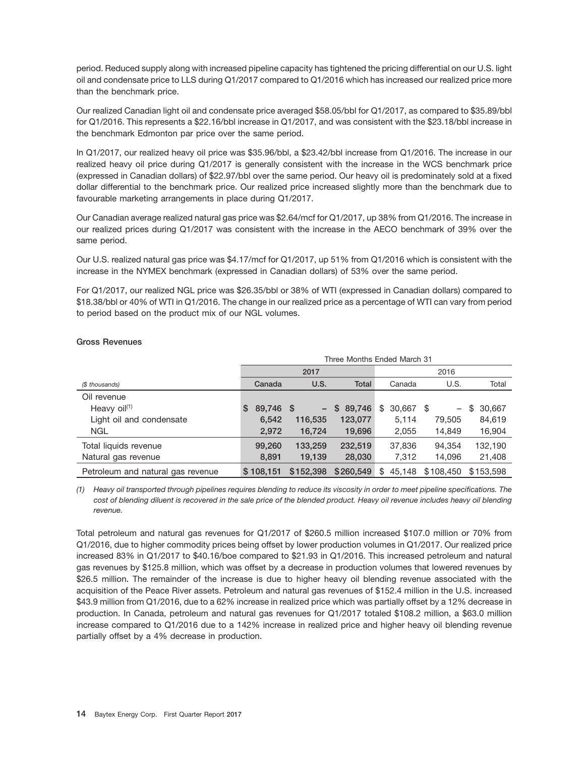period. Reduced supply along with increased pipeline capacity has tightened the pricing differential on our U.S. light oil and condensate price to LLS during Q1/2017 compared to Q1/2016 which has increased our realized price more than the benchmark price.

Our realized Canadian light oil and condensate price averaged $58.05/bbl for Q1/2017, as compared to $35.89/bbl for Q1/2016. This represents a $22.16/bbl increase in Q1/2017, and was consistent with the $23.18/bbl increase in the benchmark Edmonton par price over the same period.

In Q1/2017, our realized heavy oil price was $35.96/bbl, a $23.42/bbl increase from Q1/2016. The increase in our realized heavy oil price during Q1/2017 is generally consistent with the increase in the WCS benchmark price (expressed in Canadian dollars) of $22.97/bbl over the same period. Our heavy oil is predominately sold at a fixed dollar differential to the benchmark price. Our realized price increased slightly more than the benchmark due to favourable marketing arrangements in place during Q1/2017.

Our Canadian average realized natural gas price was $2.64/mcf for Q1/2017, up 38% from Q1/2016. The increase in our realized prices during Q1/2017 was consistent with the increase in the AECO benchmark of 39% over the same period.

Our U.S. realized natural gas price was $4.17/mcf for Q1/2017, up 51% from Q1/2016 which is consistent with the increase in the NYMEX benchmark (expressed in Canadian dollars) of 53% over the same period.

For Q1/2017, our realized NGL price was $26.35/bbl or 38% of WTI (expressed in Canadian dollars) compared to $18.38/bbl or 40% of WTI in Q1/2016. The change in our realized price as a percentage of WTI can vary from period to period based on the product mix of our NGL volumes.

**Gross Revenues**

| | Three Months Ended March 31 | | | | | |
|---|---|---|---|---|---|---|
| | 2017 | | | 2016 | | |
| *($ thousands)* | Canada | U.S. | Total | Canada | U.S. | Total |
| Oil revenue | | | | | | |
| Heavy oil[1] | $ 89,746 | $ – | $ 89,746 | $ 30,667 | $ – | $ 30,667 |
| Light oil and condensate | 6,542 | 116,535 | 123,077 | 5,114 | 79,505 | 84,619 |
| NGL | 2,972 | 16,724 | 19,696 | 2,055 | 14,849 | 16,904 |
| Total liquids revenue | 99,260 | 133,259 | 232,519 | 37,836 | 94,354 | 132,190 |
| Natural gas revenue | 8,891 | 19,139 | 28,030 | 7,312 | 14,096 | 21,408 |
| Petroleum and natural gas revenue | $ 108,151 | $ 152,398 | $ 260,549 | $ 45,148 | $ 108,450 | $ 153,598 |

*(1) Heavy oil transported through pipelines requires blending to reduce its viscosity in order to meet pipeline specifications. The cost of blending diluent is recovered in the sale price of the blended product. Heavy oil revenue includes heavy oil blending revenue.*

Total petroleum and natural gas revenues for Q1/2017 of $260.5 million increased $107.0 million or 70% from Q1/2016, due to higher commodity prices being offset by lower production volumes in Q1/2017. Our realized price increased 83% in Q1/2017 to $40.16/boe compared to $21.93 in Q1/2016. This increased petroleum and natural gas revenues by $125.8 million, which was offset by a decrease in production volumes that lowered revenues by $26.5 million. The remainder of the increase is due to higher heavy oil blending revenue associated with the acquisition of the Peace River assets. Petroleum and natural gas revenues of $152.4 million in the U.S. increased $43.9 million from Q1/2016, due to a 62% increase in realized price which was partially offset by a 12% decrease in production. In Canada, petroleum and natural gas revenues for Q1/2017 totaled $108.2 million, a $63.0 million increase compared to Q1/2016 due to a 142% increase in realized price and higher heavy oil blending revenue partially offset by a 4% decrease in production.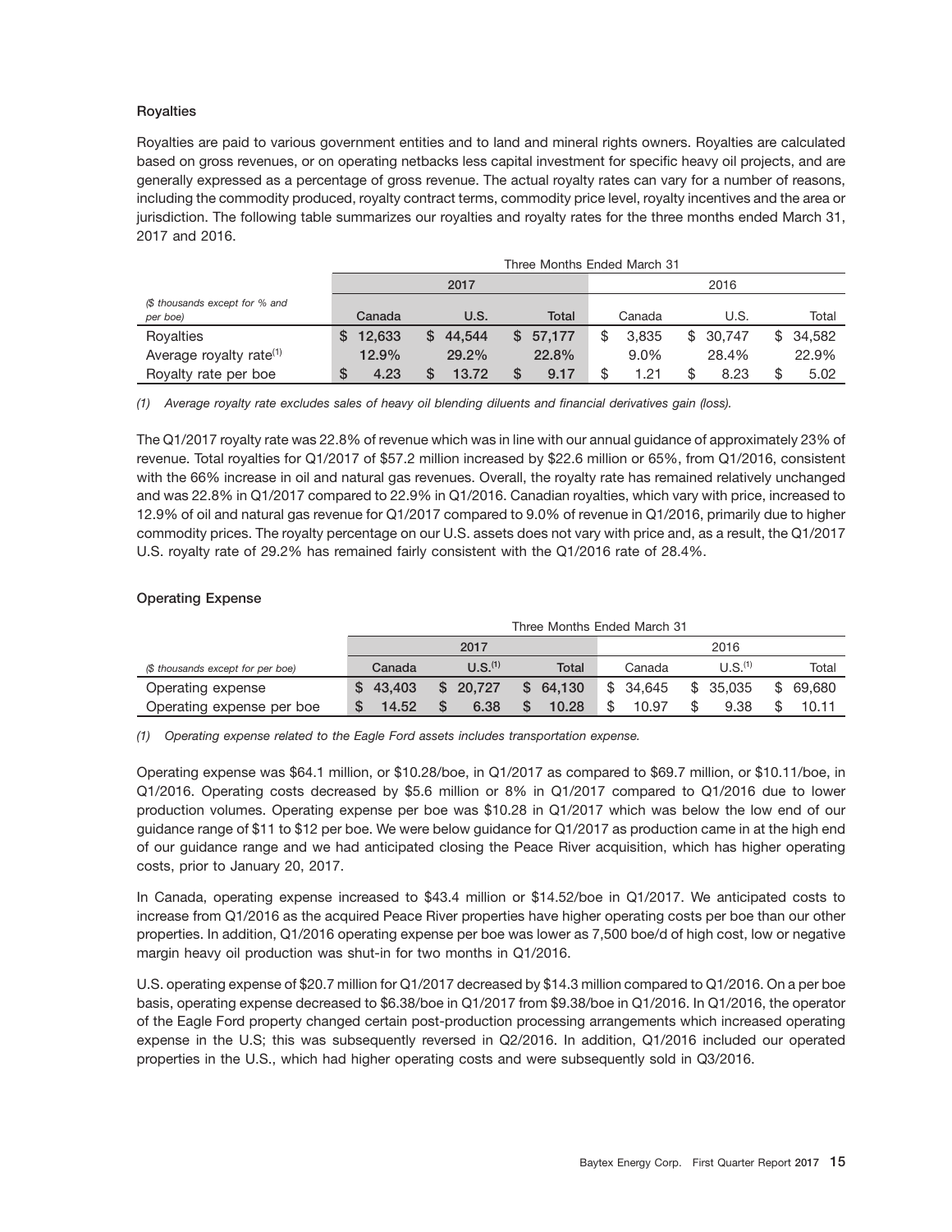### Royalties

Royalties are paid to various government entities and to land and mineral rights owners. Royalties are calculated based on gross revenues, or on operating netbacks less capital investment for specific heavy oil projects, and are generally expressed as a percentage of gross revenue. The actual royalty rates can vary for a number of reasons, including the commodity produced, royalty contract terms, commodity price level, royalty incentives and the area or jurisdiction. The following table summarizes our royalties and royalty rates for the three months ended March 31, 2017 and 2016.

| | Three Months Ended March 31 | | | | | |
|---|---|---|---|---|---|---|
| | 2017 | | | 2016 | | |
| *($ thousands except for % and per boe)* | **Canada** | **U.S.** | **Total** | Canada | U.S. | Total |
| Royalties | **$ 12,633** | **$ 44,544** | **$ 57,177** | $ 3,835 | $ 30,747 | $ 34,582 |
| Average royalty rate[(1)] | **12.9%** | **29.2%** | **22.8%** | 9.0% | 28.4% | 22.9% |
| Royalty rate per boe | **$ 4.23** | **$ 13.72** | **$ 9.17** | $ 1.21 | $ 8.23 | $ 5.02 |

*(1) Average royalty rate excludes sales of heavy oil blending diluents and financial derivatives gain (loss).*

The Q1/2017 royalty rate was 22.8% of revenue which was in line with our annual guidance of approximately 23% of revenue. Total royalties for Q1/2017 of $57.2 million increased by $22.6 million or 65%, from Q1/2016, consistent with the 66% increase in oil and natural gas revenues. Overall, the royalty rate has remained relatively unchanged and was 22.8% in Q1/2017 compared to 22.9% in Q1/2016. Canadian royalties, which vary with price, increased to 12.9% of oil and natural gas revenue for Q1/2017 compared to 9.0% of revenue in Q1/2016, primarily due to higher commodity prices. The royalty percentage on our U.S. assets does not vary with price and, as a result, the Q1/2017 U.S. royalty rate of 29.2% has remained fairly consistent with the Q1/2016 rate of 28.4%.

### Operating Expense

| | Three Months Ended March 31 | | | | | |
|---|---|---|---|---|---|---|
| | 2017 | | | 2016 | | |
| *($ thousands except for per boe)* | **Canada** | **U.S.[(1)]** | **Total** | Canada | U.S.[(1)] | Total |
| Operating expense | **$ 43,403** | **$ 20,727** | **$ 64,130** | $ 34,645 | $ 35,035 | $ 69,680 |
| Operating expense per boe | **$ 14.52** | **$ 6.38** | **$ 10.28** | $ 10.97 | $ 9.38 | $ 10.11 |

*(1) Operating expense related to the Eagle Ford assets includes transportation expense.*

Operating expense was $64.1 million, or $10.28/boe, in Q1/2017 as compared to $69.7 million, or $10.11/boe, in Q1/2016. Operating costs decreased by $5.6 million or 8% in Q1/2017 compared to Q1/2016 due to lower production volumes. Operating expense per boe was $10.28 in Q1/2017 which was below the low end of our guidance range of $11 to $12 per boe. We were below guidance for Q1/2017 as production came in at the high end of our guidance range and we had anticipated closing the Peace River acquisition, which has higher operating costs, prior to January 20, 2017.

In Canada, operating expense increased to $43.4 million or $14.52/boe in Q1/2017. We anticipated costs to increase from Q1/2016 as the acquired Peace River properties have higher operating costs per boe than our other properties. In addition, Q1/2016 operating expense per boe was lower as 7,500 boe/d of high cost, low or negative margin heavy oil production was shut-in for two months in Q1/2016.

U.S. operating expense of $20.7 million for Q1/2017 decreased by $14.3 million compared to Q1/2016. On a per boe basis, operating expense decreased to $6.38/boe in Q1/2017 from $9.38/boe in Q1/2016. In Q1/2016, the operator of the Eagle Ford property changed certain post-production processing arrangements which increased operating expense in the U.S; this was subsequently reversed in Q2/2016. In addition, Q1/2016 included our operated properties in the U.S., which had higher operating costs and were subsequently sold in Q3/2016.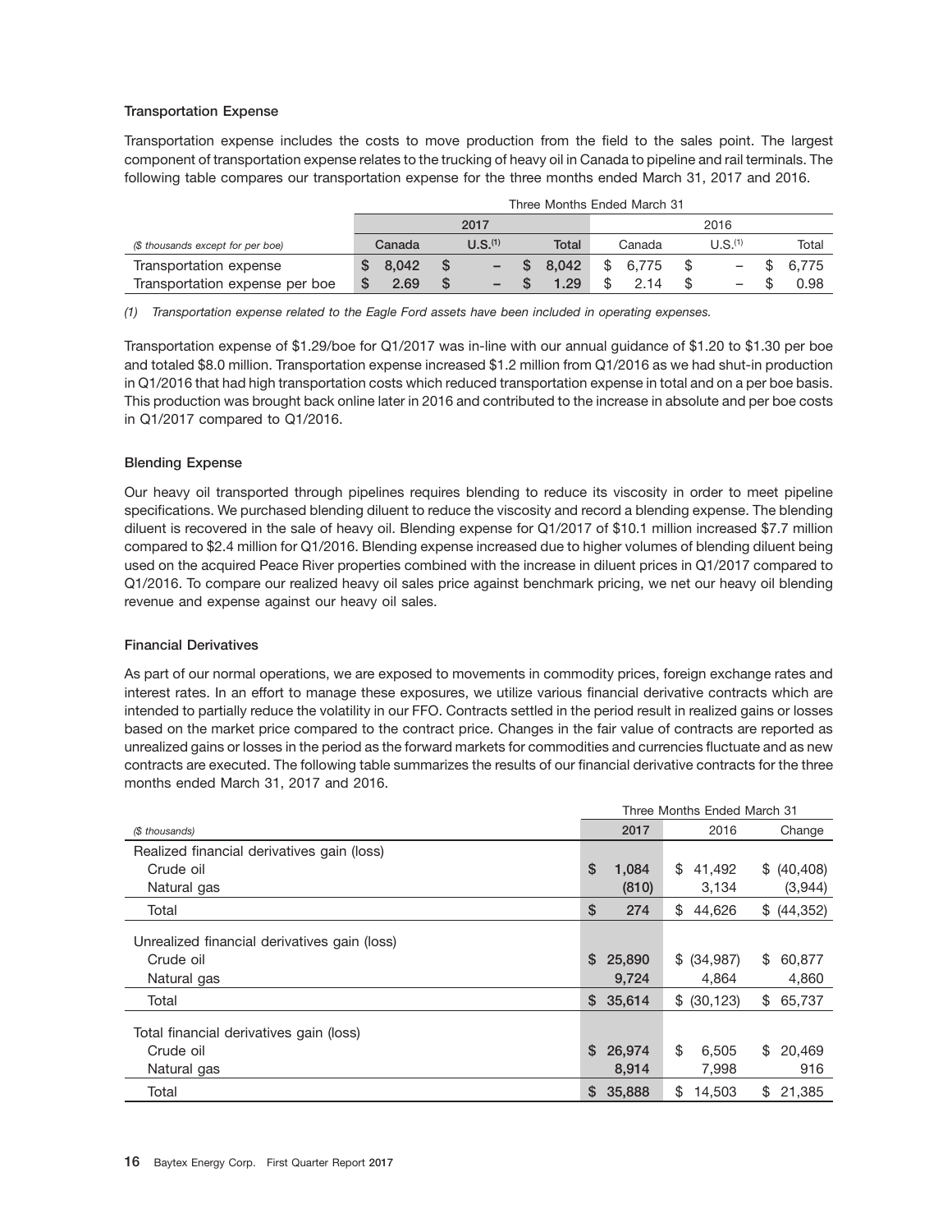### Transportation Expense

Transportation expense includes the costs to move production from the field to the sales point. The largest component of transportation expense relates to the trucking of heavy oil in Canada to pipeline and rail terminals. The following table compares our transportation expense for the three months ended March 31, 2017 and 2016.

| | Three Months Ended March 31 | | | | | |
|---|---|---|---|---|---|---|
| | 2017 | | | 2016 | | |
| *($ thousands except for per boe)* | Canada | U.S.[(1)] | Total | Canada | U.S.[(1)] | Total |
| Transportation expense | $ 8,042 | $ – | $ 8,042 | $ 6,775 | $ – | $ 6,775 |
| Transportation expense per boe | $ 2.69 | $ – | $ 1.29 | $ 2.14 | $ – | $ 0.98 |

*(1) Transportation expense related to the Eagle Ford assets have been included in operating expenses.*

Transportation expense of $1.29/boe for Q1/2017 was in-line with our annual guidance of $1.20 to $1.30 per boe and totaled $8.0 million. Transportation expense increased $1.2 million from Q1/2016 as we had shut-in production in Q1/2016 that had high transportation costs which reduced transportation expense in total and on a per boe basis. This production was brought back online later in 2016 and contributed to the increase in absolute and per boe costs in Q1/2017 compared to Q1/2016.

### Blending Expense

Our heavy oil transported through pipelines requires blending to reduce its viscosity in order to meet pipeline specifications. We purchased blending diluent to reduce the viscosity and record a blending expense. The blending diluent is recovered in the sale of heavy oil. Blending expense for Q1/2017 of $10.1 million increased $7.7 million compared to $2.4 million for Q1/2016. Blending expense increased due to higher volumes of blending diluent being used on the acquired Peace River properties combined with the increase in diluent prices in Q1/2017 compared to Q1/2016. To compare our realized heavy oil sales price against benchmark pricing, we net our heavy oil blending revenue and expense against our heavy oil sales.

### Financial Derivatives

As part of our normal operations, we are exposed to movements in commodity prices, foreign exchange rates and interest rates. In an effort to manage these exposures, we utilize various financial derivative contracts which are intended to partially reduce the volatility in our FFO. Contracts settled in the period result in realized gains or losses based on the market price compared to the contract price. Changes in the fair value of contracts are reported as unrealized gains or losses in the period as the forward markets for commodities and currencies fluctuate and as new contracts are executed. The following table summarizes the results of our financial derivative contracts for the three months ended March 31, 2017 and 2016.

| | Three Months Ended March 31 | | |
|---|---|---|---|
| *($ thousands)* | 2017 | 2016 | Change |
| Realized financial derivatives gain (loss) | | | |
| Crude oil | $ 1,084 | $ 41,492 | $ (40,408) |
| Natural gas | (810) | 3,134 | (3,944) |
| Total | $ 274 | $ 44,626 | $ (44,352) |
| Unrealized financial derivatives gain (loss) | | | |
| Crude oil | $ 25,890 | $ (34,987) | $ 60,877 |
| Natural gas | 9,724 | 4,864 | 4,860 |
| Total | $ 35,614 | $ (30,123) | $ 65,737 |
| Total financial derivatives gain (loss) | | | |
| Crude oil | $ 26,974 | $ 6,505 | $ 20,469 |
| Natural gas | 8,914 | 7,998 | 916 |
| Total | $ 35,888 | $ 14,503 | $ 21,385 |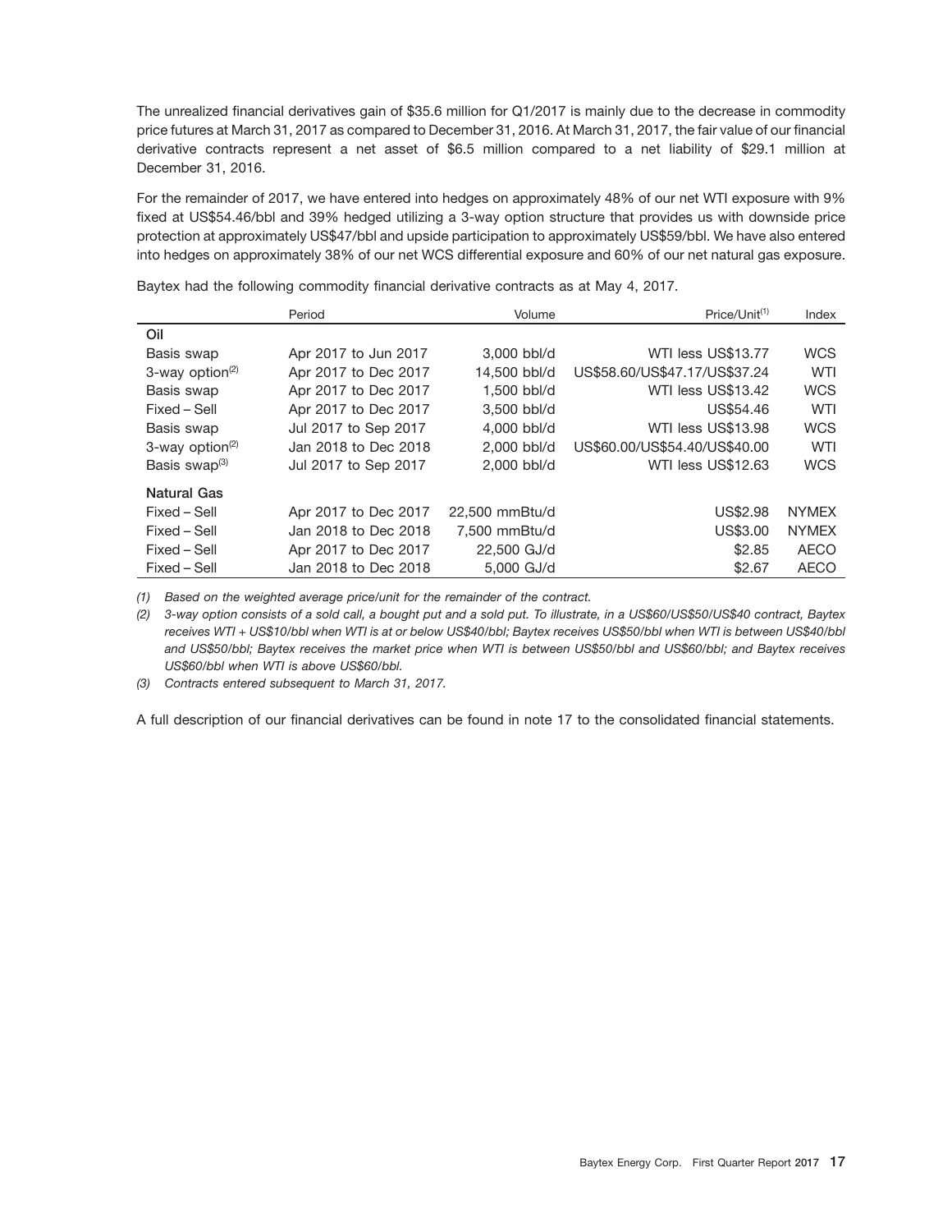The unrealized financial derivatives gain of $35.6 million for Q1/2017 is mainly due to the decrease in commodity price futures at March 31, 2017 as compared to December 31, 2016. At March 31, 2017, the fair value of our financial derivative contracts represent a net asset of $6.5 million compared to a net liability of $29.1 million at December 31, 2016.

For the remainder of 2017, we have entered into hedges on approximately 48% of our net WTI exposure with 9% fixed at US$54.46/bbl and 39% hedged utilizing a 3-way option structure that provides us with downside price protection at approximately US$47/bbl and upside participation to approximately US$59/bbl. We have also entered into hedges on approximately 38% of our net WCS differential exposure and 60% of our net natural gas exposure.

Baytex had the following commodity financial derivative contracts as at May 4, 2017.

| | Period | Volume | Price/Unit[(1)] | Index |
|---|---|---|---|---|
| **Oil** | | | | |
| Basis swap | Apr 2017 to Jun 2017 | 3,000 bbl/d | WTI less US$13.77 | WCS |
| 3-way option[(2)] | Apr 2017 to Dec 2017 | 14,500 bbl/d | US$58.60/US$47.17/US$37.24 | WTI |
| Basis swap | Apr 2017 to Dec 2017 | 1,500 bbl/d | WTI less US$13.42 | WCS |
| Fixed – Sell | Apr 2017 to Dec 2017 | 3,500 bbl/d | US$54.46 | WTI |
| Basis swap | Jul 2017 to Sep 2017 | 4,000 bbl/d | WTI less US$13.98 | WCS |
| 3-way option[(2)] | Jan 2018 to Dec 2018 | 2,000 bbl/d | US$60.00/US$54.40/US$40.00 | WTI |
| Basis swap[(3)] | Jul 2017 to Sep 2017 | 2,000 bbl/d | WTI less US$12.63 | WCS |
| **Natural Gas** | | | | |
| Fixed – Sell | Apr 2017 to Dec 2017 | 22,500 mmBtu/d | US$2.98 | NYMEX |
| Fixed – Sell | Jan 2018 to Dec 2018 | 7,500 mmBtu/d | US$3.00 | NYMEX |
| Fixed – Sell | Apr 2017 to Dec 2017 | 22,500 GJ/d | $2.85 | AECO |
| Fixed – Sell | Jan 2018 to Dec 2018 | 5,000 GJ/d | $2.67 | AECO |

*(1) Based on the weighted average price/unit for the remainder of the contract.*

*(2) 3-way option consists of a sold call, a bought put and a sold put. To illustrate, in a US$60/US$50/US$40 contract, Baytex receives WTI + US$10/bbl when WTI is at or below US$40/bbl; Baytex receives US$50/bbl when WTI is between US$40/bbl and US$50/bbl; Baytex receives the market price when WTI is between US$50/bbl and US$60/bbl; and Baytex receives US$60/bbl when WTI is above US$60/bbl.*

*(3) Contracts entered subsequent to March 31, 2017.*

A full description of our financial derivatives can be found in note 17 to the consolidated financial statements.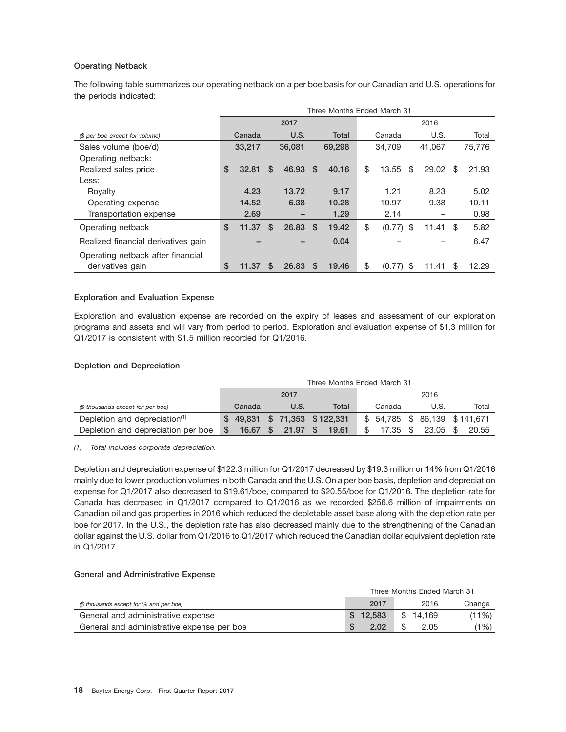### Operating Netback

The following table summarizes our operating netback on a per boe basis for our Canadian and U.S. operations for the periods indicated:

| | Three Months Ended March 31 | | | | | |
|---|---|---|---|---|---|---|
| | 2017 | | | 2016 | | |
| *($ per boe except for volume)* | Canada | U.S. | Total | Canada | U.S. | Total |
| Sales volume (boe/d) | 33,217 | 36,081 | 69,298 | 34,709 | 41,067 | 75,776 |
| Operating netback: | | | | | | |
| Realized sales price | $ 32.81 | $ 46.93 | $ 40.16 | $ 13.55 | $ 29.02 | $ 21.93 |
| Less: | | | | | | |
| Royalty | 4.23 | 13.72 | 9.17 | 1.21 | 8.23 | 5.02 |
| Operating expense | 14.52 | 6.38 | 10.28 | 10.97 | 9.38 | 10.11 |
| Transportation expense | 2.69 | – | 1.29 | 2.14 | – | 0.98 |
| Operating netback | $ 11.37 | $ 26.83 | $ 19.42 | $ (0.77) | $ 11.41 | $ 5.82 |
| Realized financial derivatives gain | – | – | 0.04 | – | – | 6.47 |
| Operating netback after financial derivatives gain | $ 11.37 | $ 26.83 | $ 19.46 | $ (0.77) | $ 11.41 | $ 12.29 |

### Exploration and Evaluation Expense

Exploration and evaluation expense are recorded on the expiry of leases and assessment of our exploration programs and assets and will vary from period to period. Exploration and evaluation expense of $1.3 million for Q1/2017 is consistent with $1.5 million recorded for Q1/2016.

### Depletion and Depreciation

| | Three Months Ended March 31 | | | | | |
|---|---|---|---|---|---|---|
| | 2017 | | | 2016 | | |
| *($ thousands except for per boe)* | Canada | U.S. | Total | Canada | U.S. | Total |
| Depletion and depreciation[(1)] | $ 49,831 | $ 71,353 | $ 122,331 | $ 54,785 | $ 86,139 | $ 141,671 |
| Depletion and depreciation per boe | $ 16.67 | $ 21.97 | $ 19.61 | $ 17.35 | $ 23.05 | $ 20.55 |

*(1) Total includes corporate depreciation.*

Depletion and depreciation expense of $122.3 million for Q1/2017 decreased by $19.3 million or 14% from Q1/2016 mainly due to lower production volumes in both Canada and the U.S. On a per boe basis, depletion and depreciation expense for Q1/2017 also decreased to $19.61/boe, compared to $20.55/boe for Q1/2016. The depletion rate for Canada has decreased in Q1/2017 compared to Q1/2016 as we recorded $256.6 million of impairments on Canadian oil and gas properties in 2016 which reduced the depletable asset base along with the depletion rate per boe for 2017. In the U.S., the depletion rate has also decreased mainly due to the strengthening of the Canadian dollar against the U.S. dollar from Q1/2016 to Q1/2017 which reduced the Canadian dollar equivalent depletion rate in Q1/2017.

### General and Administrative Expense

| | Three Months Ended March 31 | | |
|---|---|---|---|
| *($ thousands except for % and per boe)* | 2017 | 2016 | Change |
| General and administrative expense | $ 12,583 | $ 14,169 | (11%) |
| General and administrative expense per boe | $ 2.02 | $ 2.05 | (1%) |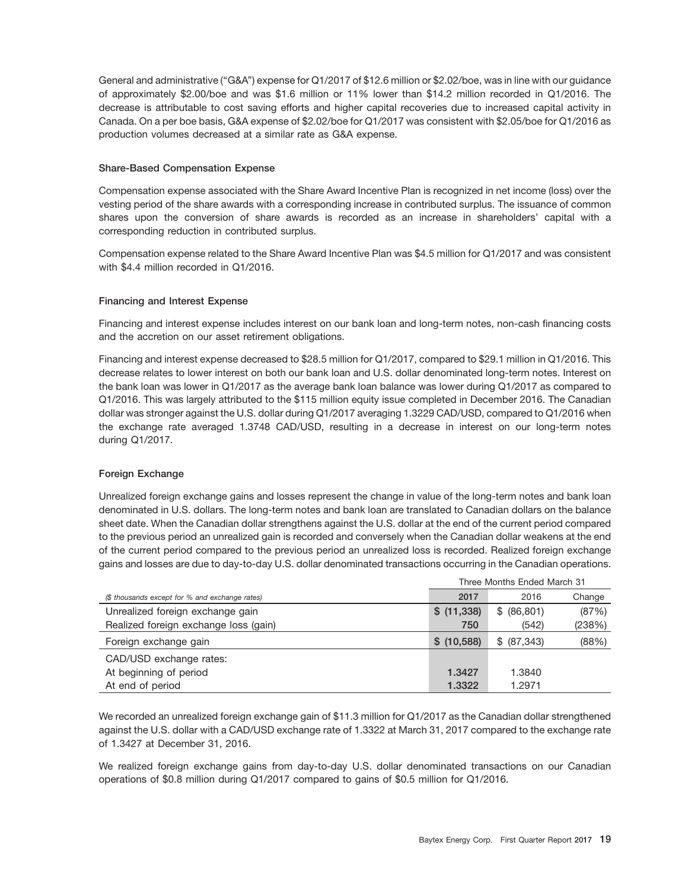General and administrative ("G&A") expense for Q1/2017 of $12.6 million or $2.02/boe, was in line with our guidance of approximately $2.00/boe and was $1.6 million or 11% lower than $14.2 million recorded in Q1/2016. The decrease is attributable to cost saving efforts and higher capital recoveries due to increased capital activity in Canada. On a per boe basis, G&A expense of $2.02/boe for Q1/2017 was consistent with $2.05/boe for Q1/2016 as production volumes decreased at a similar rate as G&A expense.

### Share-Based Compensation Expense

Compensation expense associated with the Share Award Incentive Plan is recognized in net income (loss) over the vesting period of the share awards with a corresponding increase in contributed surplus. The issuance of common shares upon the conversion of share awards is recorded as an increase in shareholders' capital with a corresponding reduction in contributed surplus.

Compensation expense related to the Share Award Incentive Plan was $4.5 million for Q1/2017 and was consistent with $4.4 million recorded in Q1/2016.

### Financing and Interest Expense

Financing and interest expense includes interest on our bank loan and long-term notes, non-cash financing costs and the accretion on our asset retirement obligations.

Financing and interest expense decreased to $28.5 million for Q1/2017, compared to $29.1 million in Q1/2016. This decrease relates to lower interest on both our bank loan and U.S. dollar denominated long-term notes. Interest on the bank loan was lower in Q1/2017 as the average bank loan balance was lower during Q1/2017 as compared to Q1/2016. This was largely attributed to the $115 million equity issue completed in December 2016. The Canadian dollar was stronger against the U.S. dollar during Q1/2017 averaging 1.3229 CAD/USD, compared to Q1/2016 when the exchange rate averaged 1.3748 CAD/USD, resulting in a decrease in interest on our long-term notes during Q1/2017.

### Foreign Exchange

Unrealized foreign exchange gains and losses represent the change in value of the long-term notes and bank loan denominated in U.S. dollars. The long-term notes and bank loan are translated to Canadian dollars on the balance sheet date. When the Canadian dollar strengthens against the U.S. dollar at the end of the current period compared to the previous period an unrealized gain is recorded and conversely when the Canadian dollar weakens at the end of the current period compared to the previous period an unrealized loss is recorded. Realized foreign exchange gains and losses are due to day-to-day U.S. dollar denominated transactions occurring in the Canadian operations.

| | Three Months Ended March 31 | | |
|---|---|---|---|
| *($ thousands except for % and exchange rates)* | 2017 | 2016 | Change |
| Unrealized foreign exchange gain | $ (11,338) | $ (86,801) | (87%) |
| Realized foreign exchange loss (gain) | 750 | (542) | (238%) |
| Foreign exchange gain | $ (10,588) | $ (87,343) | (88%) |
| CAD/USD exchange rates: | | | |
| At beginning of period | 1.3427 | 1.3840 | |
| At end of period | 1.3322 | 1.2971 | |

We recorded an unrealized foreign exchange gain of $11.3 million for Q1/2017 as the Canadian dollar strengthened against the U.S. dollar with a CAD/USD exchange rate of 1.3322 at March 31, 2017 compared to the exchange rate of 1.3427 at December 31, 2016.

We realized foreign exchange gains from day-to-day U.S. dollar denominated transactions on our Canadian operations of $0.8 million during Q1/2017 compared to gains of $0.5 million for Q1/2016.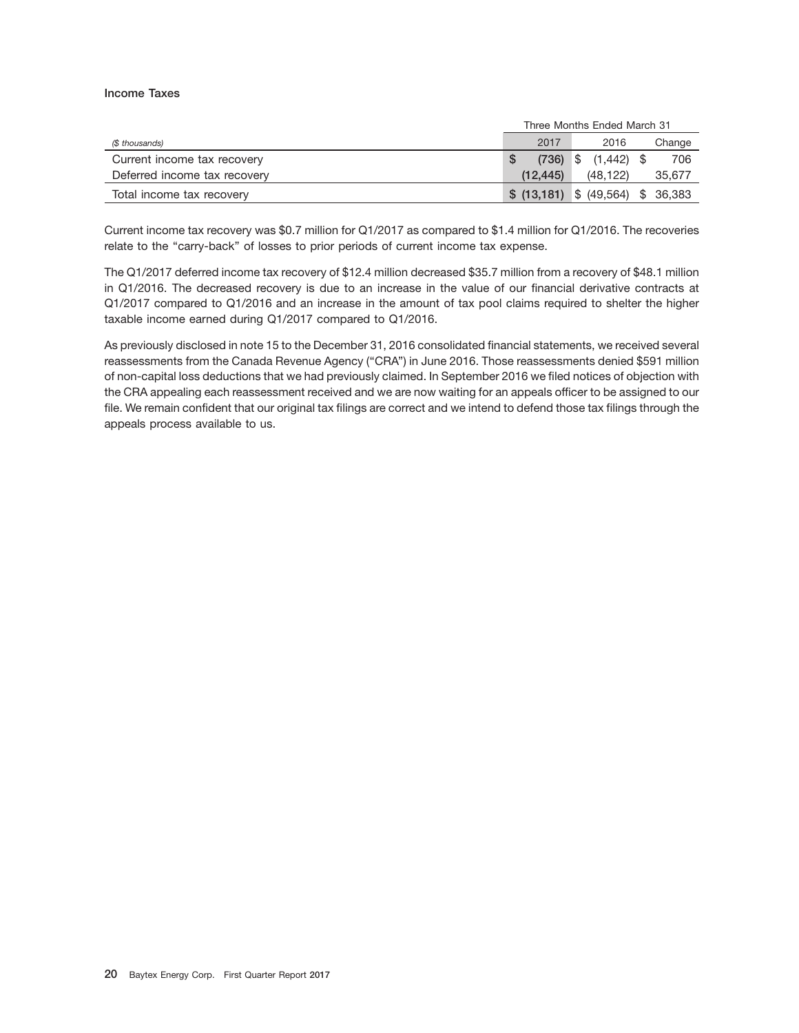### Income Taxes

| | Three Months Ended March 31 | | |
|---|---|---|---|
| *($ thousands)* | 2017 | 2016 | Change |
| Current income tax recovery | $ **(736)** | $ (1,442) | $ 706 |
| Deferred income tax recovery | **(12,445)** | (48,122) | 35,677 |
| Total income tax recovery | **$ (13,181)** | $ (49,564) | $ 36,383 |

Current income tax recovery was $0.7 million for Q1/2017 as compared to $1.4 million for Q1/2016. The recoveries relate to the "carry-back" of losses to prior periods of current income tax expense.

The Q1/2017 deferred income tax recovery of $12.4 million decreased $35.7 million from a recovery of $48.1 million in Q1/2016. The decreased recovery is due to an increase in the value of our financial derivative contracts at Q1/2017 compared to Q1/2016 and an increase in the amount of tax pool claims required to shelter the higher taxable income earned during Q1/2017 compared to Q1/2016.

As previously disclosed in note 15 to the December 31, 2016 consolidated financial statements, we received several reassessments from the Canada Revenue Agency ("CRA") in June 2016. Those reassessments denied $591 million of non-capital loss deductions that we had previously claimed. In September 2016 we filed notices of objection with the CRA appealing each reassessment received and we are now waiting for an appeals officer to be assigned to our file. We remain confident that our original tax filings are correct and we intend to defend those tax filings through the appeals process available to us.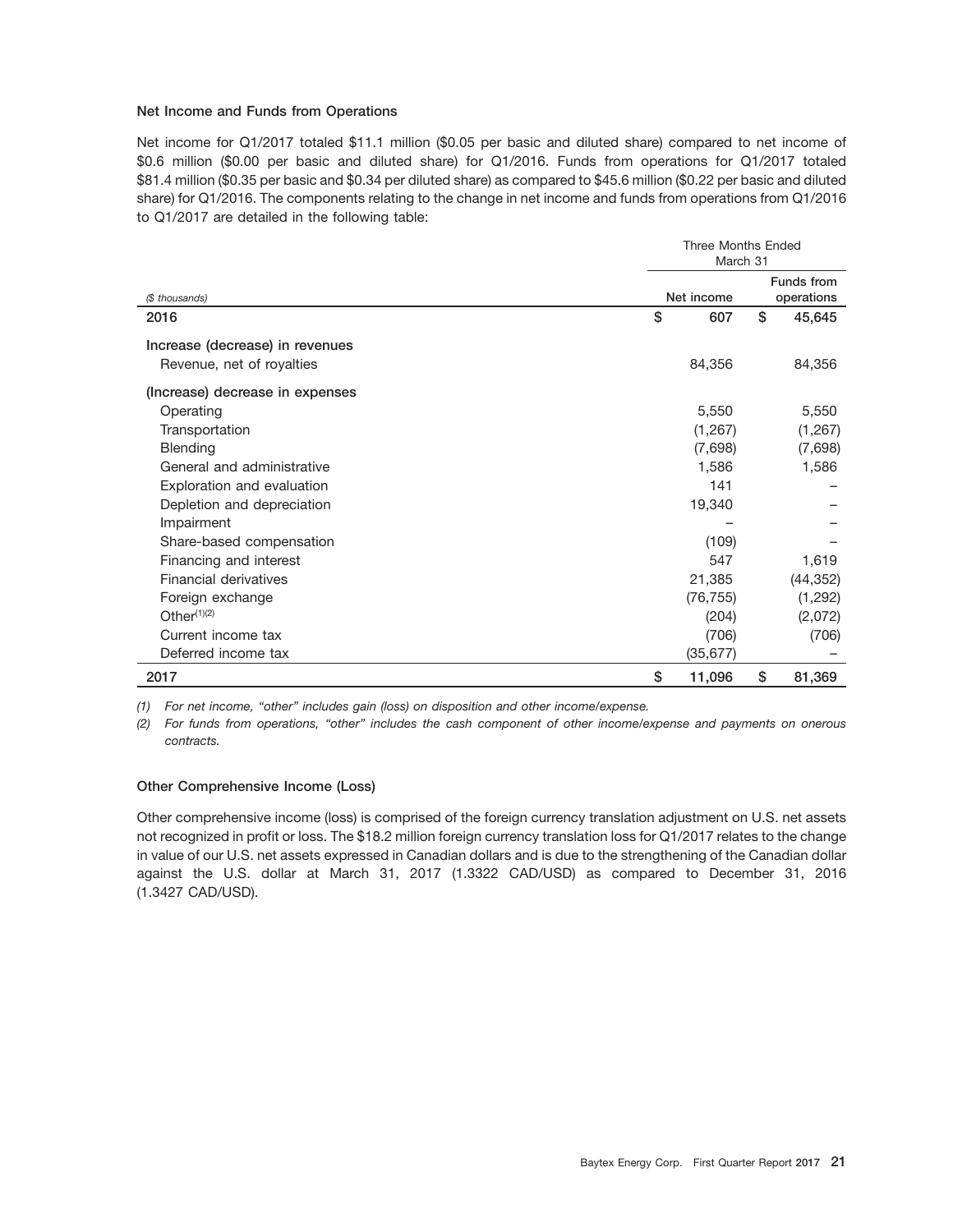### Net Income and Funds from Operations

Net income for Q1/2017 totaled $11.1 million ($0.05 per basic and diluted share) compared to net income of $0.6 million ($0.00 per basic and diluted share) for Q1/2016. Funds from operations for Q1/2017 totaled $81.4 million ($0.35 per basic and $0.34 per diluted share) as compared to $45.6 million ($0.22 per basic and diluted share) for Q1/2016. The components relating to the change in net income and funds from operations from Q1/2016 to Q1/2017 are detailed in the following table:

| | Three Months Ended March 31 | |
|---|---|---|
| *($ thousands)* | Net income | Funds from operations |
| **2016** | $ 607 | $ 45,645 |
| **Increase (decrease) in revenues** | | |
| Revenue, net of royalties | 84,356 | 84,356 |
| **(Increase) decrease in expenses** | | |
| Operating | 5,550 | 5,550 |
| Transportation | (1,267) | (1,267) |
| Blending | (7,698) | (7,698) |
| General and administrative | 1,586 | 1,586 |
| Exploration and evaluation | 141 | – |
| Depletion and depreciation | 19,340 | – |
| Impairment | – | – |
| Share-based compensation | (109) | – |
| Financing and interest | 547 | 1,619 |
| Financial derivatives | 21,385 | (44,352) |
| Foreign exchange | (76,755) | (1,292) |
| Other[(1)(2)] | (204) | (2,072) |
| Current income tax | (706) | (706) |
| Deferred income tax | (35,677) | – |
| **2017** | **$ 11,096** | **$ 81,369** |

*(1) For net income, "other" includes gain (loss) on disposition and other income/expense.*

*(2) For funds from operations, "other" includes the cash component of other income/expense and payments on onerous contracts.*

### Other Comprehensive Income (Loss)

Other comprehensive income (loss) is comprised of the foreign currency translation adjustment on U.S. net assets not recognized in profit or loss. The $18.2 million foreign currency translation loss for Q1/2017 relates to the change in value of our U.S. net assets expressed in Canadian dollars and is due to the strengthening of the Canadian dollar against the U.S. dollar at March 31, 2017 (1.3322 CAD/USD) as compared to December 31, 2016 (1.3427 CAD/USD).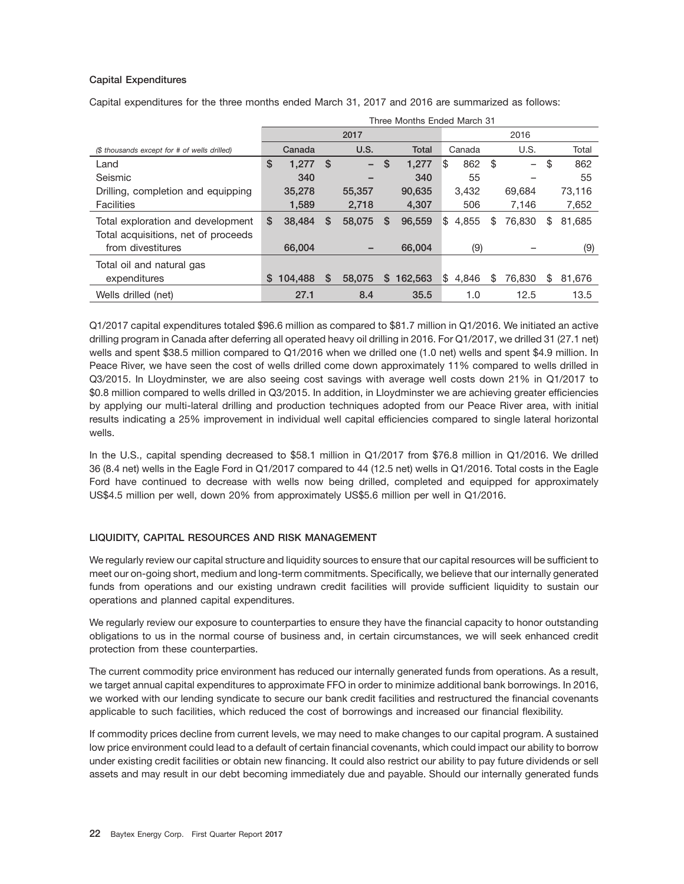### Capital Expenditures

Capital expenditures for the three months ended March 31, 2017 and 2016 are summarized as follows:

| | Three Months Ended March 31 | | | | | |
|---|---|---|---|---|---|---|
| | 2017 | | | 2016 | | |
| *($ thousands except for # of wells drilled)* | Canada | U.S. | Total | Canada | U.S. | Total |
| Land | $ 1,277 | $ – | $ 1,277 | $ 862 | $ – | $ 862 |
| Seismic | 340 | – | 340 | 55 | – | 55 |
| Drilling, completion and equipping | 35,278 | 55,357 | 90,635 | 3,432 | 69,684 | 73,116 |
| Facilities | 1,589 | 2,718 | 4,307 | 506 | 7,146 | 7,652 |
| Total exploration and development | $ 38,484 | $ 58,075 | $ 96,559 | $ 4,855 | $ 76,830 | $ 81,685 |
| Total acquisitions, net of proceeds from divestitures | 66,004 | – | 66,004 | (9) | – | (9) |
| Total oil and natural gas expenditures | $ 104,488 | $ 58,075 | $ 162,563 | $ 4,846 | $ 76,830 | $ 81,676 |
| Wells drilled (net) | 27.1 | 8.4 | 35.5 | 1.0 | 12.5 | 13.5 |

Q1/2017 capital expenditures totaled $96.6 million as compared to $81.7 million in Q1/2016. We initiated an active drilling program in Canada after deferring all operated heavy oil drilling in 2016. For Q1/2017, we drilled 31 (27.1 net) wells and spent $38.5 million compared to Q1/2016 when we drilled one (1.0 net) wells and spent $4.9 million. In Peace River, we have seen the cost of wells drilled come down approximately 11% compared to wells drilled in Q3/2015. In Lloydminster, we are also seeing cost savings with average well costs down 21% in Q1/2017 to $0.8 million compared to wells drilled in Q3/2015. In addition, in Lloydminster we are achieving greater efficiencies by applying our multi-lateral drilling and production techniques adopted from our Peace River area, with initial results indicating a 25% improvement in individual well capital efficiencies compared to single lateral horizontal wells.

In the U.S., capital spending decreased to $58.1 million in Q1/2017 from $76.8 million in Q1/2016. We drilled 36 (8.4 net) wells in the Eagle Ford in Q1/2017 compared to 44 (12.5 net) wells in Q1/2016. Total costs in the Eagle Ford have continued to decrease with wells now being drilled, completed and equipped for approximately US$4.5 million per well, down 20% from approximately US$5.6 million per well in Q1/2016.

## LIQUIDITY, CAPITAL RESOURCES AND RISK MANAGEMENT

We regularly review our capital structure and liquidity sources to ensure that our capital resources will be sufficient to meet our on-going short, medium and long-term commitments. Specifically, we believe that our internally generated funds from operations and our existing undrawn credit facilities will provide sufficient liquidity to sustain our operations and planned capital expenditures.

We regularly review our exposure to counterparties to ensure they have the financial capacity to honor outstanding obligations to us in the normal course of business and, in certain circumstances, we will seek enhanced credit protection from these counterparties.

The current commodity price environment has reduced our internally generated funds from operations. As a result, we target annual capital expenditures to approximate FFO in order to minimize additional bank borrowings. In 2016, we worked with our lending syndicate to secure our bank credit facilities and restructured the financial covenants applicable to such facilities, which reduced the cost of borrowings and increased our financial flexibility.

If commodity prices decline from current levels, we may need to make changes to our capital program. A sustained low price environment could lead to a default of certain financial covenants, which could impact our ability to borrow under existing credit facilities or obtain new financing. It could also restrict our ability to pay future dividends or sell assets and may result in our debt becoming immediately due and payable. Should our internally generated funds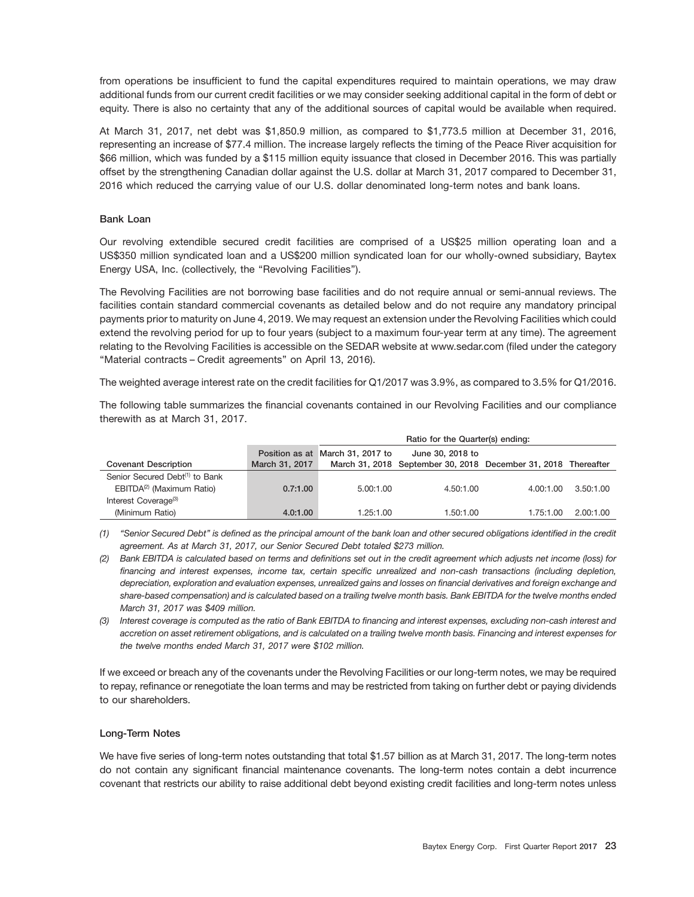from operations be insufficient to fund the capital expenditures required to maintain operations, we may draw additional funds from our current credit facilities or we may consider seeking additional capital in the form of debt or equity. There is also no certainty that any of the additional sources of capital would be available when required.

At March 31, 2017, net debt was $1,850.9 million, as compared to $1,773.5 million at December 31, 2016, representing an increase of $77.4 million. The increase largely reflects the timing of the Peace River acquisition for $66 million, which was funded by a $115 million equity issuance that closed in December 2016. This was partially offset by the strengthening Canadian dollar against the U.S. dollar at March 31, 2017 compared to December 31, 2016 which reduced the carrying value of our U.S. dollar denominated long-term notes and bank loans.

### Bank Loan

Our revolving extendible secured credit facilities are comprised of a US$25 million operating loan and a US$350 million syndicated loan and a US$200 million syndicated loan for our wholly-owned subsidiary, Baytex Energy USA, Inc. (collectively, the "Revolving Facilities").

The Revolving Facilities are not borrowing base facilities and do not require annual or semi-annual reviews. The facilities contain standard commercial covenants as detailed below and do not require any mandatory principal payments prior to maturity on June 4, 2019. We may request an extension under the Revolving Facilities which could extend the revolving period for up to four years (subject to a maximum four-year term at any time). The agreement relating to the Revolving Facilities is accessible on the SEDAR website at www.sedar.com (filed under the category "Material contracts – Credit agreements" on April 13, 2016).

The weighted average interest rate on the credit facilities for Q1/2017 was 3.9%, as compared to 3.5% for Q1/2016.

The following table summarizes the financial covenants contained in our Revolving Facilities and our compliance therewith as at March 31, 2017.

| | | Ratio for the Quarter(s) ending: | | | |
|---|---|---|---|---|---|
| Covenant Description | Position as at March 31, 2017 | March 31, 2017 to March 31, 2018 | June 30, 2018 to September 30, 2018 | December 31, 2018 | Thereafter |
| Senior Secured Debt[1] to Bank EBITDA[2] (Maximum Ratio) | 0.7:1.00 | 5.00:1.00 | 4.50:1.00 | 4.00:1.00 | 3.50:1.00 |
| Interest Coverage[3] (Minimum Ratio) | 4.0:1.00 | 1.25:1.00 | 1.50:1.00 | 1.75:1.00 | 2.00:1.00 |

*(1) "Senior Secured Debt" is defined as the principal amount of the bank loan and other secured obligations identified in the credit agreement. As at March 31, 2017, our Senior Secured Debt totaled $273 million.*

*(2) Bank EBITDA is calculated based on terms and definitions set out in the credit agreement which adjusts net income (loss) for financing and interest expenses, income tax, certain specific unrealized and non-cash transactions (including depletion, depreciation, exploration and evaluation expenses, unrealized gains and losses on financial derivatives and foreign exchange and share-based compensation) and is calculated based on a trailing twelve month basis. Bank EBITDA for the twelve months ended March 31, 2017 was $409 million.*

*(3) Interest coverage is computed as the ratio of Bank EBITDA to financing and interest expenses, excluding non-cash interest and accretion on asset retirement obligations, and is calculated on a trailing twelve month basis. Financing and interest expenses for the twelve months ended March 31, 2017 were $102 million.*

If we exceed or breach any of the covenants under the Revolving Facilities or our long-term notes, we may be required to repay, refinance or renegotiate the loan terms and may be restricted from taking on further debt or paying dividends to our shareholders.

### Long-Term Notes

We have five series of long-term notes outstanding that total $1.57 billion as at March 31, 2017. The long-term notes do not contain any significant financial maintenance covenants. The long-term notes contain a debt incurrence covenant that restricts our ability to raise additional debt beyond existing credit facilities and long-term notes unless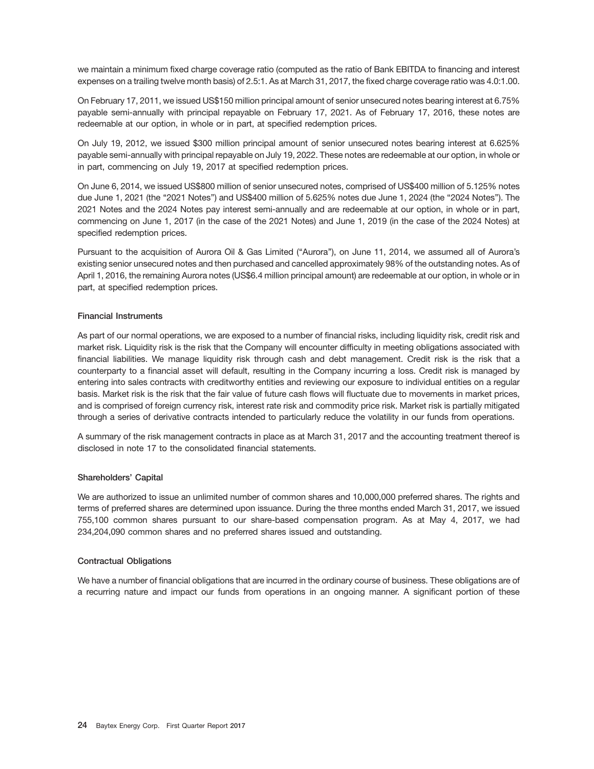we maintain a minimum fixed charge coverage ratio (computed as the ratio of Bank EBITDA to financing and interest expenses on a trailing twelve month basis) of 2.5:1. As at March 31, 2017, the fixed charge coverage ratio was 4.0:1.00.

On February 17, 2011, we issued US$150 million principal amount of senior unsecured notes bearing interest at 6.75% payable semi-annually with principal repayable on February 17, 2021. As of February 17, 2016, these notes are redeemable at our option, in whole or in part, at specified redemption prices.

On July 19, 2012, we issued $300 million principal amount of senior unsecured notes bearing interest at 6.625% payable semi-annually with principal repayable on July 19, 2022. These notes are redeemable at our option, in whole or in part, commencing on July 19, 2017 at specified redemption prices.

On June 6, 2014, we issued US$800 million of senior unsecured notes, comprised of US$400 million of 5.125% notes due June 1, 2021 (the "2021 Notes") and US$400 million of 5.625% notes due June 1, 2024 (the "2024 Notes"). The 2021 Notes and the 2024 Notes pay interest semi-annually and are redeemable at our option, in whole or in part, commencing on June 1, 2017 (in the case of the 2021 Notes) and June 1, 2019 (in the case of the 2024 Notes) at specified redemption prices.

Pursuant to the acquisition of Aurora Oil & Gas Limited ("Aurora"), on June 11, 2014, we assumed all of Aurora's existing senior unsecured notes and then purchased and cancelled approximately 98% of the outstanding notes. As of April 1, 2016, the remaining Aurora notes (US$6.4 million principal amount) are redeemable at our option, in whole or in part, at specified redemption prices.

### Financial Instruments

As part of our normal operations, we are exposed to a number of financial risks, including liquidity risk, credit risk and market risk. Liquidity risk is the risk that the Company will encounter difficulty in meeting obligations associated with financial liabilities. We manage liquidity risk through cash and debt management. Credit risk is the risk that a counterparty to a financial asset will default, resulting in the Company incurring a loss. Credit risk is managed by entering into sales contracts with creditworthy entities and reviewing our exposure to individual entities on a regular basis. Market risk is the risk that the fair value of future cash flows will fluctuate due to movements in market prices, and is comprised of foreign currency risk, interest rate risk and commodity price risk. Market risk is partially mitigated through a series of derivative contracts intended to particularly reduce the volatility in our funds from operations.

A summary of the risk management contracts in place as at March 31, 2017 and the accounting treatment thereof is disclosed in note 17 to the consolidated financial statements.

### Shareholders' Capital

We are authorized to issue an unlimited number of common shares and 10,000,000 preferred shares. The rights and terms of preferred shares are determined upon issuance. During the three months ended March 31, 2017, we issued 755,100 common shares pursuant to our share-based compensation program. As at May 4, 2017, we had 234,204,090 common shares and no preferred shares issued and outstanding.

### Contractual Obligations

We have a number of financial obligations that are incurred in the ordinary course of business. These obligations are of a recurring nature and impact our funds from operations in an ongoing manner. A significant portion of these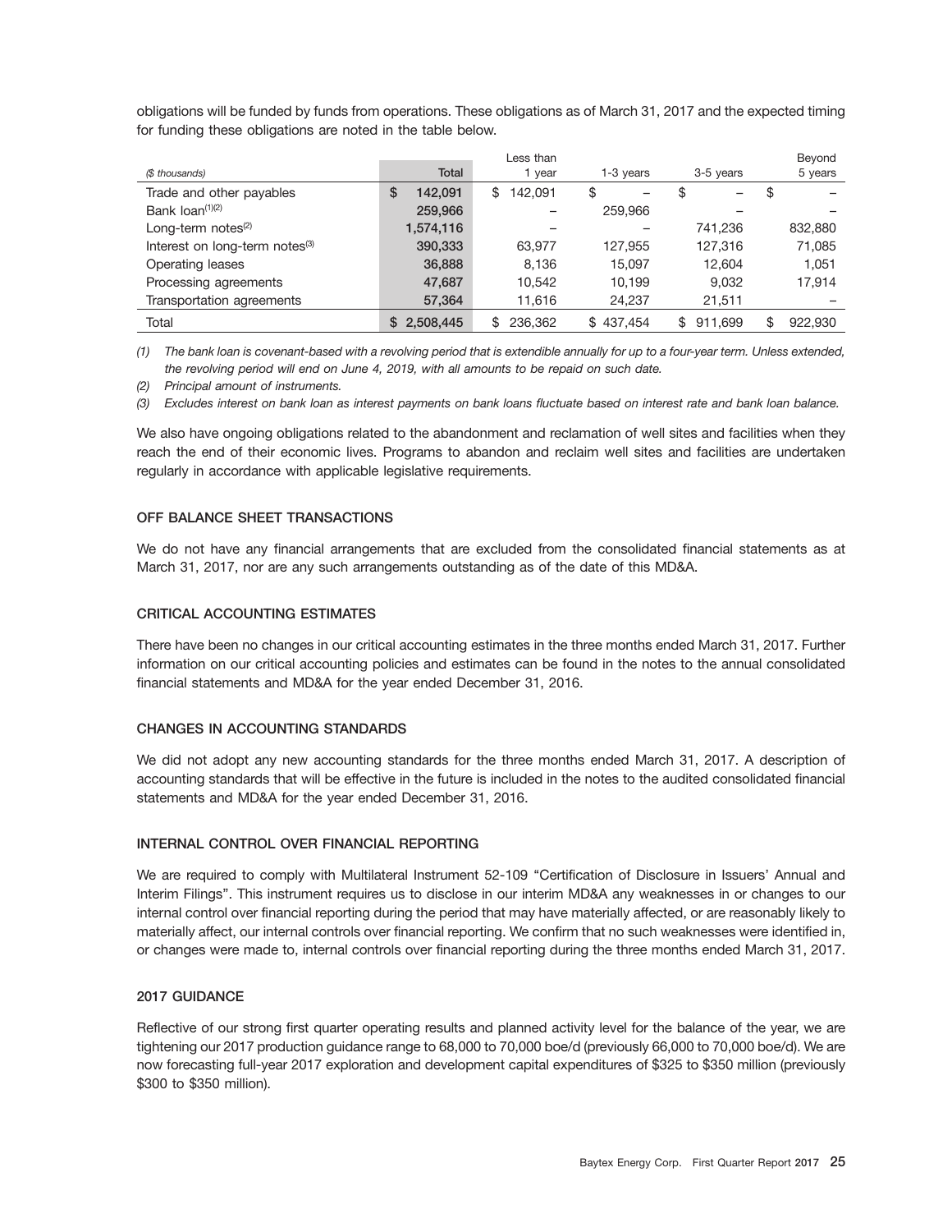obligations will be funded by funds from operations. These obligations as of March 31, 2017 and the expected timing for funding these obligations are noted in the table below.

| *($ thousands)* | Total | Less than 1 year | 1-3 years | 3-5 years | Beyond 5 years |
|---|---|---|---|---|---|
| Trade and other payables | $ 142,091 | $ 142,091 | $ – | $ – | $ – |
| Bank loan[(1)(2)] | 259,966 | – | 259,966 | – | – |
| Long-term notes[(2)] | 1,574,116 | – | – | 741,236 | 832,880 |
| Interest on long-term notes[(3)] | 390,333 | 63,977 | 127,955 | 127,316 | 71,085 |
| Operating leases | 36,888 | 8,136 | 15,097 | 12,604 | 1,051 |
| Processing agreements | 47,687 | 10,542 | 10,199 | 9,032 | 17,914 |
| Transportation agreements | 57,364 | 11,616 | 24,237 | 21,511 | – |
| Total | $ 2,508,445 | $ 236,362 | $ 437,454 | $ 911,699 | $ 922,930 |

*(1) The bank loan is covenant-based with a revolving period that is extendible annually for up to a four-year term. Unless extended, the revolving period will end on June 4, 2019, with all amounts to be repaid on such date.*

*(2) Principal amount of instruments.*

*(3) Excludes interest on bank loan as interest payments on bank loans fluctuate based on interest rate and bank loan balance.*

We also have ongoing obligations related to the abandonment and reclamation of well sites and facilities when they reach the end of their economic lives. Programs to abandon and reclaim well sites and facilities are undertaken regularly in accordance with applicable legislative requirements.

## OFF BALANCE SHEET TRANSACTIONS

We do not have any financial arrangements that are excluded from the consolidated financial statements as at March 31, 2017, nor are any such arrangements outstanding as of the date of this MD&A.

## CRITICAL ACCOUNTING ESTIMATES

There have been no changes in our critical accounting estimates in the three months ended March 31, 2017. Further information on our critical accounting policies and estimates can be found in the notes to the annual consolidated financial statements and MD&A for the year ended December 31, 2016.

## CHANGES IN ACCOUNTING STANDARDS

We did not adopt any new accounting standards for the three months ended March 31, 2017. A description of accounting standards that will be effective in the future is included in the notes to the audited consolidated financial statements and MD&A for the year ended December 31, 2016.

## INTERNAL CONTROL OVER FINANCIAL REPORTING

We are required to comply with Multilateral Instrument 52-109 "Certification of Disclosure in Issuers' Annual and Interim Filings". This instrument requires us to disclose in our interim MD&A any weaknesses in or changes to our internal control over financial reporting during the period that may have materially affected, or are reasonably likely to materially affect, our internal controls over financial reporting. We confirm that no such weaknesses were identified in, or changes were made to, internal controls over financial reporting during the three months ended March 31, 2017.

## 2017 GUIDANCE

Reflective of our strong first quarter operating results and planned activity level for the balance of the year, we are tightening our 2017 production guidance range to 68,000 to 70,000 boe/d (previously 66,000 to 70,000 boe/d). We are now forecasting full-year 2017 exploration and development capital expenditures of $325 to $350 million (previously $300 to $350 million).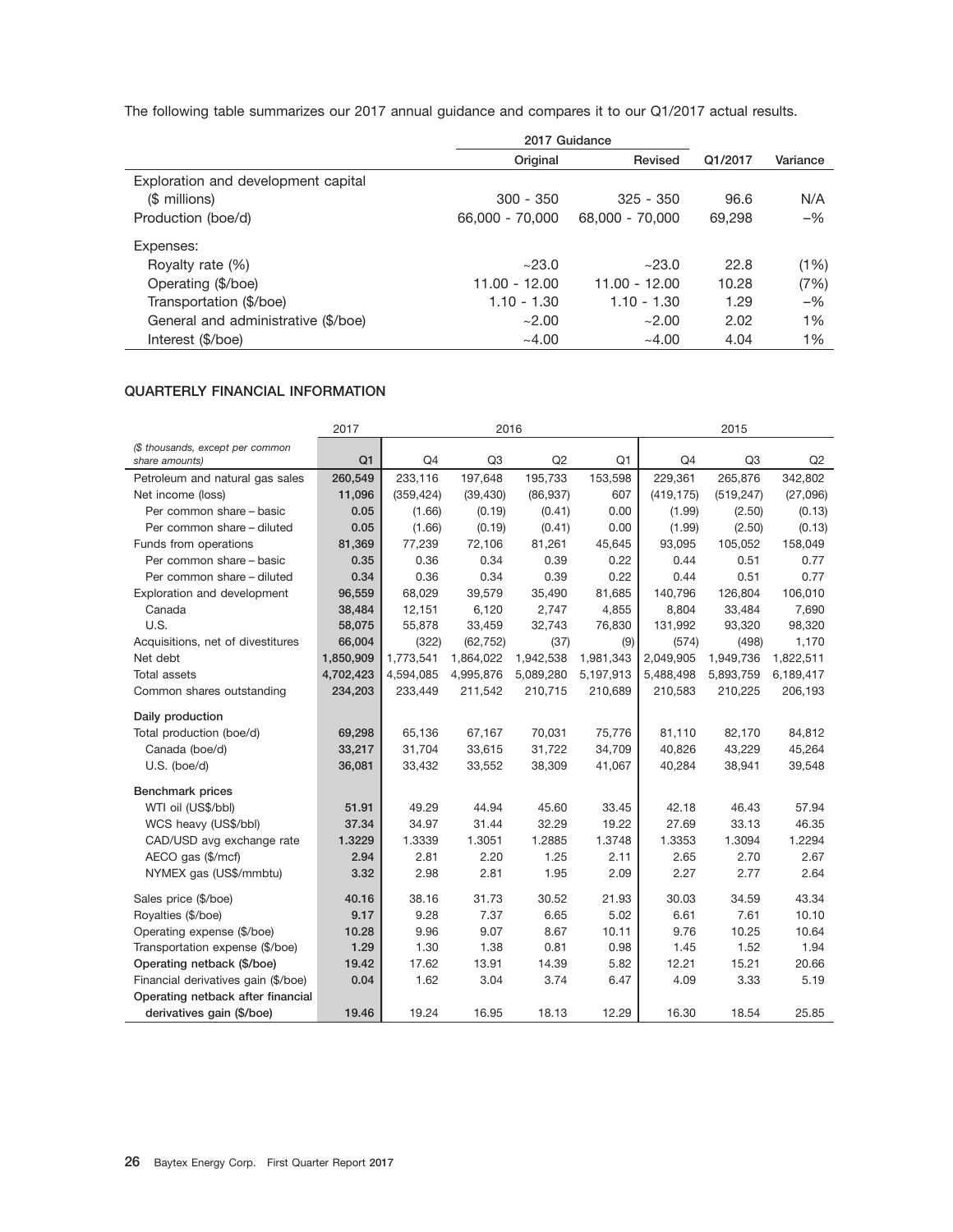The following table summarizes our 2017 annual guidance and compares it to our Q1/2017 actual results.

| | 2017 Guidance | | | |
|---|---|---|---|---|
| | Original | Revised | Q1/2017 | Variance |
| Exploration and development capital ($ millions) | 300 - 350 | 325 - 350 | 96.6 | N/A |
| Production (boe/d) | 66,000 - 70,000 | 68,000 - 70,000 | 69,298 | –% |
| Expenses: | | | | |
| Royalty rate (%) | ~23.0 | ~23.0 | 22.8 | (1%) |
| Operating ($/boe) | 11.00 - 12.00 | 11.00 - 12.00 | 10.28 | (7%) |
| Transportation ($/boe) | 1.10 - 1.30 | 1.10 - 1.30 | 1.29 | –% |
| General and administrative ($/boe) | ~2.00 | ~2.00 | 2.02 | 1% |
| Interest ($/boe) | ~4.00 | ~4.00 | 4.04 | 1% |

### QUARTERLY FINANCIAL INFORMATION

| | 2017 | 2016 | | | | 2015 | | |
|---|---|---|---|---|---|---|---|---|
| *($ thousands, except per common share amounts)* | **Q1** | Q4 | Q3 | Q2 | Q1 | Q4 | Q3 | Q2 |
| Petroleum and natural gas sales | **260,549** | 233,116 | 197,648 | 195,733 | 153,598 | 229,361 | 265,876 | 342,802 |
| Net income (loss) | **11,096** | (359,424) | (39,430) | (86,937) | 607 | (419,175) | (519,247) | (27,096) |
| Per common share – basic | **0.05** | (1.66) | (0.19) | (0.41) | 0.00 | (1.99) | (2.50) | (0.13) |
| Per common share – diluted | **0.05** | (1.66) | (0.19) | (0.41) | 0.00 | (1.99) | (2.50) | (0.13) |
| Funds from operations | **81,369** | 77,239 | 72,106 | 81,261 | 45,645 | 93,095 | 105,052 | 158,049 |
| Per common share – basic | **0.35** | 0.36 | 0.34 | 0.39 | 0.22 | 0.44 | 0.51 | 0.77 |
| Per common share – diluted | **0.34** | 0.36 | 0.34 | 0.39 | 0.22 | 0.44 | 0.51 | 0.77 |
| Exploration and development | **96,559** | 68,029 | 39,579 | 35,490 | 81,685 | 140,796 | 126,804 | 106,010 |
| Canada | **38,484** | 12,151 | 6,120 | 2,747 | 4,855 | 8,804 | 33,484 | 7,690 |
| U.S. | **58,075** | 55,878 | 33,459 | 32,743 | 76,830 | 131,992 | 93,320 | 98,320 |
| Acquisitions, net of divestitures | **66,004** | (322) | (62,752) | (37) | (9) | (574) | (498) | 1,170 |
| Net debt | **1,850,909** | 1,773,541 | 1,864,022 | 1,942,538 | 1,981,343 | 2,049,905 | 1,949,736 | 1,822,511 |
| Total assets | **4,702,423** | 4,594,085 | 4,995,876 | 5,089,280 | 5,197,913 | 5,488,498 | 5,893,759 | 6,189,417 |
| Common shares outstanding | **234,203** | 233,449 | 211,542 | 210,715 | 210,689 | 210,583 | 210,225 | 206,193 |
| **Daily production** | | | | | | | | |
| Total production (boe/d) | **69,298** | 65,136 | 67,167 | 70,031 | 75,776 | 81,110 | 82,170 | 84,812 |
| Canada (boe/d) | **33,217** | 31,704 | 33,615 | 31,722 | 34,709 | 40,826 | 43,229 | 45,264 |
| U.S. (boe/d) | **36,081** | 33,432 | 33,552 | 38,309 | 41,067 | 40,284 | 38,941 | 39,548 |
| **Benchmark prices** | | | | | | | | |
| WTI oil (US$/bbl) | **51.91** | 49.29 | 44.94 | 45.60 | 33.45 | 42.18 | 46.43 | 57.94 |
| WCS heavy (US$/bbl) | **37.34** | 34.97 | 31.44 | 32.29 | 19.22 | 27.69 | 33.13 | 46.35 |
| CAD/USD avg exchange rate | **1.3229** | 1.3339 | 1.3051 | 1.2885 | 1.3748 | 1.3353 | 1.3094 | 1.2294 |
| AECO gas ($/mcf) | **2.94** | 2.81 | 2.20 | 1.25 | 2.11 | 2.65 | 2.70 | 2.67 |
| NYMEX gas (US$/mmbtu) | **3.32** | 2.98 | 2.81 | 1.95 | 2.09 | 2.27 | 2.77 | 2.64 |
| Sales price ($/boe) | **40.16** | 38.16 | 31.73 | 30.52 | 21.93 | 30.03 | 34.59 | 43.34 |
| Royalties ($/boe) | **9.17** | 9.28 | 7.37 | 6.65 | 5.02 | 6.61 | 7.61 | 10.10 |
| Operating expense ($/boe) | **10.28** | 9.96 | 9.07 | 8.67 | 10.11 | 9.76 | 10.25 | 10.64 |
| Transportation expense ($/boe) | **1.29** | 1.30 | 1.38 | 0.81 | 0.98 | 1.45 | 1.52 | 1.94 |
| **Operating netback ($/boe)** | **19.42** | 17.62 | 13.91 | 14.39 | 5.82 | 12.21 | 15.21 | 20.66 |
| Financial derivatives gain ($/boe) | **0.04** | 1.62 | 3.04 | 3.74 | 6.47 | 4.09 | 3.33 | 5.19 |
| **Operating netback after financial derivatives gain ($/boe)** | **19.46** | 19.24 | 16.95 | 18.13 | 12.29 | 16.30 | 18.54 | 25.85 |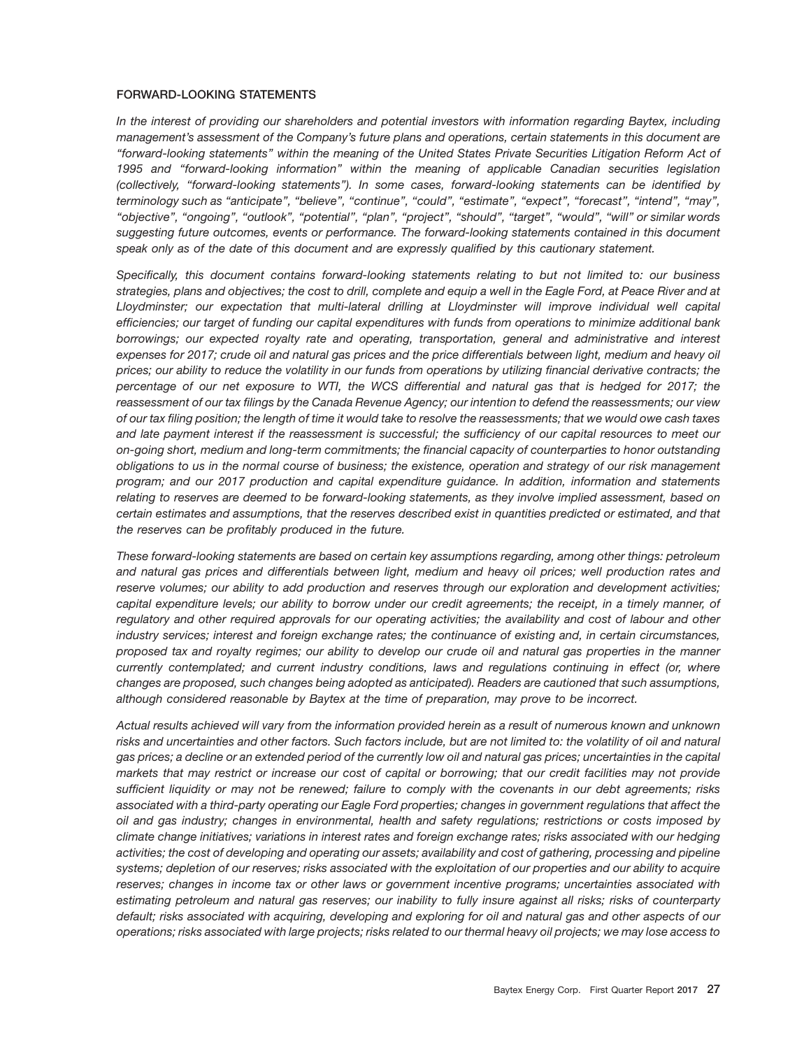## FORWARD-LOOKING STATEMENTS

*In the interest of providing our shareholders and potential investors with information regarding Baytex, including management's assessment of the Company's future plans and operations, certain statements in this document are "forward-looking statements" within the meaning of the United States Private Securities Litigation Reform Act of 1995 and "forward-looking information" within the meaning of applicable Canadian securities legislation (collectively, "forward-looking statements"). In some cases, forward-looking statements can be identified by terminology such as "anticipate", "believe", "continue", "could", "estimate", "expect", "forecast", "intend", "may", "objective", "ongoing", "outlook", "potential", "plan", "project", "should", "target", "would", "will" or similar words suggesting future outcomes, events or performance. The forward-looking statements contained in this document speak only as of the date of this document and are expressly qualified by this cautionary statement.*

*Specifically, this document contains forward-looking statements relating to but not limited to: our business strategies, plans and objectives; the cost to drill, complete and equip a well in the Eagle Ford, at Peace River and at Lloydminster; our expectation that multi-lateral drilling at Lloydminster will improve individual well capital efficiencies; our target of funding our capital expenditures with funds from operations to minimize additional bank borrowings; our expected royalty rate and operating, transportation, general and administrative and interest expenses for 2017; crude oil and natural gas prices and the price differentials between light, medium and heavy oil prices; our ability to reduce the volatility in our funds from operations by utilizing financial derivative contracts; the percentage of our net exposure to WTI, the WCS differential and natural gas that is hedged for 2017; the reassessment of our tax filings by the Canada Revenue Agency; our intention to defend the reassessments; our view of our tax filing position; the length of time it would take to resolve the reassessments; that we would owe cash taxes and late payment interest if the reassessment is successful; the sufficiency of our capital resources to meet our on-going short, medium and long-term commitments; the financial capacity of counterparties to honor outstanding obligations to us in the normal course of business; the existence, operation and strategy of our risk management program; and our 2017 production and capital expenditure guidance. In addition, information and statements relating to reserves are deemed to be forward-looking statements, as they involve implied assessment, based on certain estimates and assumptions, that the reserves described exist in quantities predicted or estimated, and that the reserves can be profitably produced in the future.*

*These forward-looking statements are based on certain key assumptions regarding, among other things: petroleum and natural gas prices and differentials between light, medium and heavy oil prices; well production rates and reserve volumes; our ability to add production and reserves through our exploration and development activities; capital expenditure levels; our ability to borrow under our credit agreements; the receipt, in a timely manner, of regulatory and other required approvals for our operating activities; the availability and cost of labour and other industry services; interest and foreign exchange rates; the continuance of existing and, in certain circumstances, proposed tax and royalty regimes; our ability to develop our crude oil and natural gas properties in the manner currently contemplated; and current industry conditions, laws and regulations continuing in effect (or, where changes are proposed, such changes being adopted as anticipated). Readers are cautioned that such assumptions, although considered reasonable by Baytex at the time of preparation, may prove to be incorrect.*

*Actual results achieved will vary from the information provided herein as a result of numerous known and unknown risks and uncertainties and other factors. Such factors include, but are not limited to: the volatility of oil and natural gas prices; a decline or an extended period of the currently low oil and natural gas prices; uncertainties in the capital markets that may restrict or increase our cost of capital or borrowing; that our credit facilities may not provide sufficient liquidity or may not be renewed; failure to comply with the covenants in our debt agreements; risks associated with a third-party operating our Eagle Ford properties; changes in government regulations that affect the oil and gas industry; changes in environmental, health and safety regulations; restrictions or costs imposed by climate change initiatives; variations in interest rates and foreign exchange rates; risks associated with our hedging activities; the cost of developing and operating our assets; availability and cost of gathering, processing and pipeline systems; depletion of our reserves; risks associated with the exploitation of our properties and our ability to acquire reserves; changes in income tax or other laws or government incentive programs; uncertainties associated with estimating petroleum and natural gas reserves; our inability to fully insure against all risks; risks of counterparty default; risks associated with acquiring, developing and exploring for oil and natural gas and other aspects of our operations; risks associated with large projects; risks related to our thermal heavy oil projects; we may lose access to*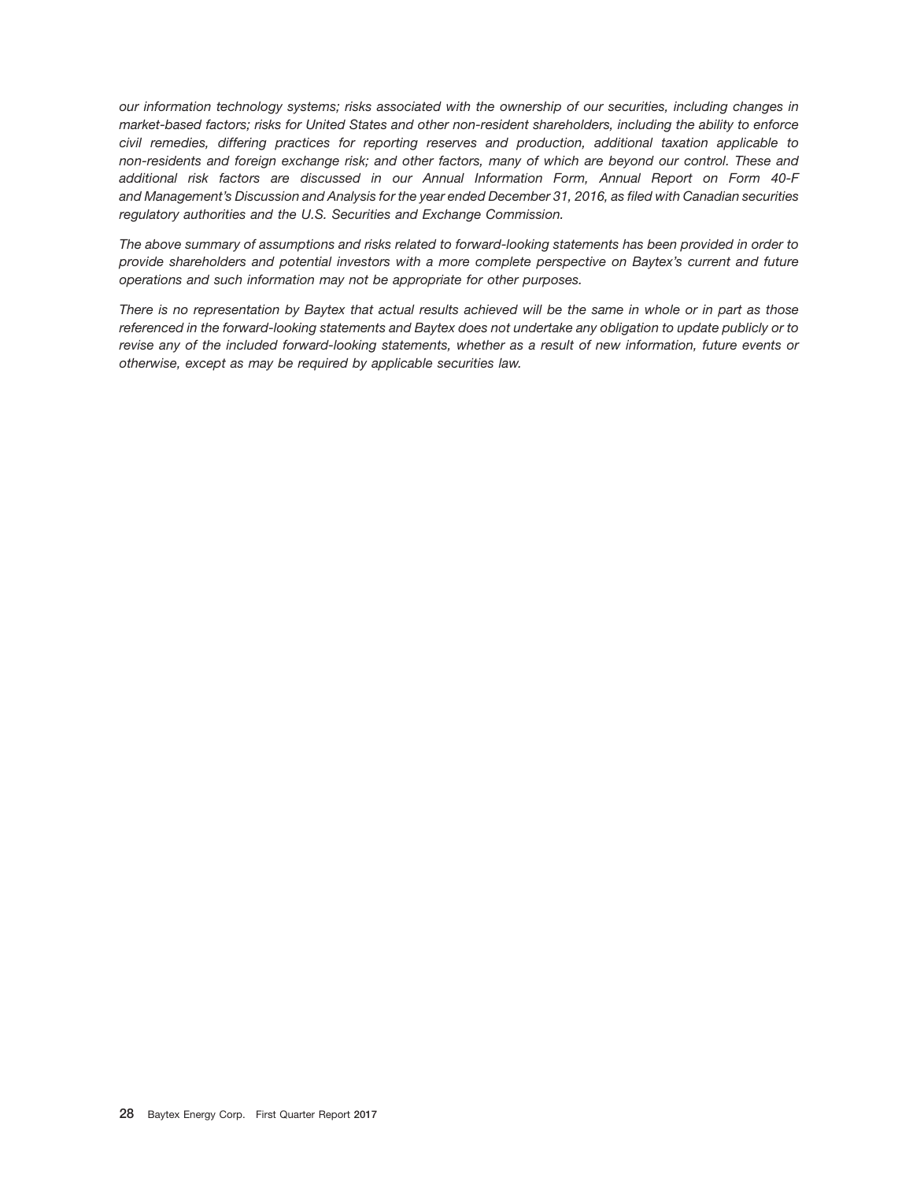*our information technology systems; risks associated with the ownership of our securities, including changes in market-based factors; risks for United States and other non-resident shareholders, including the ability to enforce civil remedies, differing practices for reporting reserves and production, additional taxation applicable to non-residents and foreign exchange risk; and other factors, many of which are beyond our control. These and additional risk factors are discussed in our Annual Information Form, Annual Report on Form 40-F and Management's Discussion and Analysis for the year ended December 31, 2016, as filed with Canadian securities regulatory authorities and the U.S. Securities and Exchange Commission.*

*The above summary of assumptions and risks related to forward-looking statements has been provided in order to provide shareholders and potential investors with a more complete perspective on Baytex's current and future operations and such information may not be appropriate for other purposes.*

*There is no representation by Baytex that actual results achieved will be the same in whole or in part as those referenced in the forward-looking statements and Baytex does not undertake any obligation to update publicly or to revise any of the included forward-looking statements, whether as a result of new information, future events or otherwise, except as may be required by applicable securities law.*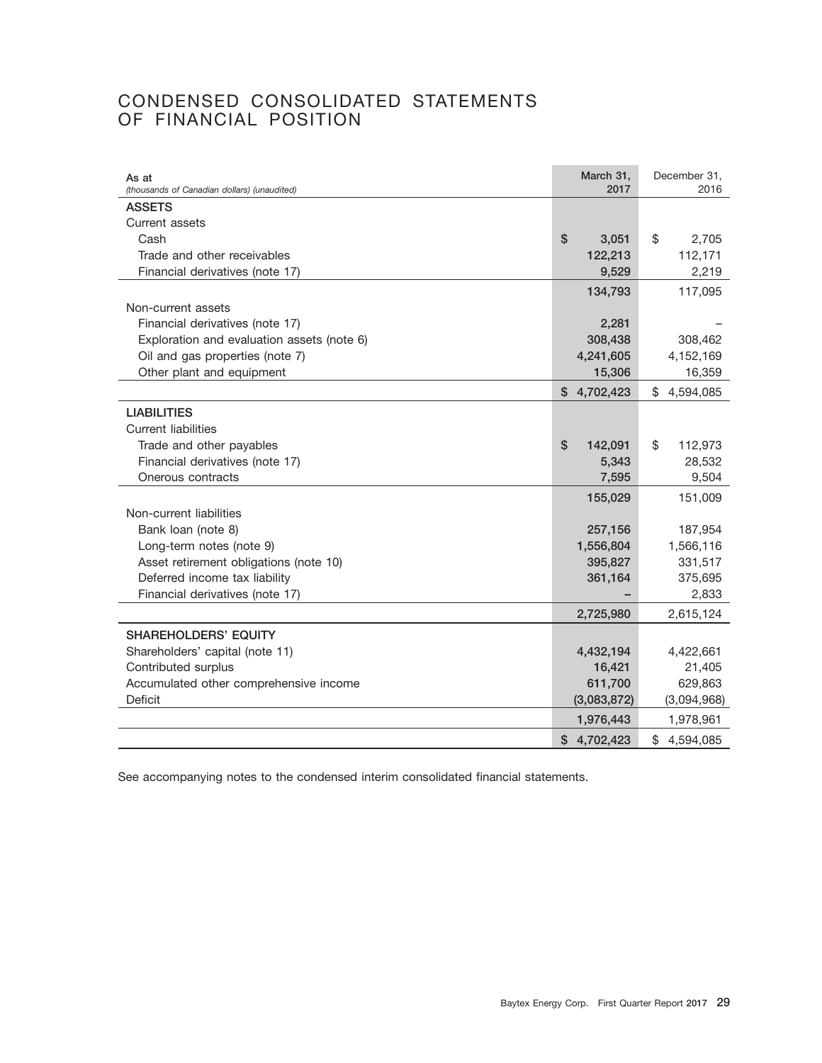# CONDENSED CONSOLIDATED STATEMENTS OF FINANCIAL POSITION

| As at *(thousands of Canadian dollars) (unaudited)* | March 31, 2017 | December 31, 2016 |
|---|---|---|
| **ASSETS** | | |
| Current assets | | |
| Cash | $ 3,051 | $ 2,705 |
| Trade and other receivables | 122,213 | 112,171 |
| Financial derivatives (note 17) | 9,529 | 2,219 |
| | 134,793 | 117,095 |
| Non-current assets | | |
| Financial derivatives (note 17) | 2,281 | – |
| Exploration and evaluation assets (note 6) | 308,438 | 308,462 |
| Oil and gas properties (note 7) | 4,241,605 | 4,152,169 |
| Other plant and equipment | 15,306 | 16,359 |
| | $ 4,702,423 | $ 4,594,085 |
| **LIABILITIES** | | |
| Current liabilities | | |
| Trade and other payables | $ 142,091 | $ 112,973 |
| Financial derivatives (note 17) | 5,343 | 28,532 |
| Onerous contracts | 7,595 | 9,504 |
| | 155,029 | 151,009 |
| Non-current liabilities | | |
| Bank loan (note 8) | 257,156 | 187,954 |
| Long-term notes (note 9) | 1,556,804 | 1,566,116 |
| Asset retirement obligations (note 10) | 395,827 | 331,517 |
| Deferred income tax liability | 361,164 | 375,695 |
| Financial derivatives (note 17) | – | 2,833 |
| | 2,725,980 | 2,615,124 |
| **SHAREHOLDERS' EQUITY** | | |
| Shareholders' capital (note 11) | 4,432,194 | 4,422,661 |
| Contributed surplus | 16,421 | 21,405 |
| Accumulated other comprehensive income | 611,700 | 629,863 |
| Deficit | (3,083,872) | (3,094,968) |
| | 1,976,443 | 1,978,961 |
| | $ 4,702,423 | $ 4,594,085 |

See accompanying notes to the condensed interim consolidated financial statements.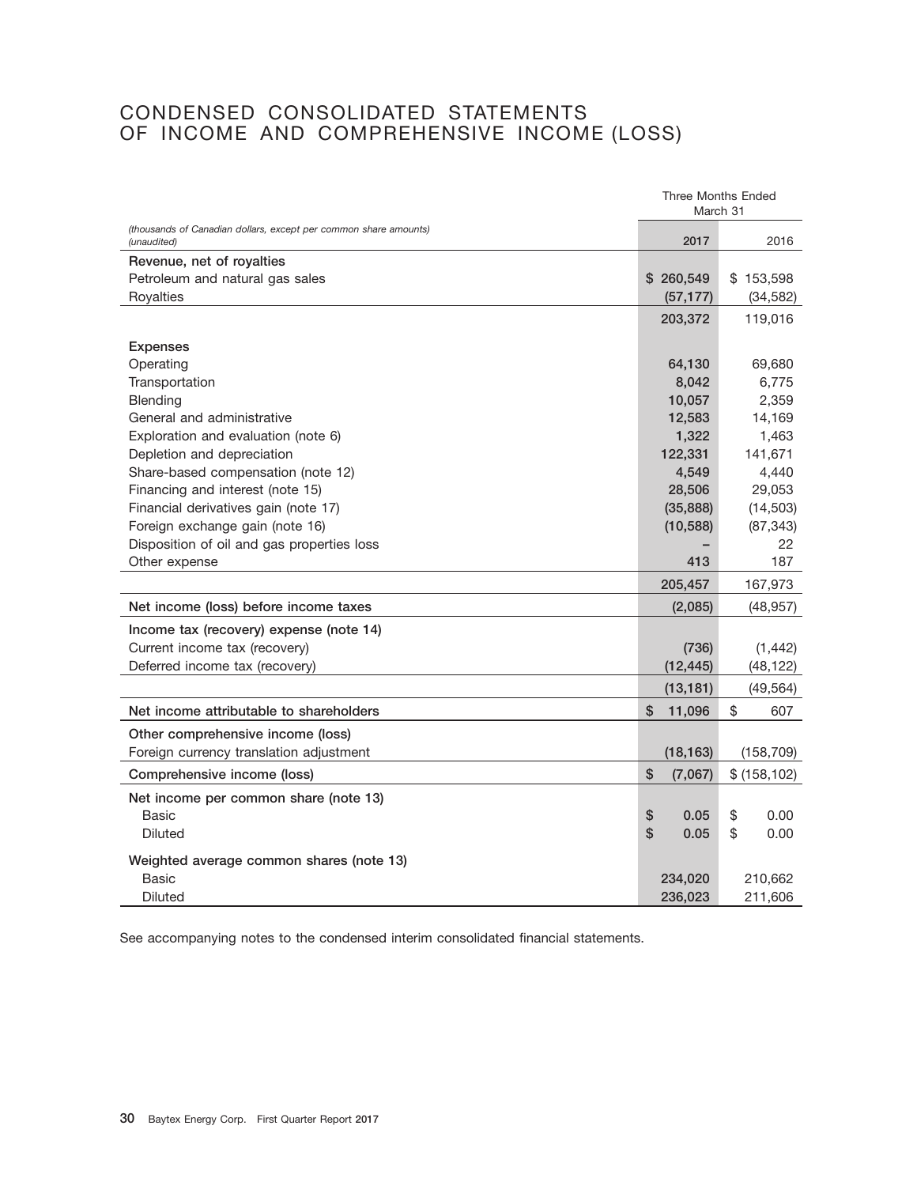# CONDENSED CONSOLIDATED STATEMENTS OF INCOME AND COMPREHENSIVE INCOME (LOSS)

| *(thousands of Canadian dollars, except per common share amounts) (unaudited)* | Three Months Ended March 31 2017 | 2016 |
|---|---|---|
| **Revenue, net of royalties** | | |
| Petroleum and natural gas sales | $ 260,549 | $ 153,598 |
| Royalties | (57,177) | (34,582) |
| | 203,372 | 119,016 |
| **Expenses** | | |
| Operating | 64,130 | 69,680 |
| Transportation | 8,042 | 6,775 |
| Blending | 10,057 | 2,359 |
| General and administrative | 12,583 | 14,169 |
| Exploration and evaluation (note 6) | 1,322 | 1,463 |
| Depletion and depreciation | 122,331 | 141,671 |
| Share-based compensation (note 12) | 4,549 | 4,440 |
| Financing and interest (note 15) | 28,506 | 29,053 |
| Financial derivatives gain (note 17) | (35,888) | (14,503) |
| Foreign exchange gain (note 16) | (10,588) | (87,343) |
| Disposition of oil and gas properties loss | – | 22 |
| Other expense | 413 | 187 |
| | 205,457 | 167,973 |
| **Net income (loss) before income taxes** | (2,085) | (48,957) |
| **Income tax (recovery) expense (note 14)** | | |
| Current income tax (recovery) | (736) | (1,442) |
| Deferred income tax (recovery) | (12,445) | (48,122) |
| | (13,181) | (49,564) |
| **Net income attributable to shareholders** | $ 11,096 | $ 607 |
| **Other comprehensive income (loss)** | | |
| Foreign currency translation adjustment | (18,163) | (158,709) |
| **Comprehensive income (loss)** | $ (7,067) | $ (158,102) |
| **Net income per common share (note 13)** | | |
| Basic | $ 0.05 | $ 0.00 |
| Diluted | $ 0.05 | $ 0.00 |
| **Weighted average common shares (note 13)** | | |
| Basic | 234,020 | 210,662 |
| Diluted | 236,023 | 211,606 |

See accompanying notes to the condensed interim consolidated financial statements.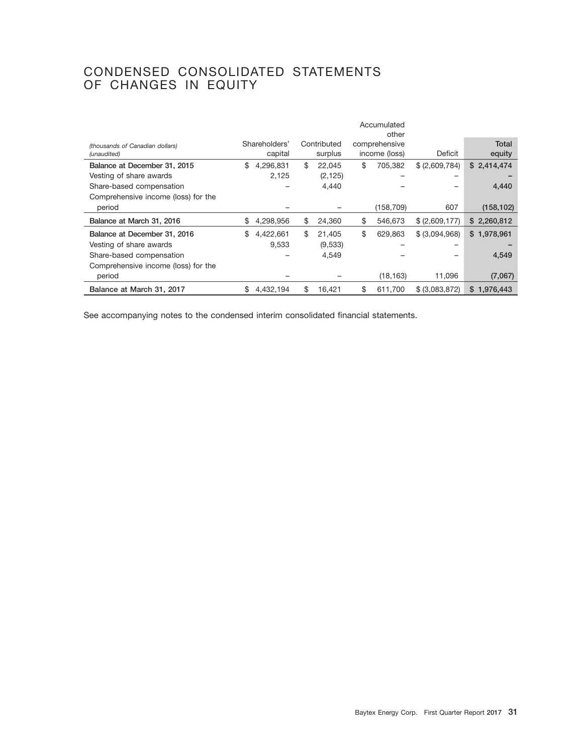# CONDENSED CONSOLIDATED STATEMENTS OF CHANGES IN EQUITY

| *(thousands of Canadian dollars)* *(unaudited)* | Shareholders' capital | Contributed surplus | Accumulated other comprehensive income (loss) | Deficit | Total equity |
|---|---|---|---|---|---|
| **Balance at December 31, 2015** | $ 4,296,831 | $ 22,045 | $ 705,382 | $ (2,609,784) | **$ 2,414,474** |
| Vesting of share awards | 2,125 | (2,125) | – | – | **–** |
| Share-based compensation | – | 4,440 | – | – | **4,440** |
| Comprehensive income (loss) for the period | – | – | (158,709) | 607 | **(158,102)** |
| **Balance at March 31, 2016** | $ 4,298,956 | $ 24,360 | $ 546,673 | $ (2,609,177) | **$ 2,260,812** |
| **Balance at December 31, 2016** | $ 4,422,661 | $ 21,405 | $ 629,863 | $ (3,094,968) | **$ 1,978,961** |
| Vesting of share awards | 9,533 | (9,533) | – | – | **–** |
| Share-based compensation | – | 4,549 | – | – | **4,549** |
| Comprehensive income (loss) for the period | – | – | (18,163) | 11,096 | **(7,067)** |
| **Balance at March 31, 2017** | $ 4,432,194 | $ 16,421 | $ 611,700 | $ (3,083,872) | **$ 1,976,443** |

See accompanying notes to the condensed interim consolidated financial statements.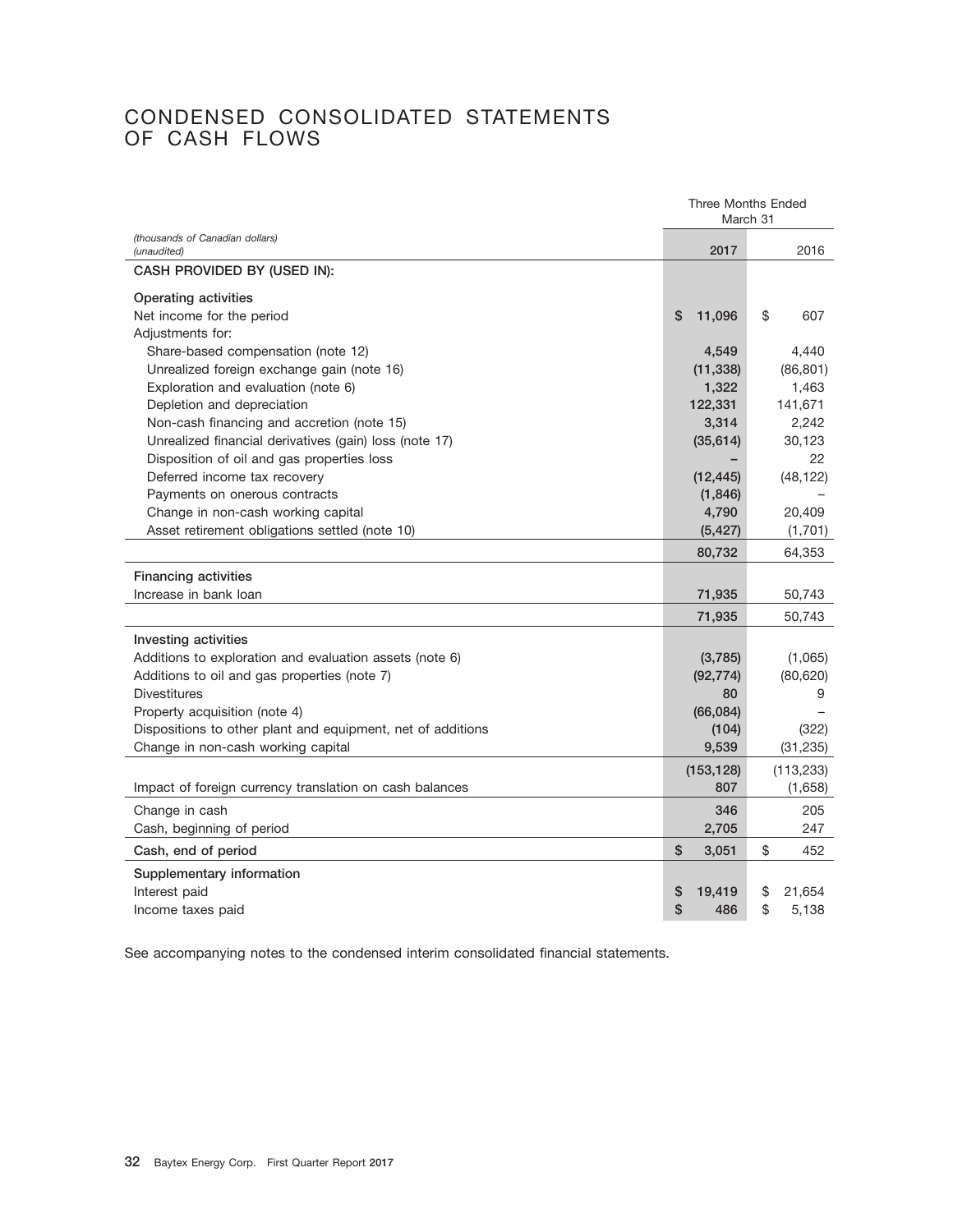# CONDENSED CONSOLIDATED STATEMENTS OF CASH FLOWS

| *(thousands of Canadian dollars)* *(unaudited)* | Three Months Ended March 31 2017 | 2016 |
|---|---|---|
| **CASH PROVIDED BY (USED IN):** | | |
| **Operating activities** | | |
| Net income for the period | $ 11,096 | $ 607 |
| Adjustments for: | | |
| Share-based compensation (note 12) | 4,549 | 4,440 |
| Unrealized foreign exchange gain (note 16) | (11,338) | (86,801) |
| Exploration and evaluation (note 6) | 1,322 | 1,463 |
| Depletion and depreciation | 122,331 | 141,671 |
| Non-cash financing and accretion (note 15) | 3,314 | 2,242 |
| Unrealized financial derivatives (gain) loss (note 17) | (35,614) | 30,123 |
| Disposition of oil and gas properties loss | – | 22 |
| Deferred income tax recovery | (12,445) | (48,122) |
| Payments on onerous contracts | (1,846) | – |
| Change in non-cash working capital | 4,790 | 20,409 |
| Asset retirement obligations settled (note 10) | (5,427) | (1,701) |
| | 80,732 | 64,353 |
| **Financing activities** | | |
| Increase in bank loan | 71,935 | 50,743 |
| | 71,935 | 50,743 |
| **Investing activities** | | |
| Additions to exploration and evaluation assets (note 6) | (3,785) | (1,065) |
| Additions to oil and gas properties (note 7) | (92,774) | (80,620) |
| Divestitures | 80 | 9 |
| Property acquisition (note 4) | (66,084) | – |
| Dispositions to other plant and equipment, net of additions | (104) | (322) |
| Change in non-cash working capital | 9,539 | (31,235) |
| | (153,128) | (113,233) |
| Impact of foreign currency translation on cash balances | 807 | (1,658) |
| Change in cash | 346 | 205 |
| Cash, beginning of period | 2,705 | 247 |
| **Cash, end of period** | $ 3,051 | $ 452 |
| **Supplementary information** | | |
| Interest paid | $ 19,419 | $ 21,654 |
| Income taxes paid | $ 486 | $ 5,138 |

See accompanying notes to the condensed interim consolidated financial statements.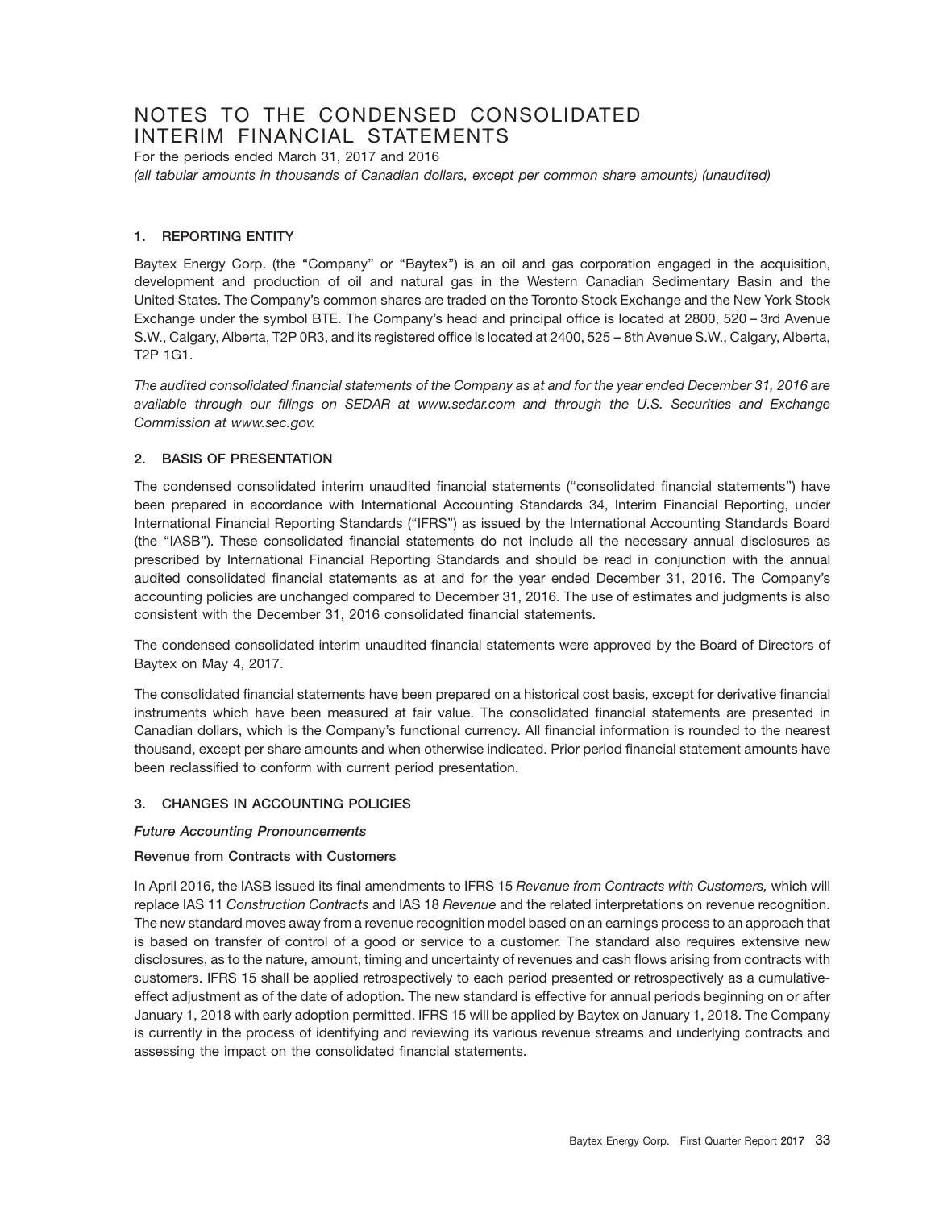# NOTES TO THE CONDENSED CONSOLIDATED INTERIM FINANCIAL STATEMENTS

For the periods ended March 31, 2017 and 2016

*(all tabular amounts in thousands of Canadian dollars, except per common share amounts) (unaudited)*

## 1. REPORTING ENTITY

Baytex Energy Corp. (the "Company" or "Baytex") is an oil and gas corporation engaged in the acquisition, development and production of oil and natural gas in the Western Canadian Sedimentary Basin and the United States. The Company's common shares are traded on the Toronto Stock Exchange and the New York Stock Exchange under the symbol BTE. The Company's head and principal office is located at 2800, 520 – 3rd Avenue S.W., Calgary, Alberta, T2P 0R3, and its registered office is located at 2400, 525 – 8th Avenue S.W., Calgary, Alberta, T2P 1G1.

*The audited consolidated financial statements of the Company as at and for the year ended December 31, 2016 are available through our filings on SEDAR at www.sedar.com and through the U.S. Securities and Exchange Commission at www.sec.gov.*

## 2. BASIS OF PRESENTATION

The condensed consolidated interim unaudited financial statements ("consolidated financial statements") have been prepared in accordance with International Accounting Standards 34, Interim Financial Reporting, under International Financial Reporting Standards ("IFRS") as issued by the International Accounting Standards Board (the "IASB"). These consolidated financial statements do not include all the necessary annual disclosures as prescribed by International Financial Reporting Standards and should be read in conjunction with the annual audited consolidated financial statements as at and for the year ended December 31, 2016. The Company's accounting policies are unchanged compared to December 31, 2016. The use of estimates and judgments is also consistent with the December 31, 2016 consolidated financial statements.

The condensed consolidated interim unaudited financial statements were approved by the Board of Directors of Baytex on May 4, 2017.

The consolidated financial statements have been prepared on a historical cost basis, except for derivative financial instruments which have been measured at fair value. The consolidated financial statements are presented in Canadian dollars, which is the Company's functional currency. All financial information is rounded to the nearest thousand, except per share amounts and when otherwise indicated. Prior period financial statement amounts have been reclassified to conform with current period presentation.

## 3. CHANGES IN ACCOUNTING POLICIES

***Future Accounting Pronouncements***

**Revenue from Contracts with Customers**

In April 2016, the IASB issued its final amendments to IFRS 15 *Revenue from Contracts with Customers,* which will replace IAS 11 *Construction Contracts* and IAS 18 *Revenue* and the related interpretations on revenue recognition. The new standard moves away from a revenue recognition model based on an earnings process to an approach that is based on transfer of control of a good or service to a customer. The standard also requires extensive new disclosures, as to the nature, amount, timing and uncertainty of revenues and cash flows arising from contracts with customers. IFRS 15 shall be applied retrospectively to each period presented or retrospectively as a cumulative-effect adjustment as of the date of adoption. The new standard is effective for annual periods beginning on or after January 1, 2018 with early adoption permitted. IFRS 15 will be applied by Baytex on January 1, 2018. The Company is currently in the process of identifying and reviewing its various revenue streams and underlying contracts and assessing the impact on the consolidated financial statements.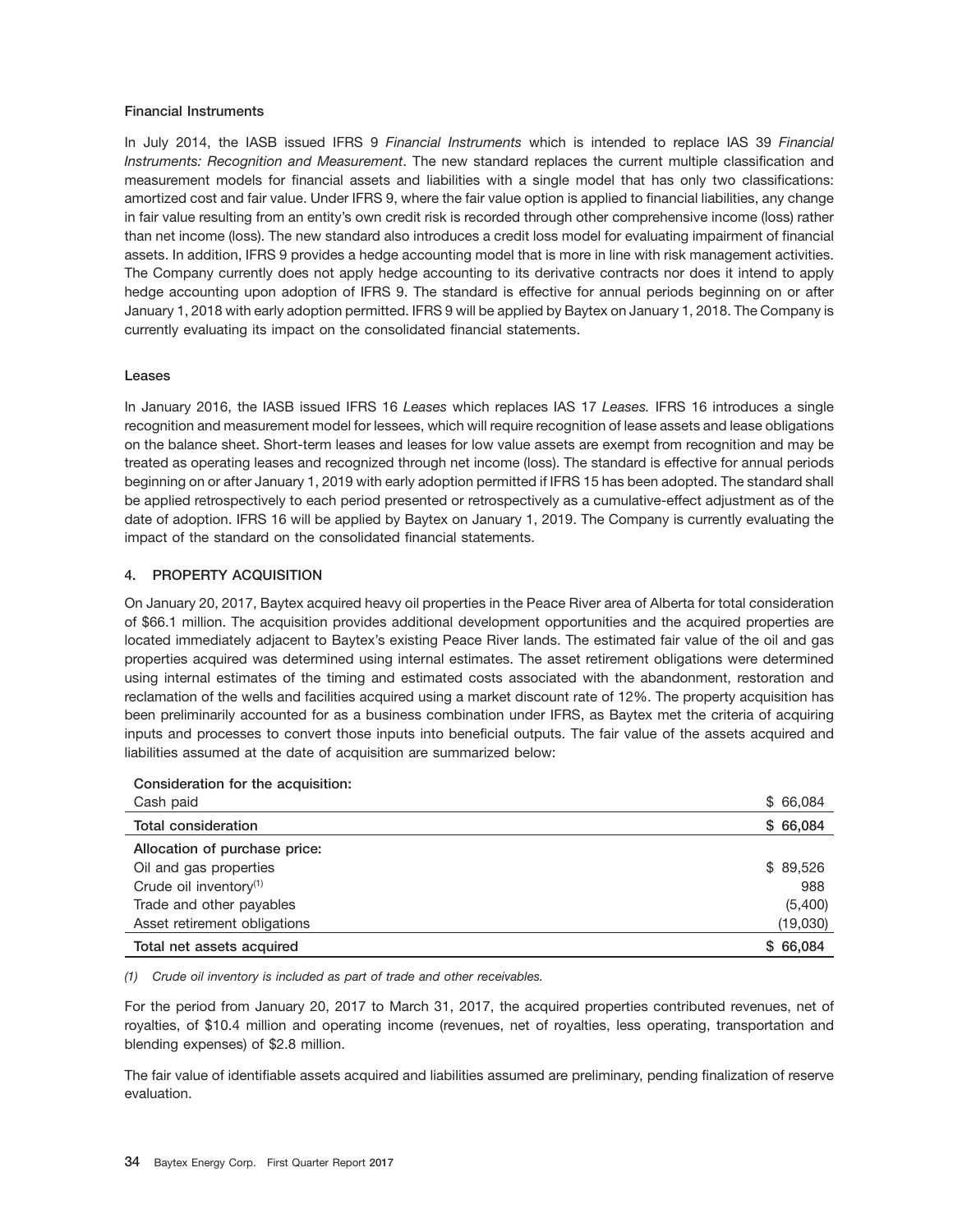### Financial Instruments

In July 2014, the IASB issued IFRS 9 *Financial Instruments* which is intended to replace IAS 39 *Financial Instruments: Recognition and Measurement*. The new standard replaces the current multiple classification and measurement models for financial assets and liabilities with a single model that has only two classifications: amortized cost and fair value. Under IFRS 9, where the fair value option is applied to financial liabilities, any change in fair value resulting from an entity's own credit risk is recorded through other comprehensive income (loss) rather than net income (loss). The new standard also introduces a credit loss model for evaluating impairment of financial assets. In addition, IFRS 9 provides a hedge accounting model that is more in line with risk management activities. The Company currently does not apply hedge accounting to its derivative contracts nor does it intend to apply hedge accounting upon adoption of IFRS 9. The standard is effective for annual periods beginning on or after January 1, 2018 with early adoption permitted. IFRS 9 will be applied by Baytex on January 1, 2018. The Company is currently evaluating its impact on the consolidated financial statements.

### Leases

In January 2016, the IASB issued IFRS 16 *Leases* which replaces IAS 17 *Leases.* IFRS 16 introduces a single recognition and measurement model for lessees, which will require recognition of lease assets and lease obligations on the balance sheet. Short-term leases and leases for low value assets are exempt from recognition and may be treated as operating leases and recognized through net income (loss). The standard is effective for annual periods beginning on or after January 1, 2019 with early adoption permitted if IFRS 15 has been adopted. The standard shall be applied retrospectively to each period presented or retrospectively as a cumulative-effect adjustment as of the date of adoption. IFRS 16 will be applied by Baytex on January 1, 2019. The Company is currently evaluating the impact of the standard on the consolidated financial statements.

## 4. PROPERTY ACQUISITION

On January 20, 2017, Baytex acquired heavy oil properties in the Peace River area of Alberta for total consideration of $66.1 million. The acquisition provides additional development opportunities and the acquired properties are located immediately adjacent to Baytex's existing Peace River lands. The estimated fair value of the oil and gas properties acquired was determined using internal estimates. The asset retirement obligations were determined using internal estimates of the timing and estimated costs associated with the abandonment, restoration and reclamation of the wells and facilities acquired using a market discount rate of 12%. The property acquisition has been preliminarily accounted for as a business combination under IFRS, as Baytex met the criteria of acquiring inputs and processes to convert those inputs into beneficial outputs. The fair value of the assets acquired and liabilities assumed at the date of acquisition are summarized below:

| | |
|---|---|
| **Consideration for the acquisition:** | |
| Cash paid | $ 66,084 |
| **Total consideration** | **$ 66,084** |
| **Allocation of purchase price:** | |
| Oil and gas properties | $ 89,526 |
| Crude oil inventory[(1)] | 988 |
| Trade and other payables | (5,400) |
| Asset retirement obligations | (19,030) |
| **Total net assets acquired** | **$ 66,084** |

*(1) Crude oil inventory is included as part of trade and other receivables.*

For the period from January 20, 2017 to March 31, 2017, the acquired properties contributed revenues, net of royalties, of $10.4 million and operating income (revenues, net of royalties, less operating, transportation and blending expenses) of $2.8 million.

The fair value of identifiable assets acquired and liabilities assumed are preliminary, pending finalization of reserve evaluation.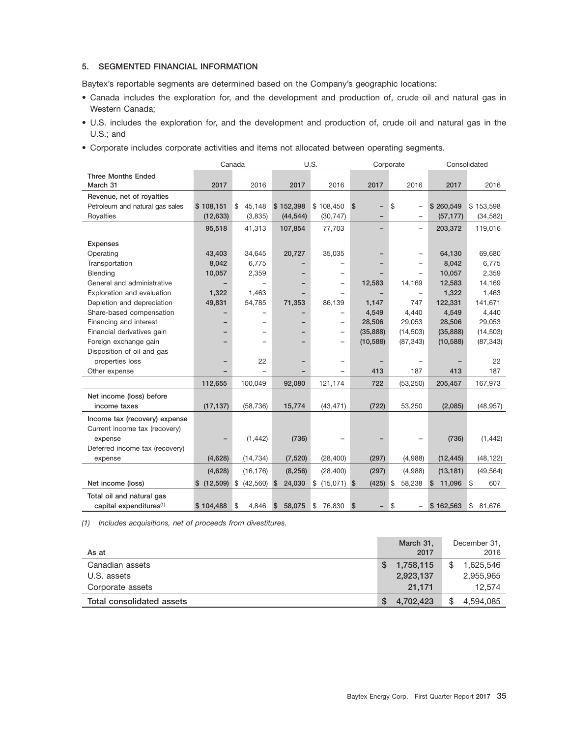### 5. SEGMENTED FINANCIAL INFORMATION

Baytex's reportable segments are determined based on the Company's geographic locations:

- Canada includes the exploration for, and the development and production of, crude oil and natural gas in Western Canada;
- U.S. includes the exploration for, and the development and production of, crude oil and natural gas in the U.S.; and
- Corporate includes corporate activities and items not allocated between operating segments.

| | Canada | | U.S. | | Corporate | | Consolidated | |
|---|---|---|---|---|---|---|---|---|
| **Three Months Ended March 31** | **2017** | 2016 | **2017** | 2016 | **2017** | 2016 | **2017** | 2016 |
| **Revenue, net of royalties** | | | | | | | | |
| Petroleum and natural gas sales | **$ 108,151** | $ 45,148 | **$ 152,398** | $ 108,450 | **$ –** | $ – | **$ 260,549** | $ 153,598 |
| Royalties | **(12,633)** | (3,835) | **(44,544)** | (30,747) | **–** | – | **(57,177)** | (34,582) |
| | **95,518** | 41,313 | **107,854** | 77,703 | **–** | – | **203,372** | 119,016 |
| **Expenses** | | | | | | | | |
| Operating | **43,403** | 34,645 | **20,727** | 35,035 | **–** | – | **64,130** | 69,680 |
| Transportation | **8,042** | 6,775 | **–** | – | **–** | – | **8,042** | 6,775 |
| Blending | **10,057** | 2,359 | **–** | – | **–** | – | **10,057** | 2,359 |
| General and administrative | **–** | – | **–** | – | **12,583** | 14,169 | **12,583** | 14,169 |
| Exploration and evaluation | **1,322** | 1,463 | **–** | – | **–** | – | **1,322** | 1,463 |
| Depletion and depreciation | **49,831** | 54,785 | **71,353** | 86,139 | **1,147** | 747 | **122,331** | 141,671 |
| Share-based compensation | **–** | – | **–** | – | **4,549** | 4,440 | **4,549** | 4,440 |
| Financing and interest | **–** | – | **–** | – | **28,506** | 29,053 | **28,506** | 29,053 |
| Financial derivatives gain | **–** | – | **–** | – | **(35,888)** | (14,503) | **(35,888)** | (14,503) |
| Foreign exchange gain | **–** | – | **–** | – | **(10,588)** | (87,343) | **(10,588)** | (87,343) |
| Disposition of oil and gas properties loss | **–** | 22 | **–** | – | **–** | – | **–** | 22 |
| Other expense | **–** | – | **–** | – | **413** | 187 | **413** | 187 |
| | **112,655** | 100,049 | **92,080** | 121,174 | **722** | (53,250) | **205,457** | 167,973 |
| **Net income (loss) before income taxes** | **(17,137)** | (58,736) | **15,774** | (43,471) | **(722)** | 53,250 | **(2,085)** | (48,957) |
| **Income tax (recovery) expense** | | | | | | | | |
| Current income tax (recovery) expense | **–** | (1,442) | **(736)** | – | **–** | – | **(736)** | (1,442) |
| Deferred income tax (recovery) expense | **(4,628)** | (14,734) | **(7,520)** | (28,400) | **(297)** | (4,988) | **(12,445)** | (48,122) |
| | **(4,628)** | (16,176) | **(8,256)** | (28,400) | **(297)** | (4,988) | **(13,181)** | (49,564) |
| **Net income (loss)** | **$ (12,509)** | $ (42,560) | **$ 24,030** | $ (15,071) | **$ (425)** | $ 58,238 | **$ 11,096** | $ 607 |
| **Total oil and natural gas capital expenditures[(1)]** | **$ 104,488** | $ 4,846 | **$ 58,075** | $ 76,830 | **$ –** | $ – | **$ 162,563** | $ 81,676 |

*(1) Includes acquisitions, net of proceeds from divestitures.*

| As at | March 31, 2017 | December 31, 2016 |
|---|---|---|
| Canadian assets | **$ 1,758,115** | $ 1,625,546 |
| U.S. assets | **2,923,137** | 2,955,965 |
| Corporate assets | **21,171** | 12,574 |
| **Total consolidated assets** | **$ 4,702,423** | $ 4,594,085 |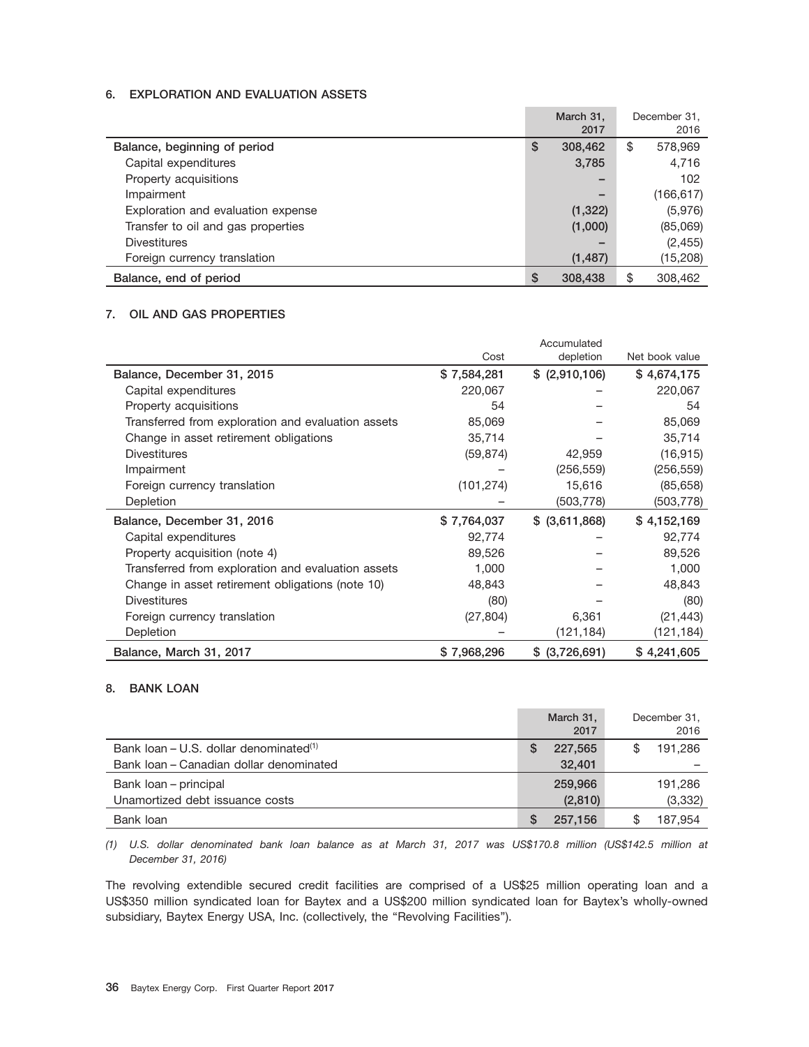## 6. EXPLORATION AND EVALUATION ASSETS

| | March 31, 2017 | December 31, 2016 |
|---|---|---|
| Balance, beginning of period | $ 308,462 | $ 578,969 |
| Capital expenditures | 3,785 | 4,716 |
| Property acquisitions | – | 102 |
| Impairment | – | (166,617) |
| Exploration and evaluation expense | (1,322) | (5,976) |
| Transfer to oil and gas properties | (1,000) | (85,069) |
| Divestitures | – | (2,455) |
| Foreign currency translation | (1,487) | (15,208) |
| Balance, end of period | $ 308,438 | $ 308,462 |

## 7. OIL AND GAS PROPERTIES

| | Cost | Accumulated depletion | Net book value |
|---|---|---|---|
| Balance, December 31, 2015 | $ 7,584,281 | $ (2,910,106) | $ 4,674,175 |
| Capital expenditures | 220,067 | – | 220,067 |
| Property acquisitions | 54 | – | 54 |
| Transferred from exploration and evaluation assets | 85,069 | – | 85,069 |
| Change in asset retirement obligations | 35,714 | – | 35,714 |
| Divestitures | (59,874) | 42,959 | (16,915) |
| Impairment | – | (256,559) | (256,559) |
| Foreign currency translation | (101,274) | 15,616 | (85,658) |
| Depletion | – | (503,778) | (503,778) |
| Balance, December 31, 2016 | $ 7,764,037 | $ (3,611,868) | $ 4,152,169 |
| Capital expenditures | 92,774 | – | 92,774 |
| Property acquisition (note 4) | 89,526 | – | 89,526 |
| Transferred from exploration and evaluation assets | 1,000 | – | 1,000 |
| Change in asset retirement obligations (note 10) | 48,843 | – | 48,843 |
| Divestitures | (80) | – | (80) |
| Foreign currency translation | (27,804) | 6,361 | (21,443) |
| Depletion | – | (121,184) | (121,184) |
| Balance, March 31, 2017 | $ 7,968,296 | $ (3,726,691) | $ 4,241,605 |

## 8. BANK LOAN

| | March 31, 2017 | December 31, 2016 |
|---|---|---|
| Bank loan – U.S. dollar denominated[(1)] | $ 227,565 | $ 191,286 |
| Bank loan – Canadian dollar denominated | 32,401 | – |
| Bank loan – principal | 259,966 | 191,286 |
| Unamortized debt issuance costs | (2,810) | (3,332) |
| Bank loan | $ 257,156 | $ 187,954 |

*(1) U.S. dollar denominated bank loan balance as at March 31, 2017 was US$170.8 million (US$142.5 million at December 31, 2016)*

The revolving extendible secured credit facilities are comprised of a US$25 million operating loan and a US$350 million syndicated loan for Baytex and a US$200 million syndicated loan for Baytex's wholly-owned subsidiary, Baytex Energy USA, Inc. (collectively, the "Revolving Facilities").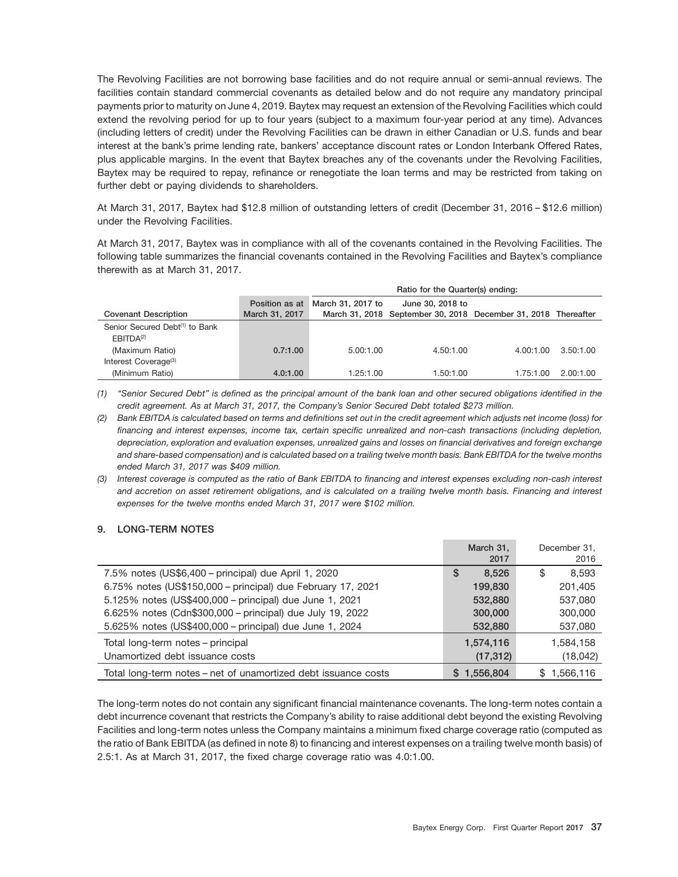The Revolving Facilities are not borrowing base facilities and do not require annual or semi-annual reviews. The facilities contain standard commercial covenants as detailed below and do not require any mandatory principal payments prior to maturity on June 4, 2019. Baytex may request an extension of the Revolving Facilities which could extend the revolving period for up to four years (subject to a maximum four-year period at any time). Advances (including letters of credit) under the Revolving Facilities can be drawn in either Canadian or U.S. funds and bear interest at the bank's prime lending rate, bankers' acceptance discount rates or London Interbank Offered Rates, plus applicable margins. In the event that Baytex breaches any of the covenants under the Revolving Facilities, Baytex may be required to repay, refinance or renegotiate the loan terms and may be restricted from taking on further debt or paying dividends to shareholders.

At March 31, 2017, Baytex had $12.8 million of outstanding letters of credit (December 31, 2016 – $12.6 million) under the Revolving Facilities.

At March 31, 2017, Baytex was in compliance with all of the covenants contained in the Revolving Facilities. The following table summarizes the financial covenants contained in the Revolving Facilities and Baytex's compliance therewith as at March 31, 2017.

| | | Ratio for the Quarter(s) ending: | | | |
|---|---|---|---|---|---|
| Covenant Description | Position as at March 31, 2017 | March 31, 2017 to March 31, 2018 | June 30, 2018 to September 30, 2018 | December 31, 2018 | Thereafter |
| Senior Secured Debt[1] to Bank EBITDA[2] (Maximum Ratio) | **0.7:1.00** | 5.00:1.00 | 4.50:1.00 | 4.00:1.00 | 3.50:1.00 |
| Interest Coverage[3] (Minimum Ratio) | **4.0:1.00** | 1.25:1.00 | 1.50:1.00 | 1.75:1.00 | 2.00:1.00 |

*(1) "Senior Secured Debt" is defined as the principal amount of the bank loan and other secured obligations identified in the credit agreement. As at March 31, 2017, the Company's Senior Secured Debt totaled $273 million.*

*(2) Bank EBITDA is calculated based on terms and definitions set out in the credit agreement which adjusts net income (loss) for financing and interest expenses, income tax, certain specific unrealized and non-cash transactions (including depletion, depreciation, exploration and evaluation expenses, unrealized gains and losses on financial derivatives and foreign exchange and share-based compensation) and is calculated based on a trailing twelve month basis. Bank EBITDA for the twelve months ended March 31, 2017 was $409 million.*

*(3) Interest coverage is computed as the ratio of Bank EBITDA to financing and interest expenses excluding non-cash interest and accretion on asset retirement obligations, and is calculated on a trailing twelve month basis. Financing and interest expenses for the twelve months ended March 31, 2017 were $102 million.*

## 9. LONG-TERM NOTES

| | March 31, 2017 | December 31, 2016 |
|---|---|---|
| 7.5% notes (US$6,400 – principal) due April 1, 2020 | $ 8,526 | $ 8,593 |
| 6.75% notes (US$150,000 – principal) due February 17, 2021 | 199,830 | 201,405 |
| 5.125% notes (US$400,000 – principal) due June 1, 2021 | 532,880 | 537,080 |
| 6.625% notes (Cdn$300,000 – principal) due July 19, 2022 | 300,000 | 300,000 |
| 5.625% notes (US$400,000 – principal) due June 1, 2024 | 532,880 | 537,080 |
| Total long-term notes – principal | 1,574,116 | 1,584,158 |
| Unamortized debt issuance costs | (17,312) | (18,042) |
| Total long-term notes – net of unamortized debt issuance costs | $ 1,556,804 | $ 1,566,116 |

The long-term notes do not contain any significant financial maintenance covenants. The long-term notes contain a debt incurrence covenant that restricts the Company's ability to raise additional debt beyond the existing Revolving Facilities and long-term notes unless the Company maintains a minimum fixed charge coverage ratio (computed as the ratio of Bank EBITDA (as defined in note 8) to financing and interest expenses on a trailing twelve month basis) of 2.5:1. As at March 31, 2017, the fixed charge coverage ratio was 4.0:1.00.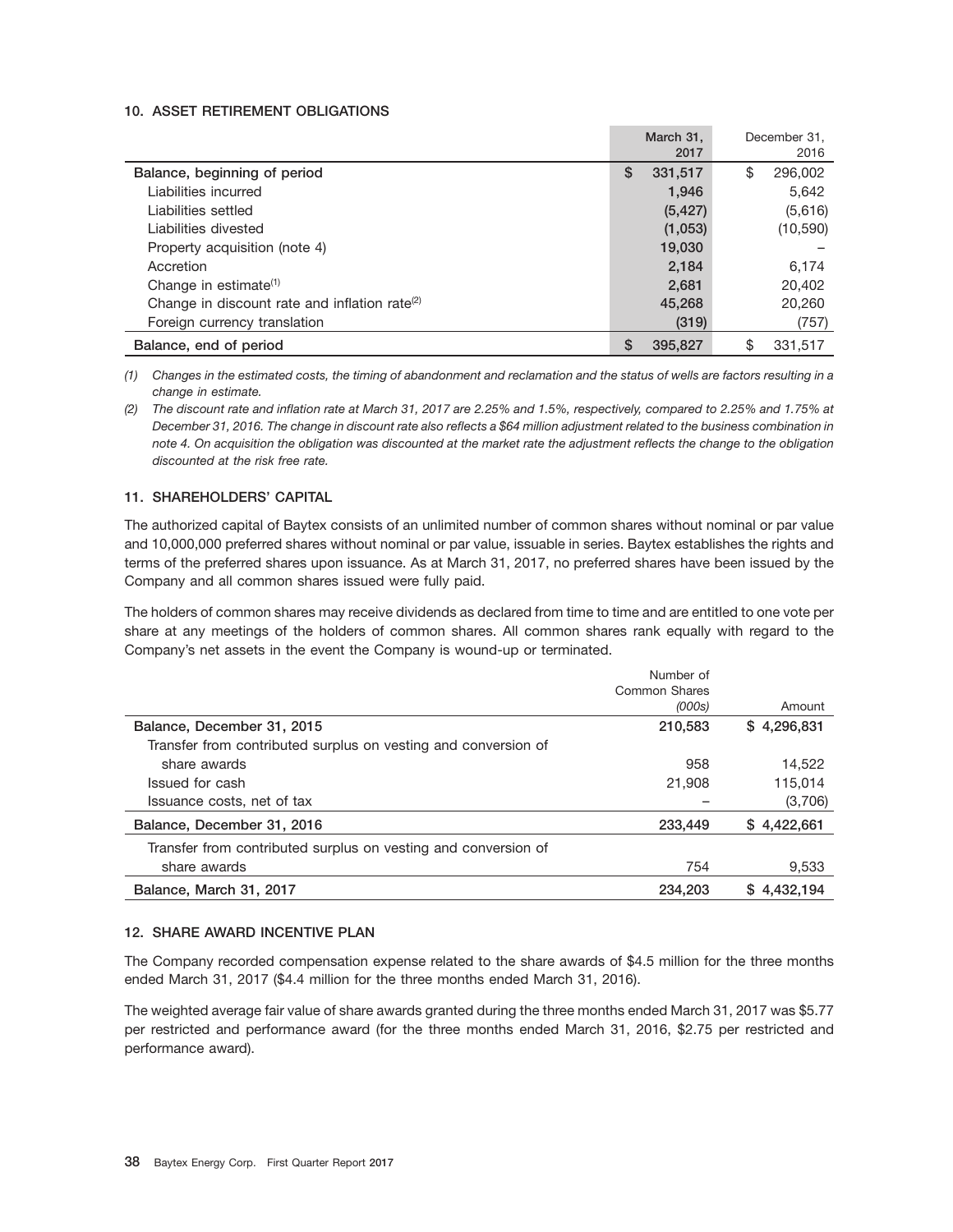### 10. ASSET RETIREMENT OBLIGATIONS

| | March 31, 2017 | December 31, 2016 |
|---|---|---|
| **Balance, beginning of period** | $ 331,517 | $ 296,002 |
| Liabilities incurred | 1,946 | 5,642 |
| Liabilities settled | (5,427) | (5,616) |
| Liabilities divested | (1,053) | (10,590) |
| Property acquisition (note 4) | 19,030 | – |
| Accretion | 2,184 | 6,174 |
| Change in estimate[1] | 2,681 | 20,402 |
| Change in discount rate and inflation rate[2] | 45,268 | 20,260 |
| Foreign currency translation | (319) | (757) |
| **Balance, end of period** | $ 395,827 | $ 331,517 |

*(1) Changes in the estimated costs, the timing of abandonment and reclamation and the status of wells are factors resulting in a change in estimate.*

*(2) The discount rate and inflation rate at March 31, 2017 are 2.25% and 1.5%, respectively, compared to 2.25% and 1.75% at December 31, 2016. The change in discount rate also reflects a $64 million adjustment related to the business combination in note 4. On acquisition the obligation was discounted at the market rate the adjustment reflects the change to the obligation discounted at the risk free rate.*

### 11. SHAREHOLDERS' CAPITAL

The authorized capital of Baytex consists of an unlimited number of common shares without nominal or par value and 10,000,000 preferred shares without nominal or par value, issuable in series. Baytex establishes the rights and terms of the preferred shares upon issuance. As at March 31, 2017, no preferred shares have been issued by the Company and all common shares issued were fully paid.

The holders of common shares may receive dividends as declared from time to time and are entitled to one vote per share at any meetings of the holders of common shares. All common shares rank equally with regard to the Company's net assets in the event the Company is wound-up or terminated.

| | Number of Common Shares *(000s)* | Amount |
|---|---|---|
| **Balance, December 31, 2015** | 210,583 | $ 4,296,831 |
| Transfer from contributed surplus on vesting and conversion of share awards | 958 | 14,522 |
| Issued for cash | 21,908 | 115,014 |
| Issuance costs, net of tax | – | (3,706) |
| **Balance, December 31, 2016** | 233,449 | $ 4,422,661 |
| Transfer from contributed surplus on vesting and conversion of share awards | 754 | 9,533 |
| **Balance, March 31, 2017** | 234,203 | $ 4,432,194 |

### 12. SHARE AWARD INCENTIVE PLAN

The Company recorded compensation expense related to the share awards of $4.5 million for the three months ended March 31, 2017 ($4.4 million for the three months ended March 31, 2016).

The weighted average fair value of share awards granted during the three months ended March 31, 2017 was $5.77 per restricted and performance award (for the three months ended March 31, 2016, $2.75 per restricted and performance award).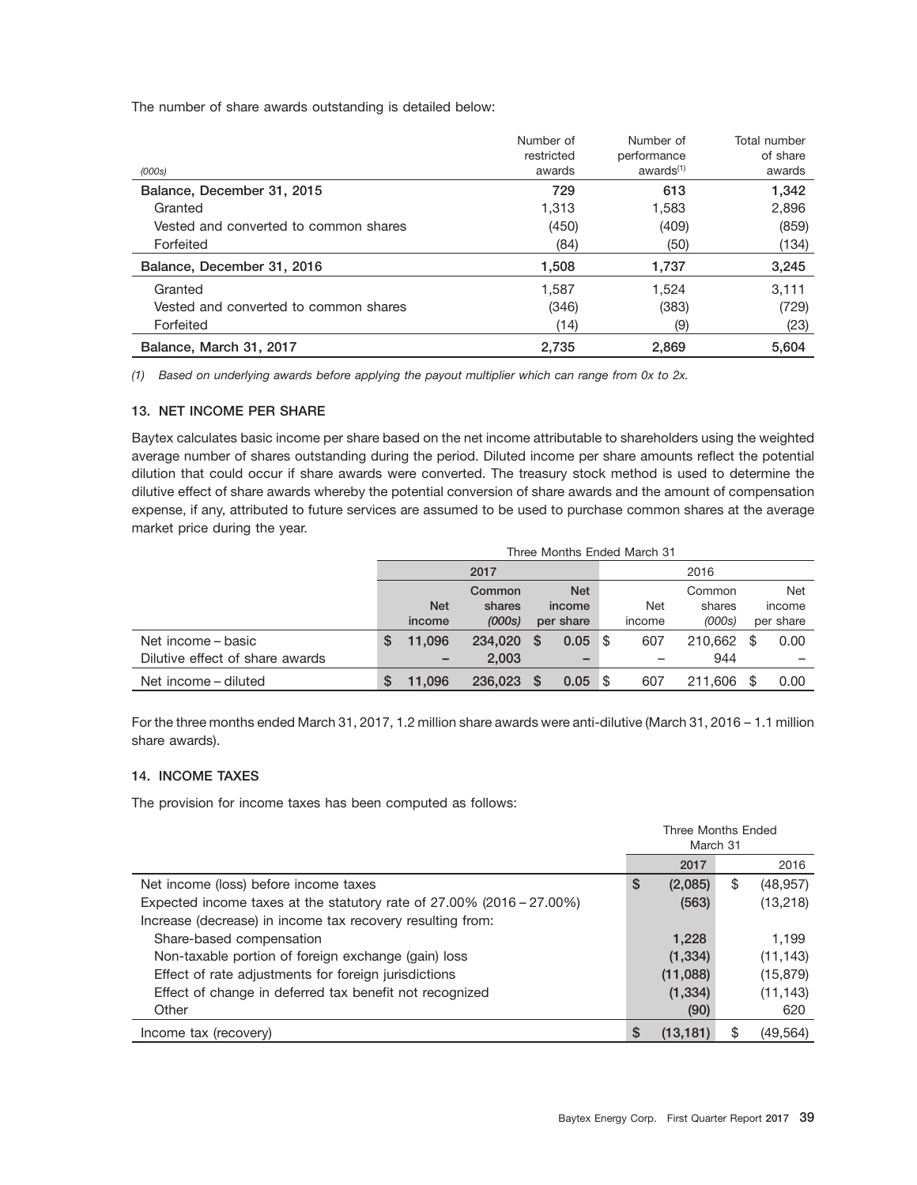The number of share awards outstanding is detailed below:

| *(000s)* | Number of restricted awards | Number of performance awards[(1)] | Total number of share awards |
|---|---|---|---|
| **Balance, December 31, 2015** | **729** | **613** | **1,342** |
| Granted | 1,313 | 1,583 | 2,896 |
| Vested and converted to common shares | (450) | (409) | (859) |
| Forfeited | (84) | (50) | (134) |
| **Balance, December 31, 2016** | **1,508** | **1,737** | **3,245** |
| Granted | 1,587 | 1,524 | 3,111 |
| Vested and converted to common shares | (346) | (383) | (729) |
| Forfeited | (14) | (9) | (23) |
| **Balance, March 31, 2017** | **2,735** | **2,869** | **5,604** |

*(1) Based on underlying awards before applying the payout multiplier which can range from 0x to 2x.*

### 13. NET INCOME PER SHARE

Baytex calculates basic income per share based on the net income attributable to shareholders using the weighted average number of shares outstanding during the period. Diluted income per share amounts reflect the potential dilution that could occur if share awards were converted. The treasury stock method is used to determine the dilutive effect of share awards whereby the potential conversion of share awards and the amount of compensation expense, if any, attributed to future services are assumed to be used to purchase common shares at the average market price during the year.

| | Three Months Ended March 31 | | | | | |
|---|---|---|---|---|---|---|
| | 2017 | | | 2016 | | |
| | **Net income** | **Common shares *(000s)*** | **Net income per share** | Net income | Common shares *(000s)* | Net income per share |
| Net income – basic | $ 11,096 | 234,020 | $ 0.05 | $ 607 | 210,662 | $ 0.00 |
| Dilutive effect of share awards | – | 2,003 | – | – | 944 | – |
| Net income – diluted | $ 11,096 | 236,023 | $ 0.05 | $ 607 | 211,606 | $ 0.00 |

For the three months ended March 31, 2017, 1.2 million share awards were anti-dilutive (March 31, 2016 – 1.1 million share awards).

### 14. INCOME TAXES

The provision for income taxes has been computed as follows:

| | Three Months Ended March 31 | |
|---|---|---|
| | 2017 | 2016 |
| Net income (loss) before income taxes | $ (2,085) | $ (48,957) |
| Expected income taxes at the statutory rate of 27.00% (2016 – 27.00%) | (563) | (13,218) |
| Increase (decrease) in income tax recovery resulting from: | | |
| Share-based compensation | 1,228 | 1,199 |
| Non-taxable portion of foreign exchange (gain) loss | (1,334) | (11,143) |
| Effect of rate adjustments for foreign jurisdictions | (11,088) | (15,879) |
| Effect of change in deferred tax benefit not recognized | (1,334) | (11,143) |
| Other | (90) | 620 |
| Income tax (recovery) | $ (13,181) | $ (49,564) |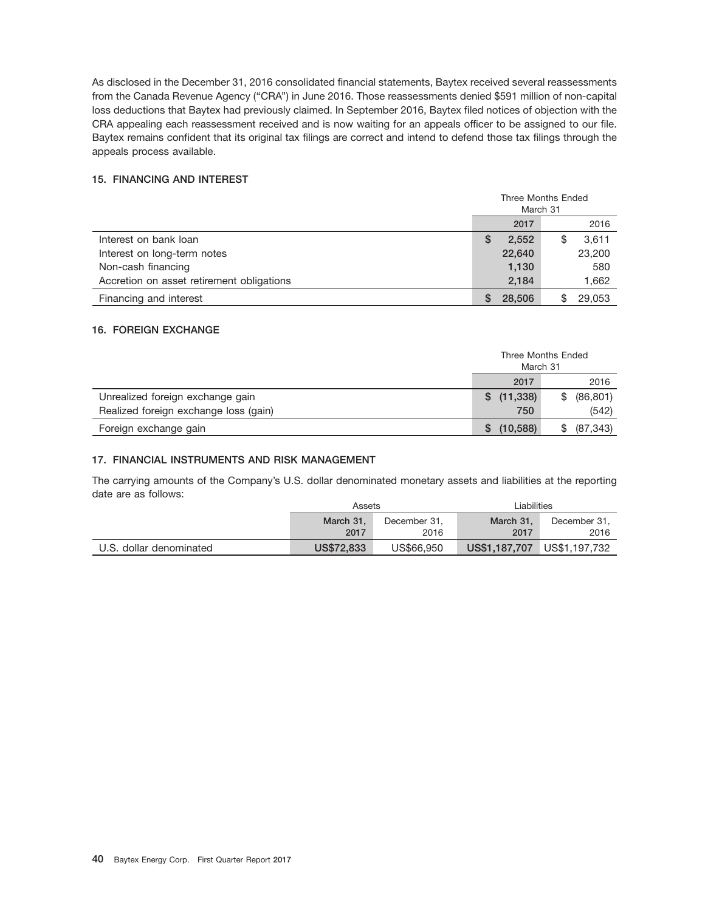As disclosed in the December 31, 2016 consolidated financial statements, Baytex received several reassessments from the Canada Revenue Agency ("CRA") in June 2016. Those reassessments denied $591 million of non-capital loss deductions that Baytex had previously claimed. In September 2016, Baytex filed notices of objection with the CRA appealing each reassessment received and is now waiting for an appeals officer to be assigned to our file. Baytex remains confident that its original tax filings are correct and intend to defend those tax filings through the appeals process available.

### 15. FINANCING AND INTEREST

| | Three Months Ended March 31 | |
|---|---|---|
| | **2017** | 2016 |
| Interest on bank loan | **$ 2,552** | $ 3,611 |
| Interest on long-term notes | **22,640** | 23,200 |
| Non-cash financing | **1,130** | 580 |
| Accretion on asset retirement obligations | **2,184** | 1,662 |
| Financing and interest | **$ 28,506** | $ 29,053 |

### 16. FOREIGN EXCHANGE

| | Three Months Ended March 31 | |
|---|---|---|
| | **2017** | 2016 |
| Unrealized foreign exchange gain | **$ (11,338)** | $ (86,801) |
| Realized foreign exchange loss (gain) | **750** | (542) |
| Foreign exchange gain | **$ (10,588)** | $ (87,343) |

### 17. FINANCIAL INSTRUMENTS AND RISK MANAGEMENT

The carrying amounts of the Company's U.S. dollar denominated monetary assets and liabilities at the reporting date are as follows:

| | Assets | | Liabilities | |
|---|---|---|---|---|
| | **March 31, 2017** | December 31, 2016 | **March 31, 2017** | December 31, 2016 |
| U.S. dollar denominated | **US$72,833** | US$66,950 | **US$1,187,707** | US$1,197,732 |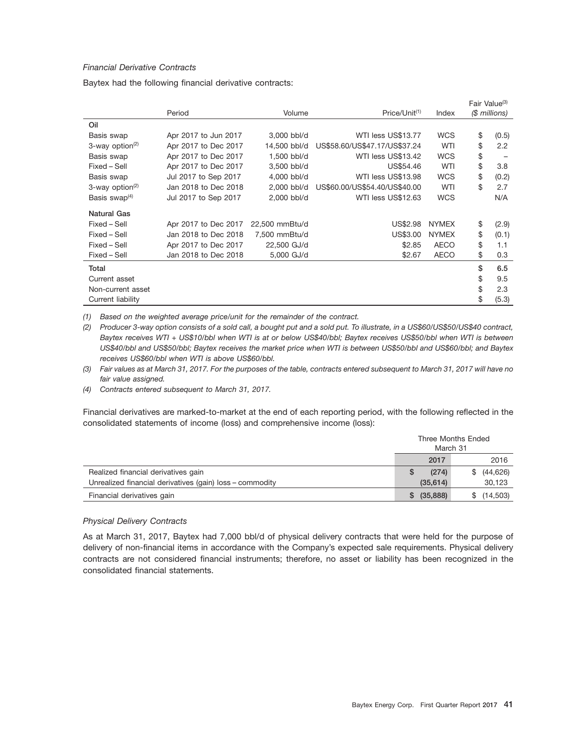*Financial Derivative Contracts*

Baytex had the following financial derivative contracts:

| | Period | Volume | Price/Unit[1] | Index | Fair Value[3] ($ millions) |
|---|---|---|---|---|---|
| **Oil** | | | | | |
| Basis swap | Apr 2017 to Jun 2017 | 3,000 bbl/d | WTI less US$13.77 | WCS | $ (0.5) |
| 3-way option[2] | Apr 2017 to Dec 2017 | 14,500 bbl/d | US$58.60/US$47.17/US$37.24 | WTI | $ 2.2 |
| Basis swap | Apr 2017 to Dec 2017 | 1,500 bbl/d | WTI less US$13.42 | WCS | $ – |
| Fixed – Sell | Apr 2017 to Dec 2017 | 3,500 bbl/d | US$54.46 | WTI | $ 3.8 |
| Basis swap | Jul 2017 to Sep 2017 | 4,000 bbl/d | WTI less US$13.98 | WCS | $ (0.2) |
| 3-way option[2] | Jan 2018 to Dec 2018 | 2,000 bbl/d | US$60.00/US$54.40/US$40.00 | WTI | $ 2.7 |
| Basis swap[4] | Jul 2017 to Sep 2017 | 2,000 bbl/d | WTI less US$12.63 | WCS | N/A |
| **Natural Gas** | | | | | |
| Fixed – Sell | Apr 2017 to Dec 2017 | 22,500 mmBtu/d | US$2.98 | NYMEX | $ (2.9) |
| Fixed – Sell | Jan 2018 to Dec 2018 | 7,500 mmBtu/d | US$3.00 | NYMEX | $ (0.1) |
| Fixed – Sell | Apr 2017 to Dec 2017 | 22,500 GJ/d | $2.85 | AECO | $ 1.1 |
| Fixed – Sell | Jan 2018 to Dec 2018 | 5,000 GJ/d | $2.67 | AECO | $ 0.3 |
| **Total** | | | | | **$ 6.5** |
| Current asset | | | | | $ 9.5 |
| Non-current asset | | | | | $ 2.3 |
| Current liability | | | | | $ (5.3) |

*(1) Based on the weighted average price/unit for the remainder of the contract.*

*(2) Producer 3-way option consists of a sold call, a bought put and a sold put. To illustrate, in a US$60/US$50/US$40 contract, Baytex receives WTI + US$10/bbl when WTI is at or below US$40/bbl; Baytex receives US$50/bbl when WTI is between US$40/bbl and US$50/bbl; Baytex receives the market price when WTI is between US$50/bbl and US$60/bbl; and Baytex receives US$60/bbl when WTI is above US$60/bbl.*

*(3) Fair values as at March 31, 2017. For the purposes of the table, contracts entered subsequent to March 31, 2017 will have no fair value assigned.*

*(4) Contracts entered subsequent to March 31, 2017.*

Financial derivatives are marked-to-market at the end of each reporting period, with the following reflected in the consolidated statements of income (loss) and comprehensive income (loss):

| | Three Months Ended March 31 | |
|---|---|---|
| | **2017** | 2016 |
| Realized financial derivatives gain | $ (274) | $ (44,626) |
| Unrealized financial derivatives (gain) loss – commodity | (35,614) | 30,123 |
| Financial derivatives gain | $ (35,888) | $ (14,503) |

*Physical Delivery Contracts*

As at March 31, 2017, Baytex had 7,000 bbl/d of physical delivery contracts that were held for the purpose of delivery of non-financial items in accordance with the Company's expected sale requirements. Physical delivery contracts are not considered financial instruments; therefore, no asset or liability has been recognized in the consolidated financial statements.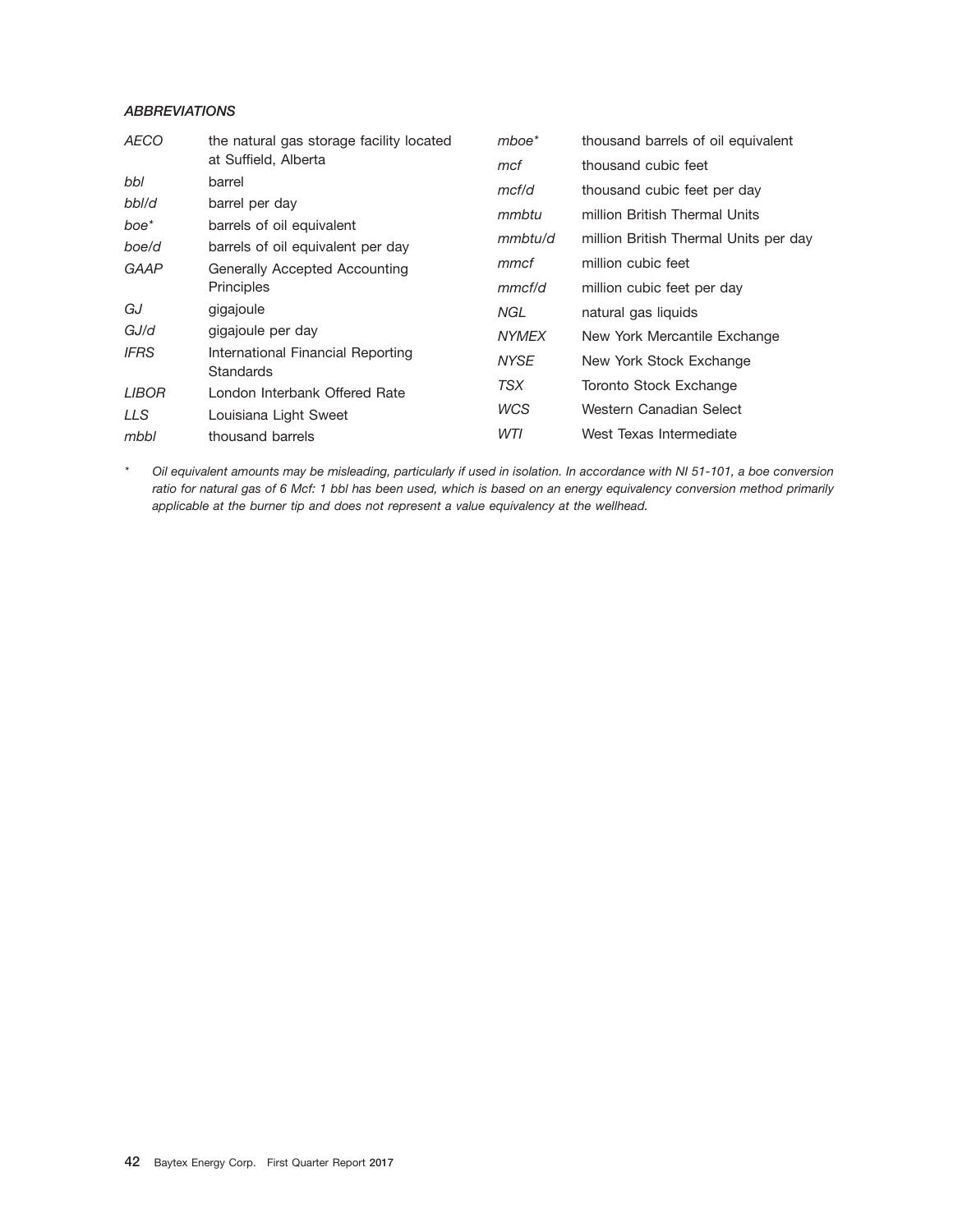***ABBREVIATIONS***

| | |
|---|---|
| *AECO* | the natural gas storage facility located at Suffield, Alberta |
| *bbl* | barrel |
| *bbl/d* | barrel per day |
| *boe** | barrels of oil equivalent |
| *boe/d* | barrels of oil equivalent per day |
| *GAAP* | Generally Accepted Accounting Principles |
| *GJ* | gigajoule |
| *GJ/d* | gigajoule per day |
| *IFRS* | International Financial Reporting Standards |
| *LIBOR* | London Interbank Offered Rate |
| *LLS* | Louisiana Light Sweet |
| *mbbl* | thousand barrels |
| *mboe** | thousand barrels of oil equivalent |
| *mcf* | thousand cubic feet |
| *mcf/d* | thousand cubic feet per day |
| *mmbtu* | million British Thermal Units |
| *mmbtu/d* | million British Thermal Units per day |
| *mmcf* | million cubic feet |
| *mmcf/d* | million cubic feet per day |
| *NGL* | natural gas liquids |
| *NYMEX* | New York Mercantile Exchange |
| *NYSE* | New York Stock Exchange |
| *TSX* | Toronto Stock Exchange |
| *WCS* | Western Canadian Select |
| *WTI* | West Texas Intermediate |

\* *Oil equivalent amounts may be misleading, particularly if used in isolation. In accordance with NI 51-101, a boe conversion ratio for natural gas of 6 Mcf: 1 bbl has been used, which is based on an energy equivalency conversion method primarily applicable at the burner tip and does not represent a value equivalency at the wellhead.*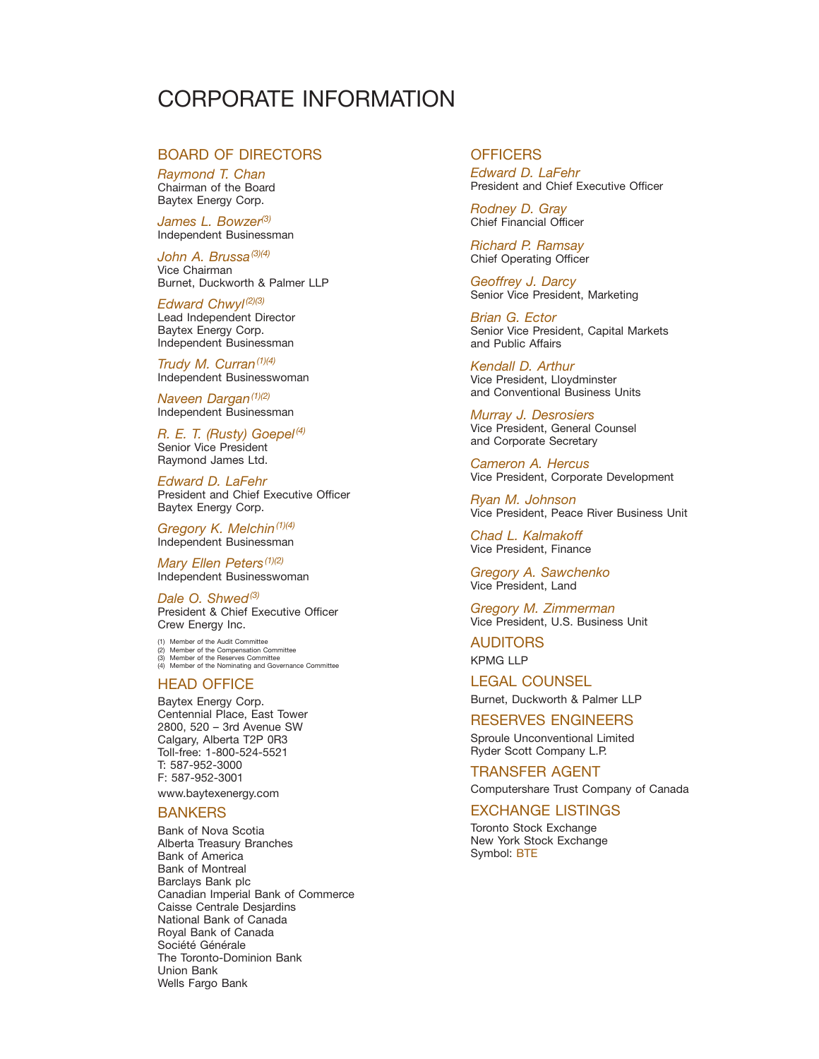# CORPORATE INFORMATION

## BOARD OF DIRECTORS

*Raymond T. Chan*
Chairman of the Board
Baytex Energy Corp.

*James L. Bowzer*[(3)]
Independent Businessman

*John A. Brussa*[(3)(4)]
Vice Chairman
Burnet, Duckworth & Palmer LLP

*Edward Chwyl*[(2)(3)]
Lead Independent Director
Baytex Energy Corp.
Independent Businessman

*Trudy M. Curran*[(1)(4)]
Independent Businesswoman

*Naveen Dargan*[(1)(2)]
Independent Businessman

*R. E. T. (Rusty) Goepel*[(4)]
Senior Vice President
Raymond James Ltd.

*Edward D. LaFehr*
President and Chief Executive Officer
Baytex Energy Corp.

*Gregory K. Melchin*[(1)(4)]
Independent Businessman

*Mary Ellen Peters*[(1)(2)]
Independent Businesswoman

*Dale O. Shwed*[(3)]
President & Chief Executive Officer
Crew Energy Inc.

(1) Member of the Audit Committee
(2) Member of the Compensation Committee
(3) Member of the Reserves Committee
(4) Member of the Nominating and Governance Committee

## HEAD OFFICE

Baytex Energy Corp.
Centennial Place, East Tower
2800, 520 – 3rd Avenue SW
Calgary, Alberta T2P 0R3
Toll-free: 1-800-524-5521
T: 587-952-3000
F: 587-952-3001

www.baytexenergy.com

## BANKERS

Bank of Nova Scotia
Alberta Treasury Branches
Bank of America
Bank of Montreal
Barclays Bank plc
Canadian Imperial Bank of Commerce
Caisse Centrale Desjardins
National Bank of Canada
Royal Bank of Canada
Société Générale
The Toronto-Dominion Bank
Union Bank
Wells Fargo Bank

## OFFICERS

*Edward D. LaFehr*
President and Chief Executive Officer

*Rodney D. Gray*
Chief Financial Officer

*Richard P. Ramsay*
Chief Operating Officer

*Geoffrey J. Darcy*
Senior Vice President, Marketing

*Brian G. Ector*
Senior Vice President, Capital Markets
and Public Affairs

*Kendall D. Arthur*
Vice President, Lloydminster
and Conventional Business Units

*Murray J. Desrosiers*
Vice President, General Counsel
and Corporate Secretary

*Cameron A. Hercus*
Vice President, Corporate Development

*Ryan M. Johnson*
Vice President, Peace River Business Unit

*Chad L. Kalmakoff*
Vice President, Finance

*Gregory A. Sawchenko*
Vice President, Land

*Gregory M. Zimmerman*
Vice President, U.S. Business Unit

## AUDITORS

KPMG LLP

## LEGAL COUNSEL

Burnet, Duckworth & Palmer LLP

## RESERVES ENGINEERS

Sproule Unconventional Limited
Ryder Scott Company L.P.

## TRANSFER AGENT

Computershare Trust Company of Canada

## EXCHANGE LISTINGS

Toronto Stock Exchange
New York Stock Exchange
Symbol: BTE